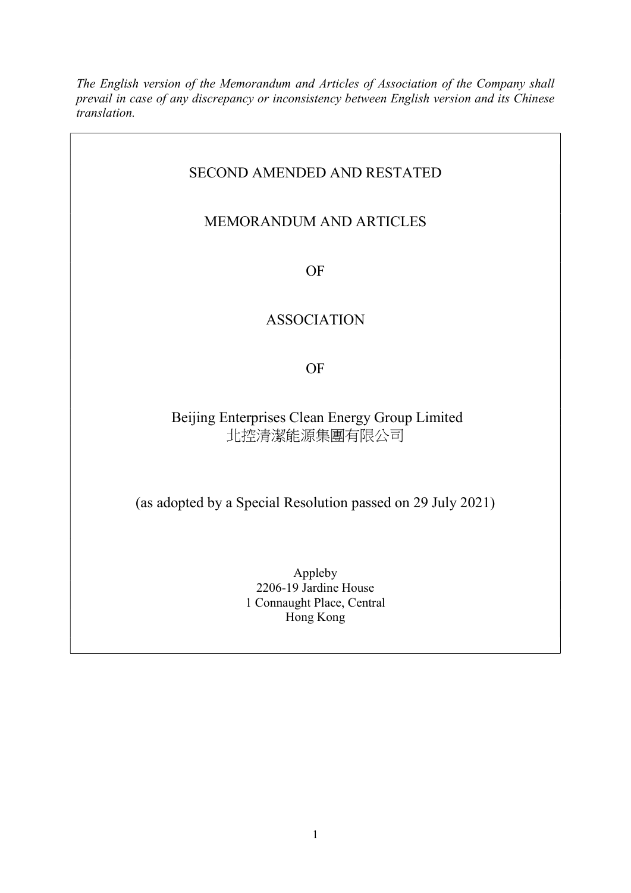*The English version of the Memorandum and Articles of Association of the Company shall prevail in case of any discrepancy or inconsistency between English version and its Chinese translation.*

# SECOND AMENDED AND RESTATED

# MEMORANDUM AND ARTICLES

# OF

# ASSOCIATION

# OF

# Beijing Enterprises Clean Energy Group Limited
# 北控清潔能源集團有限公司

(as adopted by a Special Resolution passed on 29 July 2021)

Appleby
2206-19 Jardine House
1 Connaught Place, Central
Hong Kong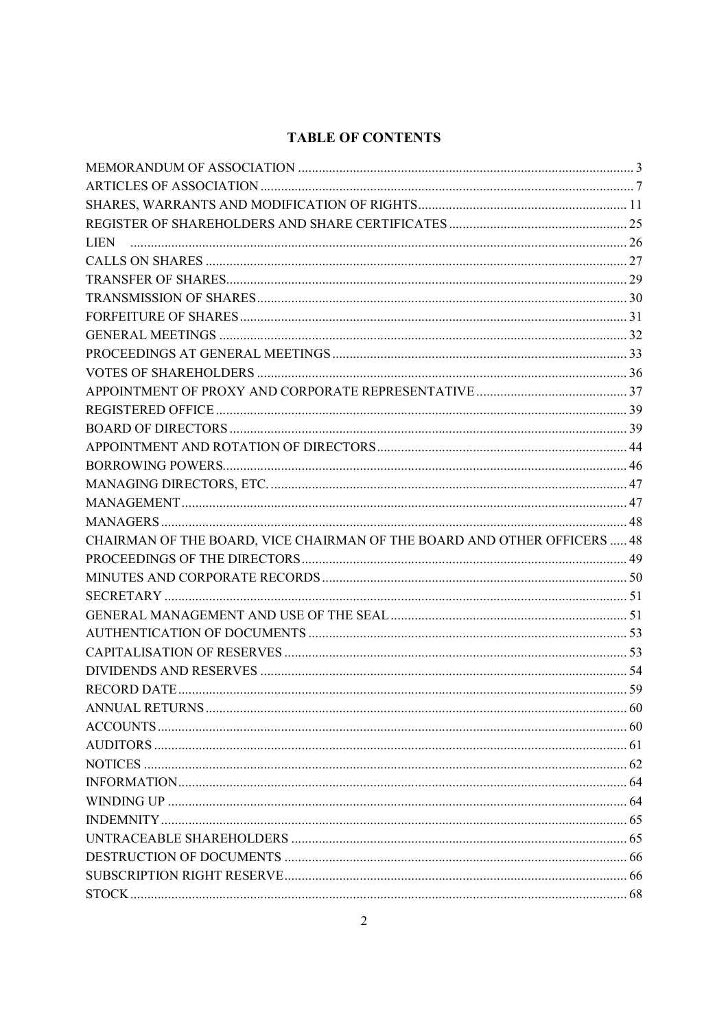## TABLE OF CONTENTS

| | |
|---|---|
| MEMORANDUM OF ASSOCIATION | 3 |
| ARTICLES OF ASSOCIATION | 7 |
| SHARES, WARRANTS AND MODIFICATION OF RIGHTS | 11 |
| REGISTER OF SHAREHOLDERS AND SHARE CERTIFICATES | 25 |
| LIEN | 26 |
| CALLS ON SHARES | 27 |
| TRANSFER OF SHARES | 29 |
| TRANSMISSION OF SHARES | 30 |
| FORFEITURE OF SHARES | 31 |
| GENERAL MEETINGS | 32 |
| PROCEEDINGS AT GENERAL MEETINGS | 33 |
| VOTES OF SHAREHOLDERS | 36 |
| APPOINTMENT OF PROXY AND CORPORATE REPRESENTATIVE | 37 |
| REGISTERED OFFICE | 39 |
| BOARD OF DIRECTORS | 39 |
| APPOINTMENT AND ROTATION OF DIRECTORS | 44 |
| BORROWING POWERS | 46 |
| MANAGING DIRECTORS, ETC. | 47 |
| MANAGEMENT | 47 |
| MANAGERS | 48 |
| CHAIRMAN OF THE BOARD, VICE CHAIRMAN OF THE BOARD AND OTHER OFFICERS | 48 |
| PROCEEDINGS OF THE DIRECTORS | 49 |
| MINUTES AND CORPORATE RECORDS | 50 |
| SECRETARY | 51 |
| GENERAL MANAGEMENT AND USE OF THE SEAL | 51 |
| AUTHENTICATION OF DOCUMENTS | 53 |
| CAPITALISATION OF RESERVES | 53 |
| DIVIDENDS AND RESERVES | 54 |
| RECORD DATE | 59 |
| ANNUAL RETURNS | 60 |
| ACCOUNTS | 60 |
| AUDITORS | 61 |
| NOTICES | 62 |
| INFORMATION | 64 |
| WINDING UP | 64 |
| INDEMNITY | 65 |
| UNTRACEABLE SHAREHOLDERS | 65 |
| DESTRUCTION OF DOCUMENTS | 66 |
| SUBSCRIPTION RIGHT RESERVE | 66 |
| STOCK | 68 |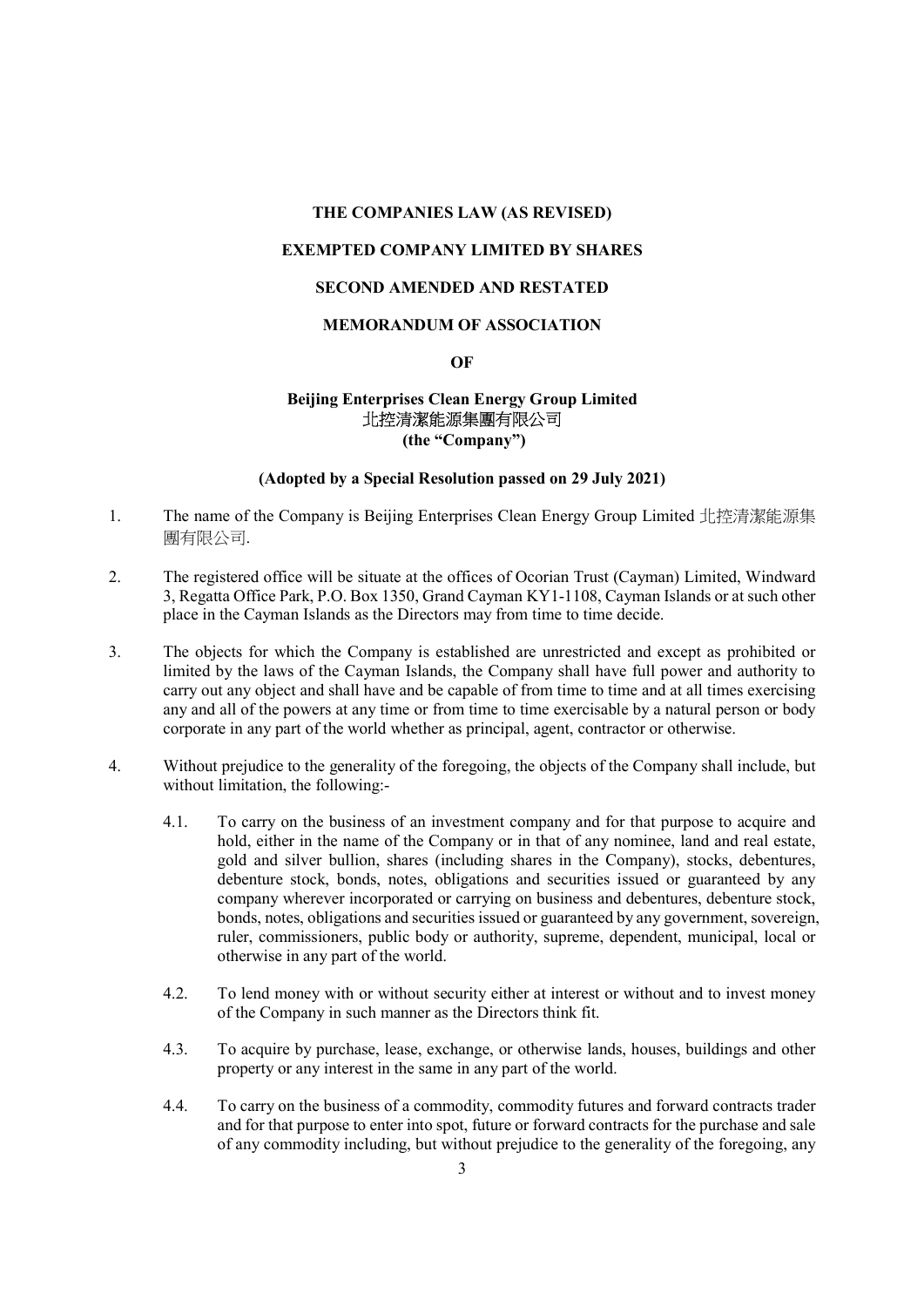**THE COMPANIES LAW (AS REVISED)**

**EXEMPTED COMPANY LIMITED BY SHARES**

**SECOND AMENDED AND RESTATED**

**MEMORANDUM OF ASSOCIATION**

**OF**

**Beijing Enterprises Clean Energy Group Limited**
**北控清潔能源集團有限公司**
**(the "Company")**

**(Adopted by a Special Resolution passed on 29 July 2021)**

1. The name of the Company is Beijing Enterprises Clean Energy Group Limited 北控清潔能源集團有限公司.

2. The registered office will be situate at the offices of Ocorian Trust (Cayman) Limited, Windward 3, Regatta Office Park, P.O. Box 1350, Grand Cayman KY1-1108, Cayman Islands or at such other place in the Cayman Islands as the Directors may from time to time decide.

3. The objects for which the Company is established are unrestricted and except as prohibited or limited by the laws of the Cayman Islands, the Company shall have full power and authority to carry out any object and shall have and be capable of from time to time and at all times exercising any and all of the powers at any time or from time to time exercisable by a natural person or body corporate in any part of the world whether as principal, agent, contractor or otherwise.

4. Without prejudice to the generality of the foregoing, the objects of the Company shall include, but without limitation, the following:-

   4.1. To carry on the business of an investment company and for that purpose to acquire and hold, either in the name of the Company or in that of any nominee, land and real estate, gold and silver bullion, shares (including shares in the Company), stocks, debentures, debenture stock, bonds, notes, obligations and securities issued or guaranteed by any company wherever incorporated or carrying on business and debentures, debenture stock, bonds, notes, obligations and securities issued or guaranteed by any government, sovereign, ruler, commissioners, public body or authority, supreme, dependent, municipal, local or otherwise in any part of the world.

   4.2. To lend money with or without security either at interest or without and to invest money of the Company in such manner as the Directors think fit.

   4.3. To acquire by purchase, lease, exchange, or otherwise lands, houses, buildings and other property or any interest in the same in any part of the world.

   4.4. To carry on the business of a commodity, commodity futures and forward contracts trader and for that purpose to enter into spot, future or forward contracts for the purchase and sale of any commodity including, but without prejudice to the generality of the foregoing, any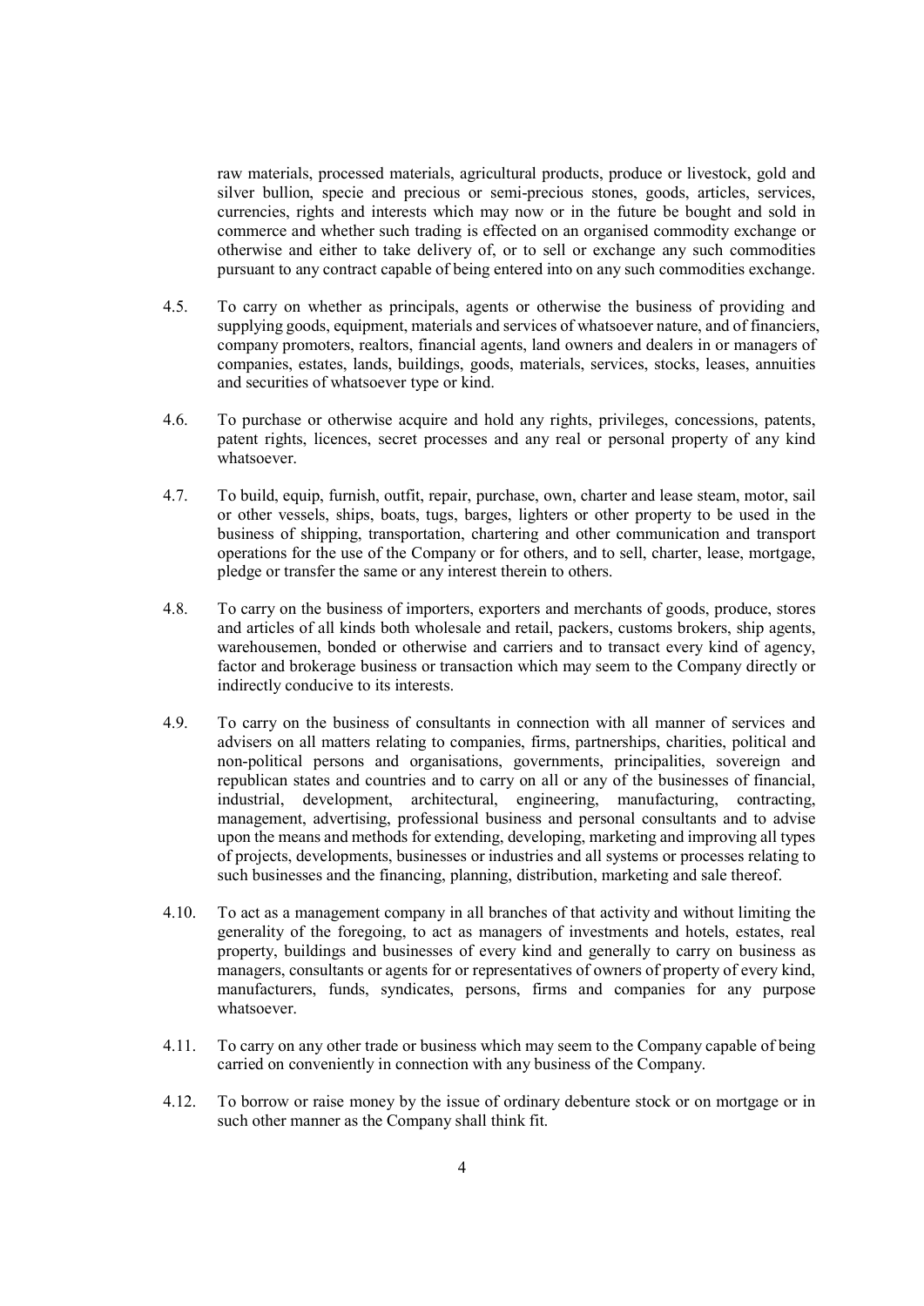raw materials, processed materials, agricultural products, produce or livestock, gold and silver bullion, specie and precious or semi-precious stones, goods, articles, services, currencies, rights and interests which may now or in the future be bought and sold in commerce and whether such trading is effected on an organised commodity exchange or otherwise and either to take delivery of, or to sell or exchange any such commodities pursuant to any contract capable of being entered into on any such commodities exchange.

4.5. To carry on whether as principals, agents or otherwise the business of providing and supplying goods, equipment, materials and services of whatsoever nature, and of financiers, company promoters, realtors, financial agents, land owners and dealers in or managers of companies, estates, lands, buildings, goods, materials, services, stocks, leases, annuities and securities of whatsoever type or kind.

4.6. To purchase or otherwise acquire and hold any rights, privileges, concessions, patents, patent rights, licences, secret processes and any real or personal property of any kind whatsoever.

4.7. To build, equip, furnish, outfit, repair, purchase, own, charter and lease steam, motor, sail or other vessels, ships, boats, tugs, barges, lighters or other property to be used in the business of shipping, transportation, chartering and other communication and transport operations for the use of the Company or for others, and to sell, charter, lease, mortgage, pledge or transfer the same or any interest therein to others.

4.8. To carry on the business of importers, exporters and merchants of goods, produce, stores and articles of all kinds both wholesale and retail, packers, customs brokers, ship agents, warehousemen, bonded or otherwise and carriers and to transact every kind of agency, factor and brokerage business or transaction which may seem to the Company directly or indirectly conducive to its interests.

4.9. To carry on the business of consultants in connection with all manner of services and advisers on all matters relating to companies, firms, partnerships, charities, political and non-political persons and organisations, governments, principalities, sovereign and republican states and countries and to carry on all or any of the businesses of financial, industrial, development, architectural, engineering, manufacturing, contracting, management, advertising, professional business and personal consultants and to advise upon the means and methods for extending, developing, marketing and improving all types of projects, developments, businesses or industries and all systems or processes relating to such businesses and the financing, planning, distribution, marketing and sale thereof.

4.10. To act as a management company in all branches of that activity and without limiting the generality of the foregoing, to act as managers of investments and hotels, estates, real property, buildings and businesses of every kind and generally to carry on business as managers, consultants or agents for or representatives of owners of property of every kind, manufacturers, funds, syndicates, persons, firms and companies for any purpose whatsoever.

4.11. To carry on any other trade or business which may seem to the Company capable of being carried on conveniently in connection with any business of the Company.

4.12. To borrow or raise money by the issue of ordinary debenture stock or on mortgage or in such other manner as the Company shall think fit.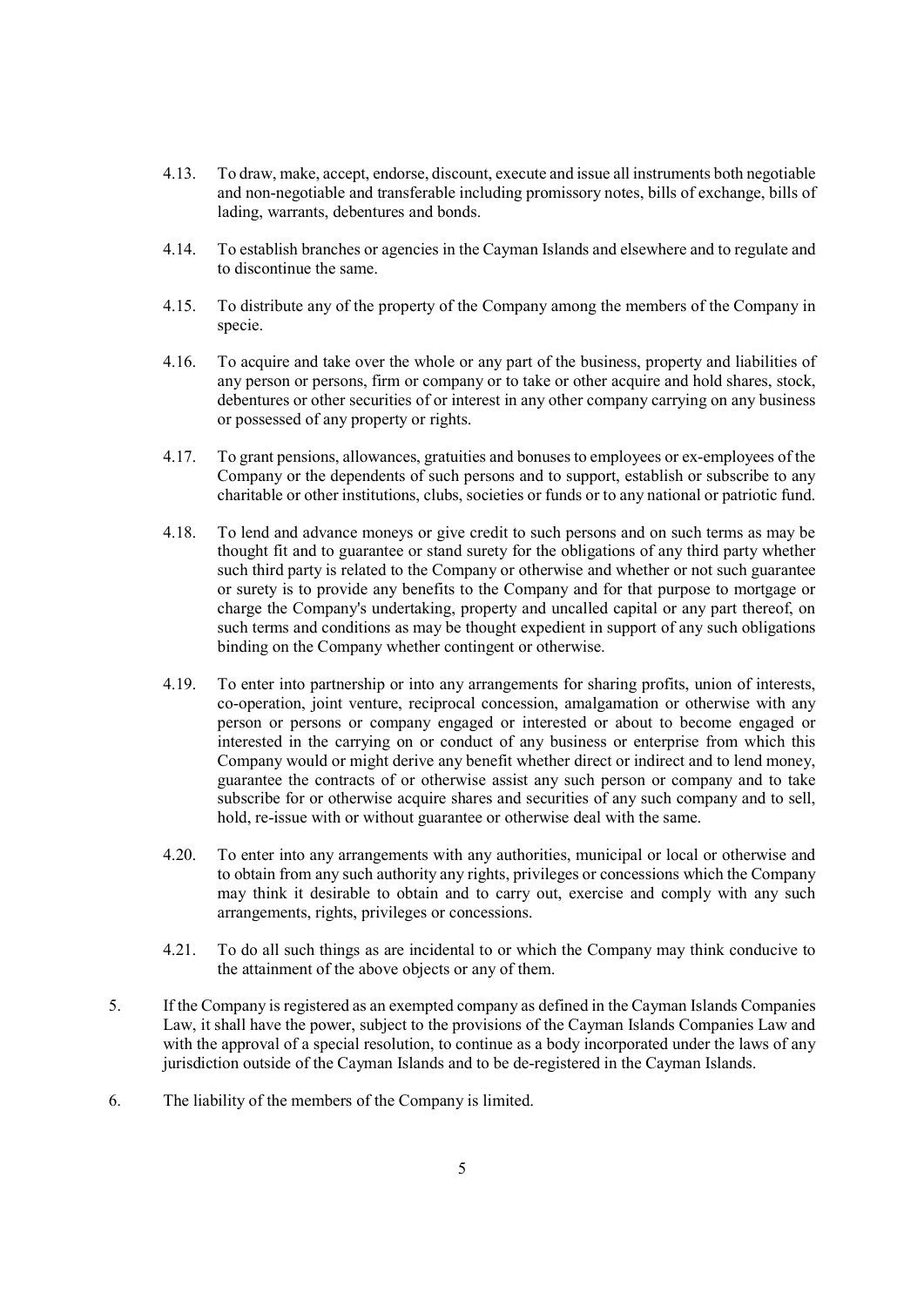4.13. To draw, make, accept, endorse, discount, execute and issue all instruments both negotiable and non-negotiable and transferable including promissory notes, bills of exchange, bills of lading, warrants, debentures and bonds.

4.14. To establish branches or agencies in the Cayman Islands and elsewhere and to regulate and to discontinue the same.

4.15. To distribute any of the property of the Company among the members of the Company in specie.

4.16. To acquire and take over the whole or any part of the business, property and liabilities of any person or persons, firm or company or to take or other acquire and hold shares, stock, debentures or other securities of or interest in any other company carrying on any business or possessed of any property or rights.

4.17. To grant pensions, allowances, gratuities and bonuses to employees or ex-employees of the Company or the dependents of such persons and to support, establish or subscribe to any charitable or other institutions, clubs, societies or funds or to any national or patriotic fund.

4.18. To lend and advance moneys or give credit to such persons and on such terms as may be thought fit and to guarantee or stand surety for the obligations of any third party whether such third party is related to the Company or otherwise and whether or not such guarantee or surety is to provide any benefits to the Company and for that purpose to mortgage or charge the Company's undertaking, property and uncalled capital or any part thereof, on such terms and conditions as may be thought expedient in support of any such obligations binding on the Company whether contingent or otherwise.

4.19. To enter into partnership or into any arrangements for sharing profits, union of interests, co-operation, joint venture, reciprocal concession, amalgamation or otherwise with any person or persons or company engaged or interested or about to become engaged or interested in the carrying on or conduct of any business or enterprise from which this Company would or might derive any benefit whether direct or indirect and to lend money, guarantee the contracts of or otherwise assist any such person or company and to take subscribe for or otherwise acquire shares and securities of any such company and to sell, hold, re-issue with or without guarantee or otherwise deal with the same.

4.20. To enter into any arrangements with any authorities, municipal or local or otherwise and to obtain from any such authority any rights, privileges or concessions which the Company may think it desirable to obtain and to carry out, exercise and comply with any such arrangements, rights, privileges or concessions.

4.21. To do all such things as are incidental to or which the Company may think conducive to the attainment of the above objects or any of them.

5. If the Company is registered as an exempted company as defined in the Cayman Islands Companies Law, it shall have the power, subject to the provisions of the Cayman Islands Companies Law and with the approval of a special resolution, to continue as a body incorporated under the laws of any jurisdiction outside of the Cayman Islands and to be de-registered in the Cayman Islands.

6. The liability of the members of the Company is limited.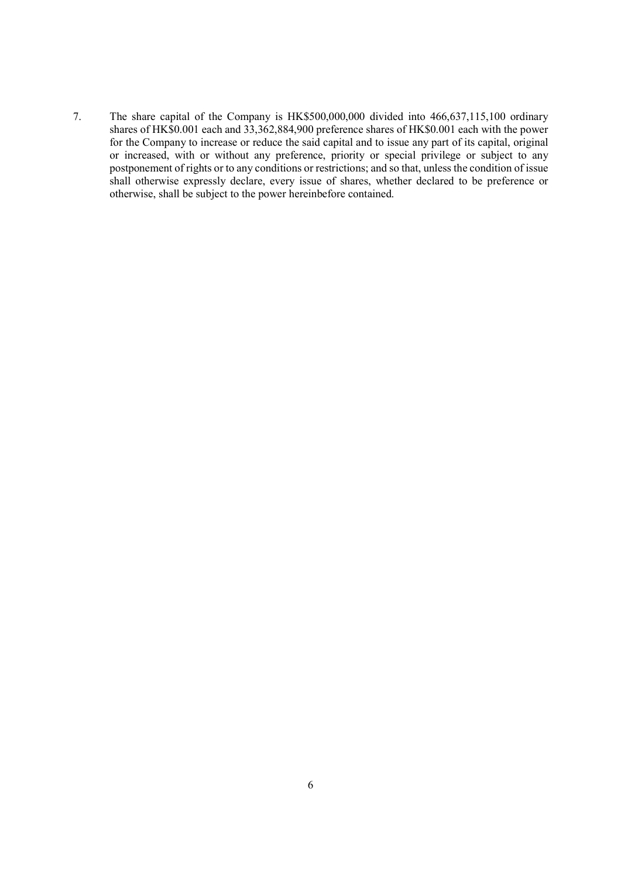7. The share capital of the Company is HK$500,000,000 divided into 466,637,115,100 ordinary shares of HK$0.001 each and 33,362,884,900 preference shares of HK$0.001 each with the power for the Company to increase or reduce the said capital and to issue any part of its capital, original or increased, with or without any preference, priority or special privilege or subject to any postponement of rights or to any conditions or restrictions; and so that, unless the condition of issue shall otherwise expressly declare, every issue of shares, whether declared to be preference or otherwise, shall be subject to the power hereinbefore contained.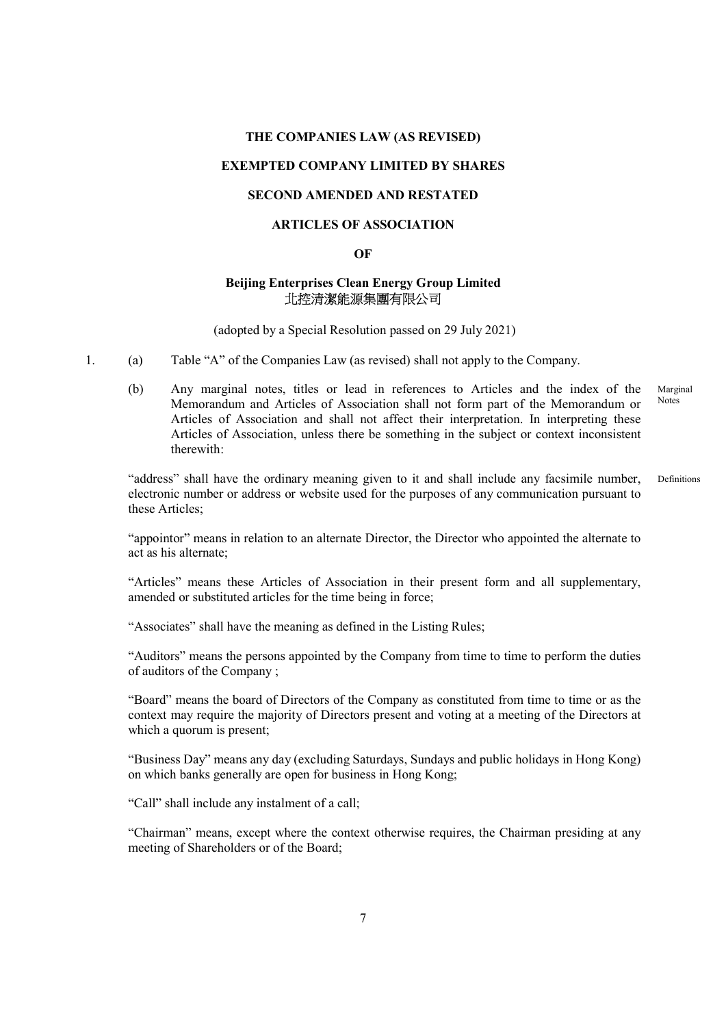**THE COMPANIES LAW (AS REVISED)**

**EXEMPTED COMPANY LIMITED BY SHARES**

**SECOND AMENDED AND RESTATED**

**ARTICLES OF ASSOCIATION**

**OF**

**Beijing Enterprises Clean Energy Group Limited**
**北控清潔能源集團有限公司**

(adopted by a Special Resolution passed on 29 July 2021)

1. (a) Table "A" of the Companies Law (as revised) shall not apply to the Company.

   (b) Any marginal notes, titles or lead in references to Articles and the index of the Memorandum and Articles of Association shall not form part of the Memorandum or Articles of Association and shall not affect their interpretation. In interpreting these Articles of Association, unless there be something in the subject or context inconsistent therewith: *Marginal Notes*

*Definitions*

"address" shall have the ordinary meaning given to it and shall include any facsimile number, electronic number or address or website used for the purposes of any communication pursuant to these Articles;

"appointor" means in relation to an alternate Director, the Director who appointed the alternate to act as his alternate;

"Articles" means these Articles of Association in their present form and all supplementary, amended or substituted articles for the time being in force;

"Associates" shall have the meaning as defined in the Listing Rules;

"Auditors" means the persons appointed by the Company from time to time to perform the duties of auditors of the Company ;

"Board" means the board of Directors of the Company as constituted from time to time or as the context may require the majority of Directors present and voting at a meeting of the Directors at which a quorum is present;

"Business Day" means any day (excluding Saturdays, Sundays and public holidays in Hong Kong) on which banks generally are open for business in Hong Kong;

"Call" shall include any instalment of a call;

"Chairman" means, except where the context otherwise requires, the Chairman presiding at any meeting of Shareholders or of the Board;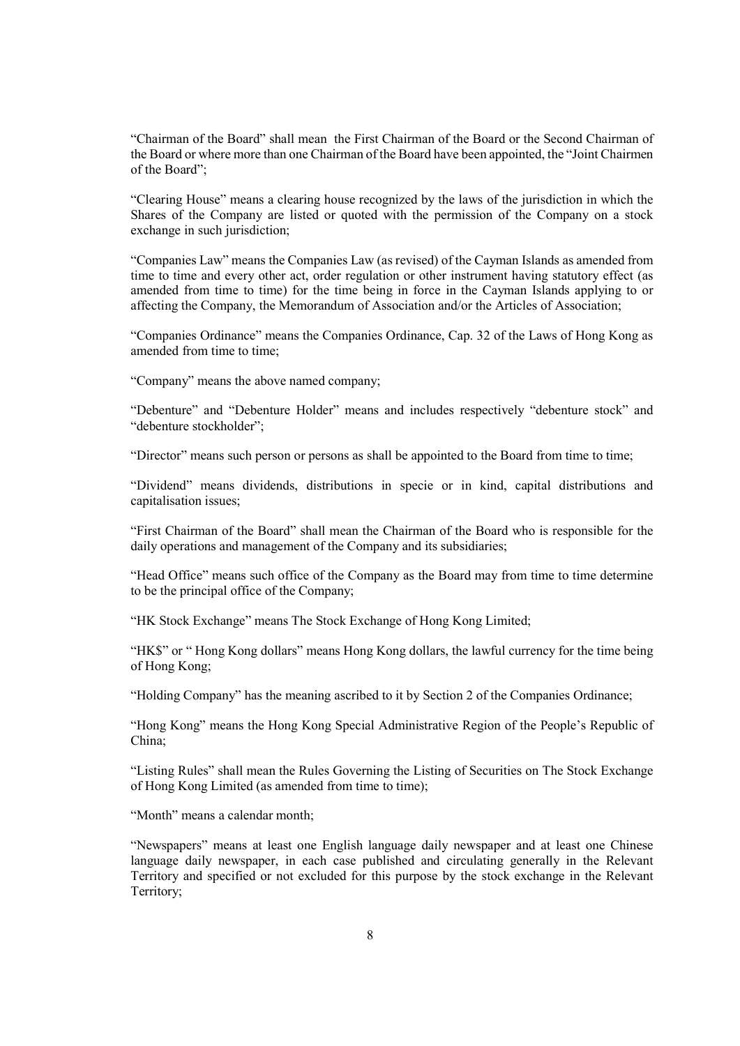"Chairman of the Board" shall mean the First Chairman of the Board or the Second Chairman of the Board or where more than one Chairman of the Board have been appointed, the "Joint Chairmen of the Board";

"Clearing House" means a clearing house recognized by the laws of the jurisdiction in which the Shares of the Company are listed or quoted with the permission of the Company on a stock exchange in such jurisdiction;

"Companies Law" means the Companies Law (as revised) of the Cayman Islands as amended from time to time and every other act, order regulation or other instrument having statutory effect (as amended from time to time) for the time being in force in the Cayman Islands applying to or affecting the Company, the Memorandum of Association and/or the Articles of Association;

"Companies Ordinance" means the Companies Ordinance, Cap. 32 of the Laws of Hong Kong as amended from time to time;

"Company" means the above named company;

"Debenture" and "Debenture Holder" means and includes respectively "debenture stock" and "debenture stockholder";

"Director" means such person or persons as shall be appointed to the Board from time to time;

"Dividend" means dividends, distributions in specie or in kind, capital distributions and capitalisation issues;

"First Chairman of the Board" shall mean the Chairman of the Board who is responsible for the daily operations and management of the Company and its subsidiaries;

"Head Office" means such office of the Company as the Board may from time to time determine to be the principal office of the Company;

"HK Stock Exchange" means The Stock Exchange of Hong Kong Limited;

"HK$" or " Hong Kong dollars" means Hong Kong dollars, the lawful currency for the time being of Hong Kong;

"Holding Company" has the meaning ascribed to it by Section 2 of the Companies Ordinance;

"Hong Kong" means the Hong Kong Special Administrative Region of the People's Republic of China;

"Listing Rules" shall mean the Rules Governing the Listing of Securities on The Stock Exchange of Hong Kong Limited (as amended from time to time);

"Month" means a calendar month;

"Newspapers" means at least one English language daily newspaper and at least one Chinese language daily newspaper, in each case published and circulating generally in the Relevant Territory and specified or not excluded for this purpose by the stock exchange in the Relevant Territory;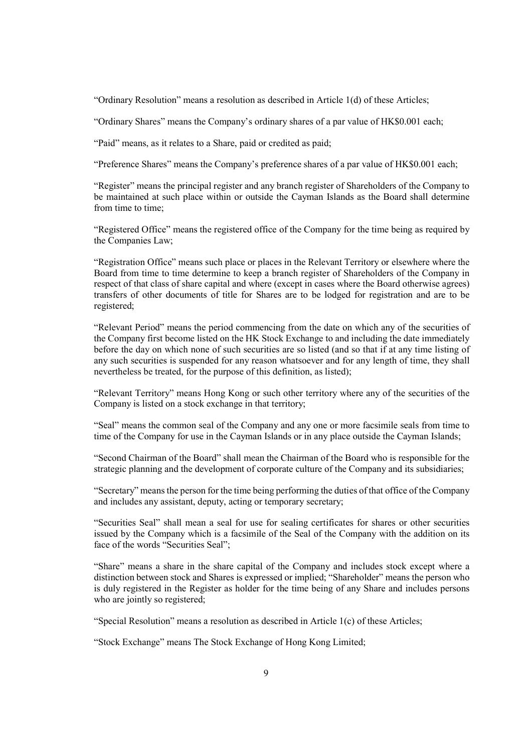"Ordinary Resolution" means a resolution as described in Article 1(d) of these Articles;

"Ordinary Shares" means the Company's ordinary shares of a par value of HK$0.001 each;

"Paid" means, as it relates to a Share, paid or credited as paid;

"Preference Shares" means the Company's preference shares of a par value of HK$0.001 each;

"Register" means the principal register and any branch register of Shareholders of the Company to be maintained at such place within or outside the Cayman Islands as the Board shall determine from time to time;

"Registered Office" means the registered office of the Company for the time being as required by the Companies Law;

"Registration Office" means such place or places in the Relevant Territory or elsewhere where the Board from time to time determine to keep a branch register of Shareholders of the Company in respect of that class of share capital and where (except in cases where the Board otherwise agrees) transfers of other documents of title for Shares are to be lodged for registration and are to be registered;

"Relevant Period" means the period commencing from the date on which any of the securities of the Company first become listed on the HK Stock Exchange to and including the date immediately before the day on which none of such securities are so listed (and so that if at any time listing of any such securities is suspended for any reason whatsoever and for any length of time, they shall nevertheless be treated, for the purpose of this definition, as listed);

"Relevant Territory" means Hong Kong or such other territory where any of the securities of the Company is listed on a stock exchange in that territory;

"Seal" means the common seal of the Company and any one or more facsimile seals from time to time of the Company for use in the Cayman Islands or in any place outside the Cayman Islands;

"Second Chairman of the Board" shall mean the Chairman of the Board who is responsible for the strategic planning and the development of corporate culture of the Company and its subsidiaries;

"Secretary" means the person for the time being performing the duties of that office of the Company and includes any assistant, deputy, acting or temporary secretary;

"Securities Seal" shall mean a seal for use for sealing certificates for shares or other securities issued by the Company which is a facsimile of the Seal of the Company with the addition on its face of the words "Securities Seal";

"Share" means a share in the share capital of the Company and includes stock except where a distinction between stock and Shares is expressed or implied; "Shareholder" means the person who is duly registered in the Register as holder for the time being of any Share and includes persons who are jointly so registered;

"Special Resolution" means a resolution as described in Article 1(c) of these Articles;

"Stock Exchange" means The Stock Exchange of Hong Kong Limited;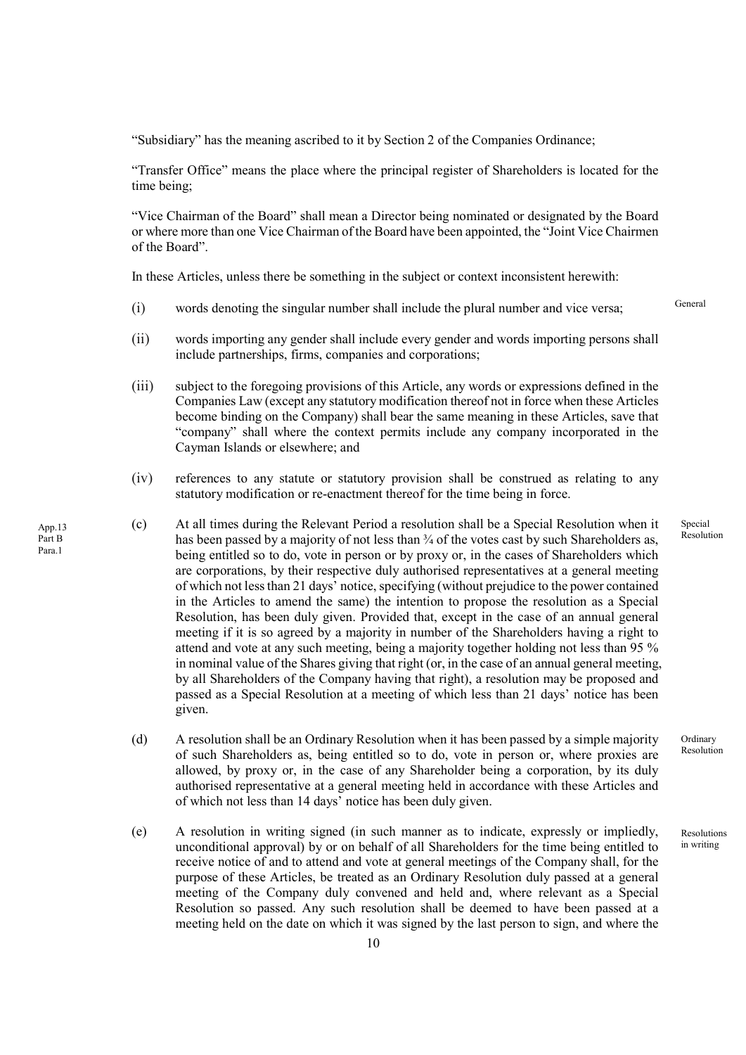"Subsidiary" has the meaning ascribed to it by Section 2 of the Companies Ordinance;

"Transfer Office" means the place where the principal register of Shareholders is located for the time being;

"Vice Chairman of the Board" shall mean a Director being nominated or designated by the Board or where more than one Vice Chairman of the Board have been appointed, the "Joint Vice Chairmen of the Board".

In these Articles, unless there be something in the subject or context inconsistent herewith:

General

(i) words denoting the singular number shall include the plural number and vice versa;

(ii) words importing any gender shall include every gender and words importing persons shall include partnerships, firms, companies and corporations;

(iii) subject to the foregoing provisions of this Article, any words or expressions defined in the Companies Law (except any statutory modification thereof not in force when these Articles become binding on the Company) shall bear the same meaning in these Articles, save that "company" shall where the context permits include any company incorporated in the Cayman Islands or elsewhere; and

(iv) references to any statute or statutory provision shall be construed as relating to any statutory modification or re-enactment thereof for the time being in force.

App.13 Part B Para.1

Special Resolution

(c) At all times during the Relevant Period a resolution shall be a Special Resolution when it has been passed by a majority of not less than ¾ of the votes cast by such Shareholders as, being entitled so to do, vote in person or by proxy or, in the cases of Shareholders which are corporations, by their respective duly authorised representatives at a general meeting of which not less than 21 days' notice, specifying (without prejudice to the power contained in the Articles to amend the same) the intention to propose the resolution as a Special Resolution, has been duly given. Provided that, except in the case of an annual general meeting if it is so agreed by a majority in number of the Shareholders having a right to attend and vote at any such meeting, being a majority together holding not less than 95 % in nominal value of the Shares giving that right (or, in the case of an annual general meeting, by all Shareholders of the Company having that right), a resolution may be proposed and passed as a Special Resolution at a meeting of which less than 21 days' notice has been given.

Ordinary Resolution

(d) A resolution shall be an Ordinary Resolution when it has been passed by a simple majority of such Shareholders as, being entitled so to do, vote in person or, where proxies are allowed, by proxy or, in the case of any Shareholder being a corporation, by its duly authorised representative at a general meeting held in accordance with these Articles and of which not less than 14 days' notice has been duly given.

Resolutions in writing

(e) A resolution in writing signed (in such manner as to indicate, expressly or impliedly, unconditional approval) by or on behalf of all Shareholders for the time being entitled to receive notice of and to attend and vote at general meetings of the Company shall, for the purpose of these Articles, be treated as an Ordinary Resolution duly passed at a general meeting of the Company duly convened and held and, where relevant as a Special Resolution so passed. Any such resolution shall be deemed to have been passed at a meeting held on the date on which it was signed by the last person to sign, and where the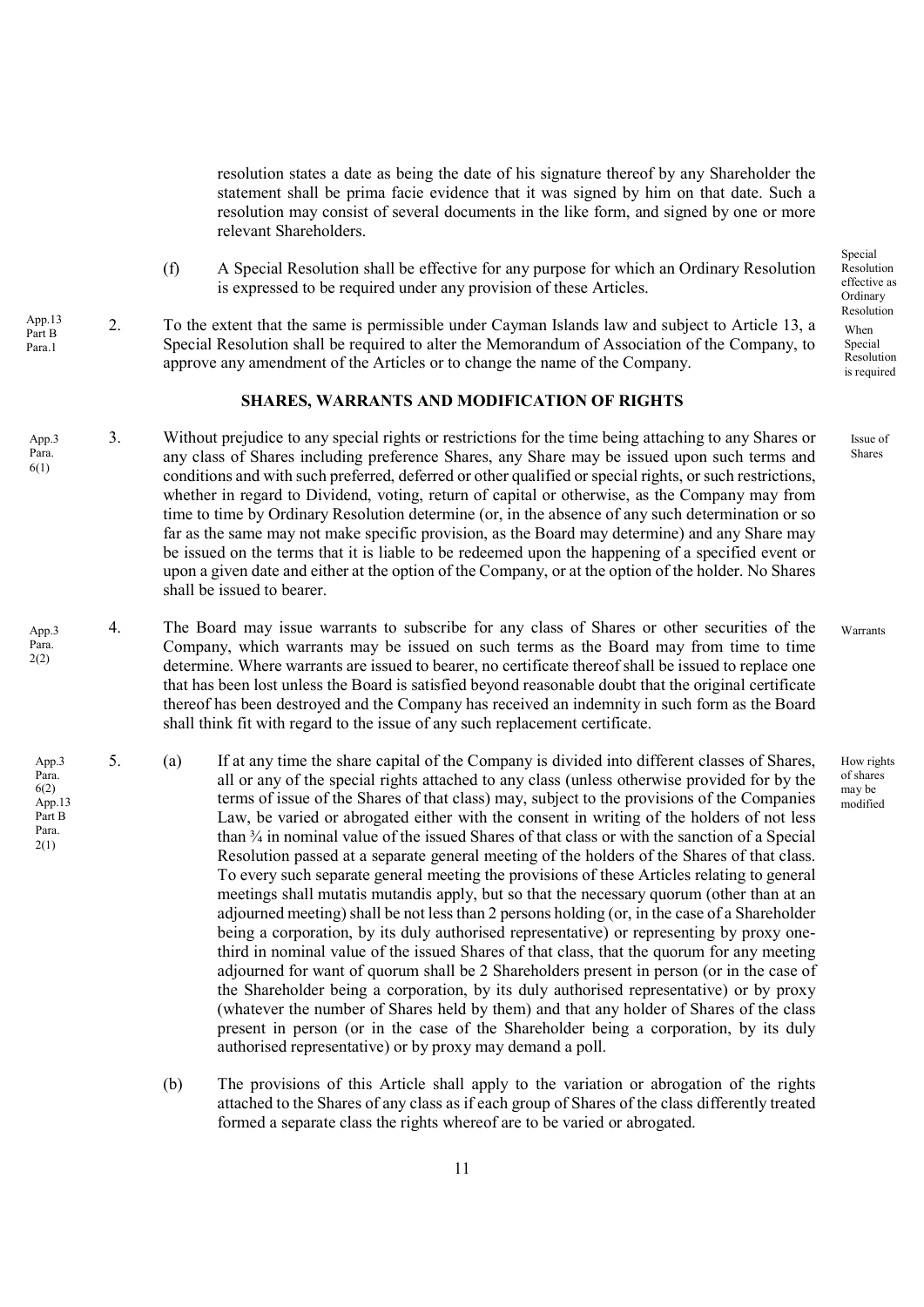resolution states a date as being the date of his signature thereof by any Shareholder the statement shall be prima facie evidence that it was signed by him on that date. Such a resolution may consist of several documents in the like form, and signed by one or more relevant Shareholders.

(f) A Special Resolution shall be effective for any purpose for which an Ordinary Resolution is expressed to be required under any provision of these Articles.

*Special Resolution effective as Ordinary Resolution*

*App.13 Part B Para.1*

2. To the extent that the same is permissible under Cayman Islands law and subject to Article 13, a Special Resolution shall be required to alter the Memorandum of Association of the Company, to approve any amendment of the Articles or to change the name of the Company.

*When Special Resolution is required*

## SHARES, WARRANTS AND MODIFICATION OF RIGHTS

*App.3 Para. 6(1)*

3. Without prejudice to any special rights or restrictions for the time being attaching to any Shares or any class of Shares including preference Shares, any Share may be issued upon such terms and conditions and with such preferred, deferred or other qualified or special rights, or such restrictions, whether in regard to Dividend, voting, return of capital or otherwise, as the Company may from time to time by Ordinary Resolution determine (or, in the absence of any such determination or so far as the same may not make specific provision, as the Board may determine) and any Share may be issued on the terms that it is liable to be redeemed upon the happening of a specified event or upon a given date and either at the option of the Company, or at the option of the holder. No Shares shall be issued to bearer.

*Issue of Shares*

*App.3 Para. 2(2)*

4. The Board may issue warrants to subscribe for any class of Shares or other securities of the Company, which warrants may be issued on such terms as the Board may from time to time determine. Where warrants are issued to bearer, no certificate thereof shall be issued to replace one that has been lost unless the Board is satisfied beyond reasonable doubt that the original certificate thereof has been destroyed and the Company has received an indemnity in such form as the Board shall think fit with regard to the issue of any such replacement certificate.

*Warrants*

*App.3 Para. 6(2) App.13 Part B Para. 2(1)*

5. (a) If at any time the share capital of the Company is divided into different classes of Shares, all or any of the special rights attached to any class (unless otherwise provided for by the terms of issue of the Shares of that class) may, subject to the provisions of the Companies Law, be varied or abrogated either with the consent in writing of the holders of not less than ¾ in nominal value of the issued Shares of that class or with the sanction of a Special Resolution passed at a separate general meeting of the holders of the Shares of that class. To every such separate general meeting the provisions of these Articles relating to general meetings shall mutatis mutandis apply, but so that the necessary quorum (other than at an adjourned meeting) shall be not less than 2 persons holding (or, in the case of a Shareholder being a corporation, by its duly authorised representative) or representing by proxy one-third in nominal value of the issued Shares of that class, that the quorum for any meeting adjourned for want of quorum shall be 2 Shareholders present in person (or in the case of the Shareholder being a corporation, by its duly authorised representative) or by proxy (whatever the number of Shares held by them) and that any holder of Shares of the class present in person (or in the case of the Shareholder being a corporation, by its duly authorised representative) or by proxy may demand a poll.

*How rights of shares may be modified*

(b) The provisions of this Article shall apply to the variation or abrogation of the rights attached to the Shares of any class as if each group of Shares of the class differently treated formed a separate class the rights whereof are to be varied or abrogated.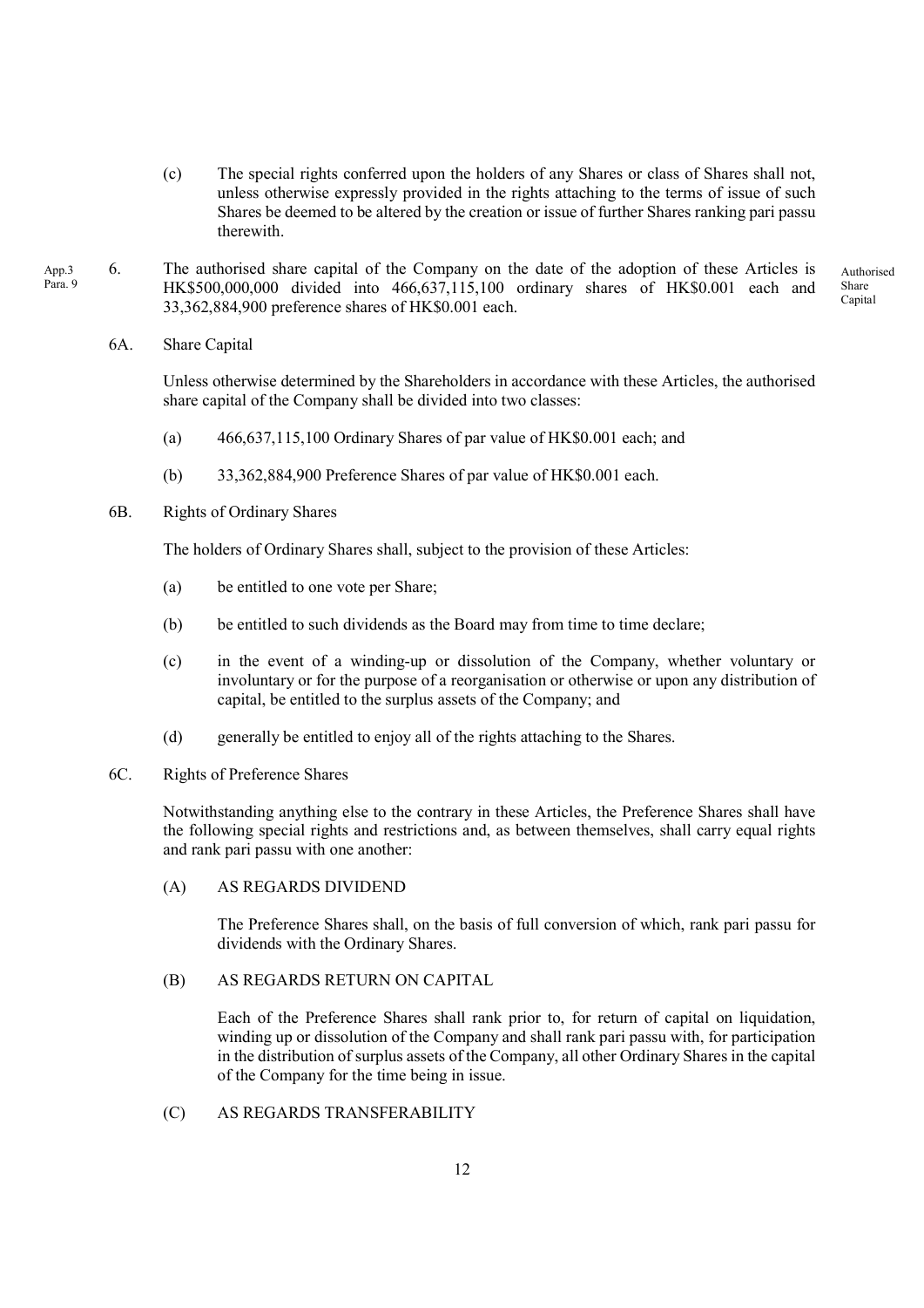(c) The special rights conferred upon the holders of any Shares or class of Shares shall not, unless otherwise expressly provided in the rights attaching to the terms of issue of such Shares be deemed to be altered by the creation or issue of further Shares ranking pari passu therewith.

App.3 Para. 9

6. The authorised share capital of the Company on the date of the adoption of these Articles is HK$500,000,000 divided into 466,637,115,100 ordinary shares of HK$0.001 each and 33,362,884,900 preference shares of HK$0.001 each.

Authorised Share Capital

6A. Share Capital

Unless otherwise determined by the Shareholders in accordance with these Articles, the authorised share capital of the Company shall be divided into two classes:

(a) 466,637,115,100 Ordinary Shares of par value of HK$0.001 each; and

(b) 33,362,884,900 Preference Shares of par value of HK$0.001 each.

6B. Rights of Ordinary Shares

The holders of Ordinary Shares shall, subject to the provision of these Articles:

(a) be entitled to one vote per Share;

(b) be entitled to such dividends as the Board may from time to time declare;

(c) in the event of a winding-up or dissolution of the Company, whether voluntary or involuntary or for the purpose of a reorganisation or otherwise or upon any distribution of capital, be entitled to the surplus assets of the Company; and

(d) generally be entitled to enjoy all of the rights attaching to the Shares.

6C. Rights of Preference Shares

Notwithstanding anything else to the contrary in these Articles, the Preference Shares shall have the following special rights and restrictions and, as between themselves, shall carry equal rights and rank pari passu with one another:

(A) AS REGARDS DIVIDEND

The Preference Shares shall, on the basis of full conversion of which, rank pari passu for dividends with the Ordinary Shares.

(B) AS REGARDS RETURN ON CAPITAL

Each of the Preference Shares shall rank prior to, for return of capital on liquidation, winding up or dissolution of the Company and shall rank pari passu with, for participation in the distribution of surplus assets of the Company, all other Ordinary Shares in the capital of the Company for the time being in issue.

(C) AS REGARDS TRANSFERABILITY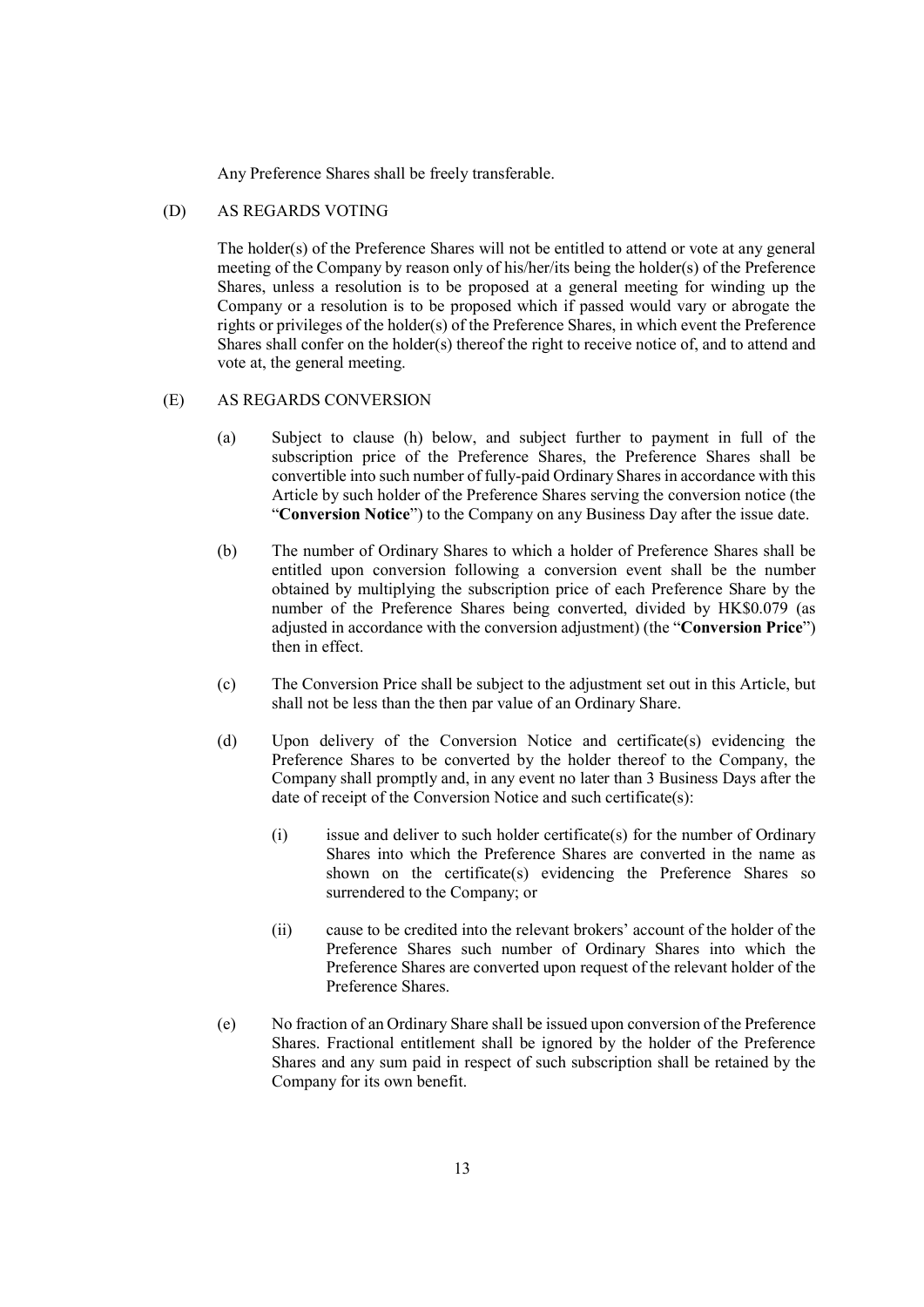Any Preference Shares shall be freely transferable.

(D) AS REGARDS VOTING

The holder(s) of the Preference Shares will not be entitled to attend or vote at any general meeting of the Company by reason only of his/her/its being the holder(s) of the Preference Shares, unless a resolution is to be proposed at a general meeting for winding up the Company or a resolution is to be proposed which if passed would vary or abrogate the rights or privileges of the holder(s) of the Preference Shares, in which event the Preference Shares shall confer on the holder(s) thereof the right to receive notice of, and to attend and vote at, the general meeting.

(E) AS REGARDS CONVERSION

(a) Subject to clause (h) below, and subject further to payment in full of the subscription price of the Preference Shares, the Preference Shares shall be convertible into such number of fully-paid Ordinary Shares in accordance with this Article by such holder of the Preference Shares serving the conversion notice (the "**Conversion Notice**") to the Company on any Business Day after the issue date.

(b) The number of Ordinary Shares to which a holder of Preference Shares shall be entitled upon conversion following a conversion event shall be the number obtained by multiplying the subscription price of each Preference Share by the number of the Preference Shares being converted, divided by HK$0.079 (as adjusted in accordance with the conversion adjustment) (the "**Conversion Price**") then in effect.

(c) The Conversion Price shall be subject to the adjustment set out in this Article, but shall not be less than the then par value of an Ordinary Share.

(d) Upon delivery of the Conversion Notice and certificate(s) evidencing the Preference Shares to be converted by the holder thereof to the Company, the Company shall promptly and, in any event no later than 3 Business Days after the date of receipt of the Conversion Notice and such certificate(s):

   (i) issue and deliver to such holder certificate(s) for the number of Ordinary Shares into which the Preference Shares are converted in the name as shown on the certificate(s) evidencing the Preference Shares so surrendered to the Company; or

   (ii) cause to be credited into the relevant brokers' account of the holder of the Preference Shares such number of Ordinary Shares into which the Preference Shares are converted upon request of the relevant holder of the Preference Shares.

(e) No fraction of an Ordinary Share shall be issued upon conversion of the Preference Shares. Fractional entitlement shall be ignored by the holder of the Preference Shares and any sum paid in respect of such subscription shall be retained by the Company for its own benefit.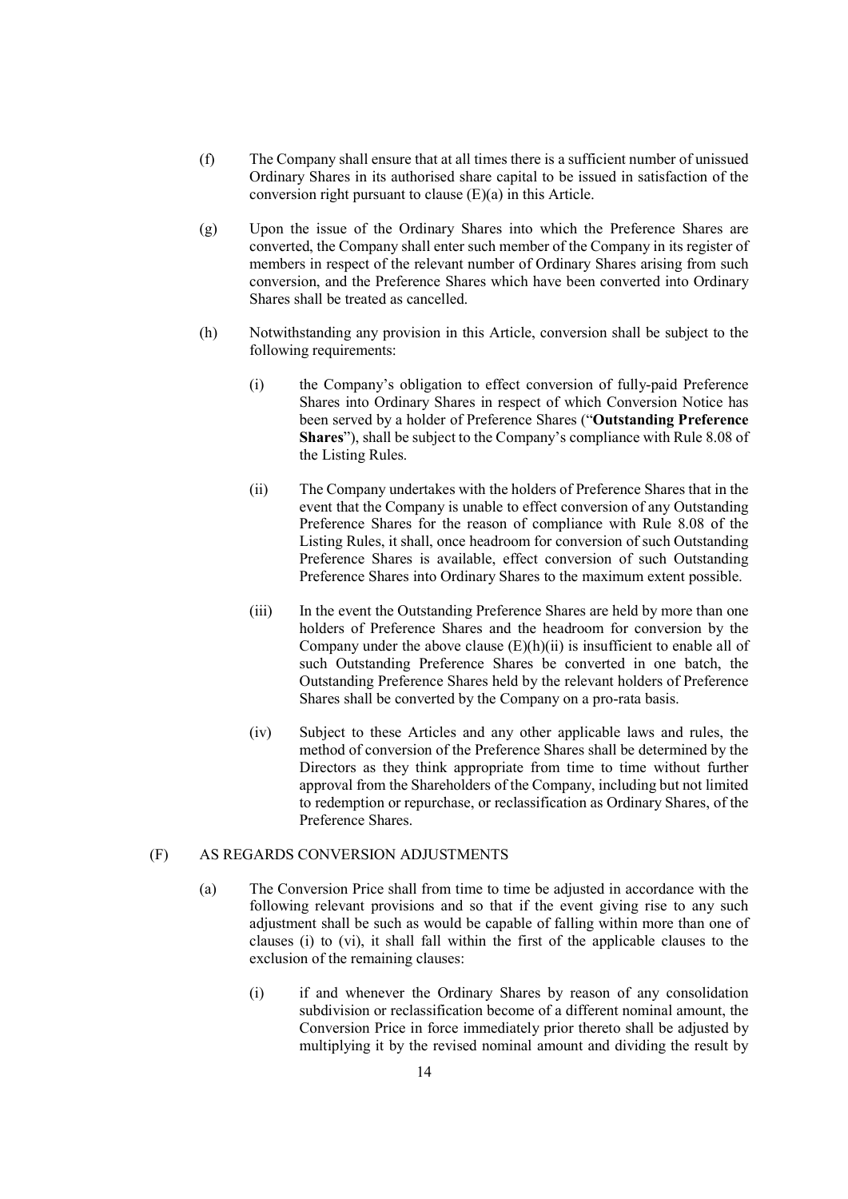(f) The Company shall ensure that at all times there is a sufficient number of unissued Ordinary Shares in its authorised share capital to be issued in satisfaction of the conversion right pursuant to clause (E)(a) in this Article.

(g) Upon the issue of the Ordinary Shares into which the Preference Shares are converted, the Company shall enter such member of the Company in its register of members in respect of the relevant number of Ordinary Shares arising from such conversion, and the Preference Shares which have been converted into Ordinary Shares shall be treated as cancelled.

(h) Notwithstanding any provision in this Article, conversion shall be subject to the following requirements:

(i) the Company's obligation to effect conversion of fully-paid Preference Shares into Ordinary Shares in respect of which Conversion Notice has been served by a holder of Preference Shares ("**Outstanding Preference Shares**"), shall be subject to the Company's compliance with Rule 8.08 of the Listing Rules.

(ii) The Company undertakes with the holders of Preference Shares that in the event that the Company is unable to effect conversion of any Outstanding Preference Shares for the reason of compliance with Rule 8.08 of the Listing Rules, it shall, once headroom for conversion of such Outstanding Preference Shares is available, effect conversion of such Outstanding Preference Shares into Ordinary Shares to the maximum extent possible.

(iii) In the event the Outstanding Preference Shares are held by more than one holders of Preference Shares and the headroom for conversion by the Company under the above clause (E)(h)(ii) is insufficient to enable all of such Outstanding Preference Shares be converted in one batch, the Outstanding Preference Shares held by the relevant holders of Preference Shares shall be converted by the Company on a pro-rata basis.

(iv) Subject to these Articles and any other applicable laws and rules, the method of conversion of the Preference Shares shall be determined by the Directors as they think appropriate from time to time without further approval from the Shareholders of the Company, including but not limited to redemption or repurchase, or reclassification as Ordinary Shares, of the Preference Shares.

(F) AS REGARDS CONVERSION ADJUSTMENTS

(a) The Conversion Price shall from time to time be adjusted in accordance with the following relevant provisions and so that if the event giving rise to any such adjustment shall be such as would be capable of falling within more than one of clauses (i) to (vi), it shall fall within the first of the applicable clauses to the exclusion of the remaining clauses:

(i) if and whenever the Ordinary Shares by reason of any consolidation subdivision or reclassification become of a different nominal amount, the Conversion Price in force immediately prior thereto shall be adjusted by multiplying it by the revised nominal amount and dividing the result by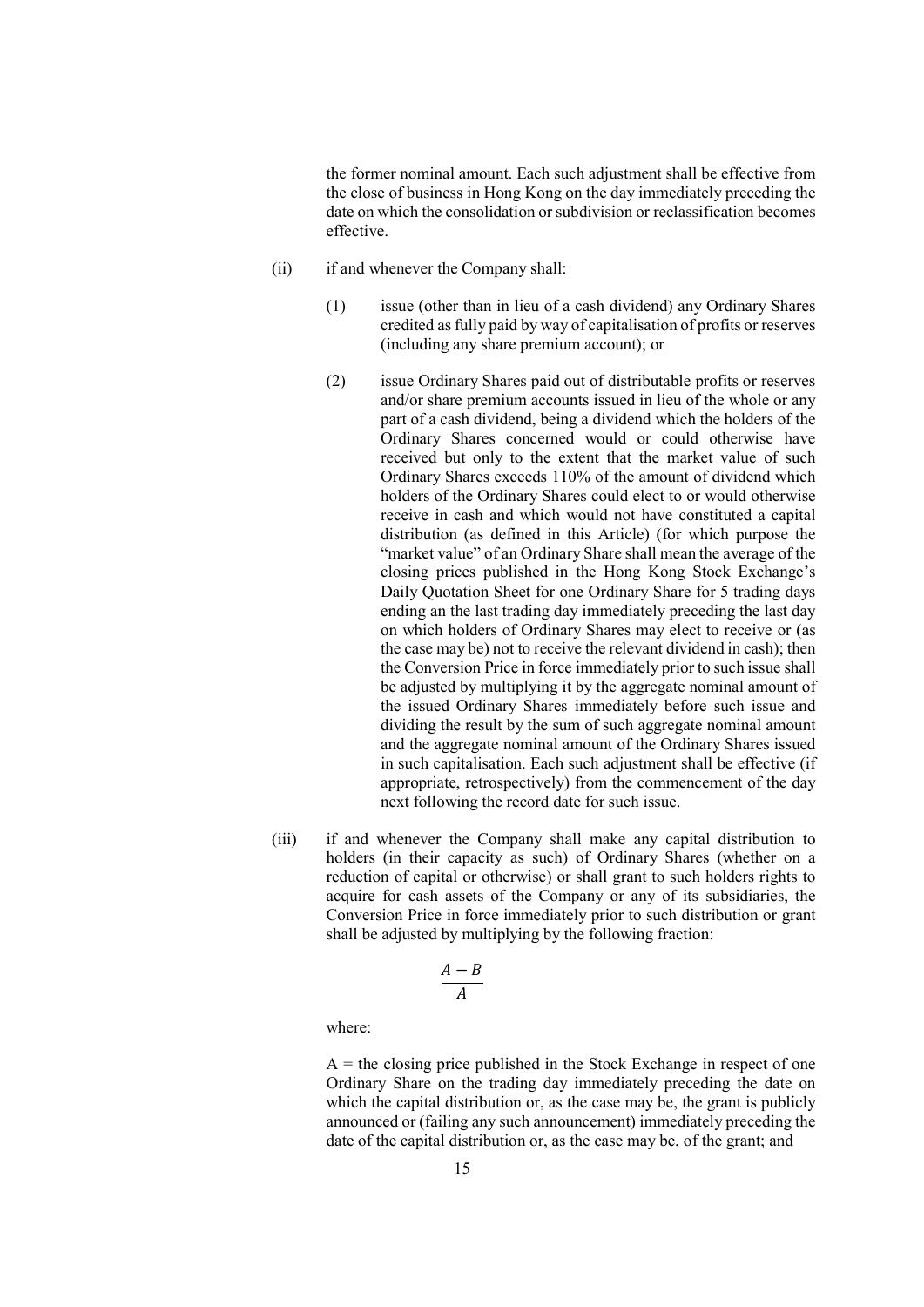the former nominal amount. Each such adjustment shall be effective from the close of business in Hong Kong on the day immediately preceding the date on which the consolidation or subdivision or reclassification becomes effective.

(ii) if and whenever the Company shall:

(1) issue (other than in lieu of a cash dividend) any Ordinary Shares credited as fully paid by way of capitalisation of profits or reserves (including any share premium account); or

(2) issue Ordinary Shares paid out of distributable profits or reserves and/or share premium accounts issued in lieu of the whole or any part of a cash dividend, being a dividend which the holders of the Ordinary Shares concerned would or could otherwise have received but only to the extent that the market value of such Ordinary Shares exceeds 110% of the amount of dividend which holders of the Ordinary Shares could elect to or would otherwise receive in cash and which would not have constituted a capital distribution (as defined in this Article) (for which purpose the "market value" of an Ordinary Share shall mean the average of the closing prices published in the Hong Kong Stock Exchange's Daily Quotation Sheet for one Ordinary Share for 5 trading days ending an the last trading day immediately preceding the last day on which holders of Ordinary Shares may elect to receive or (as the case may be) not to receive the relevant dividend in cash); then the Conversion Price in force immediately prior to such issue shall be adjusted by multiplying it by the aggregate nominal amount of the issued Ordinary Shares immediately before such issue and dividing the result by the sum of such aggregate nominal amount and the aggregate nominal amount of the Ordinary Shares issued in such capitalisation. Each such adjustment shall be effective (if appropriate, retrospectively) from the commencement of the day next following the record date for such issue.

(iii) if and whenever the Company shall make any capital distribution to holders (in their capacity as such) of Ordinary Shares (whether on a reduction of capital or otherwise) or shall grant to such holders rights to acquire for cash assets of the Company or any of its subsidiaries, the Conversion Price in force immediately prior to such distribution or grant shall be adjusted by multiplying by the following fraction:

$$\frac{A - B}{A}$$

where:

A = the closing price published in the Stock Exchange in respect of one Ordinary Share on the trading day immediately preceding the date on which the capital distribution or, as the case may be, the grant is publicly announced or (failing any such announcement) immediately preceding the date of the capital distribution or, as the case may be, of the grant; and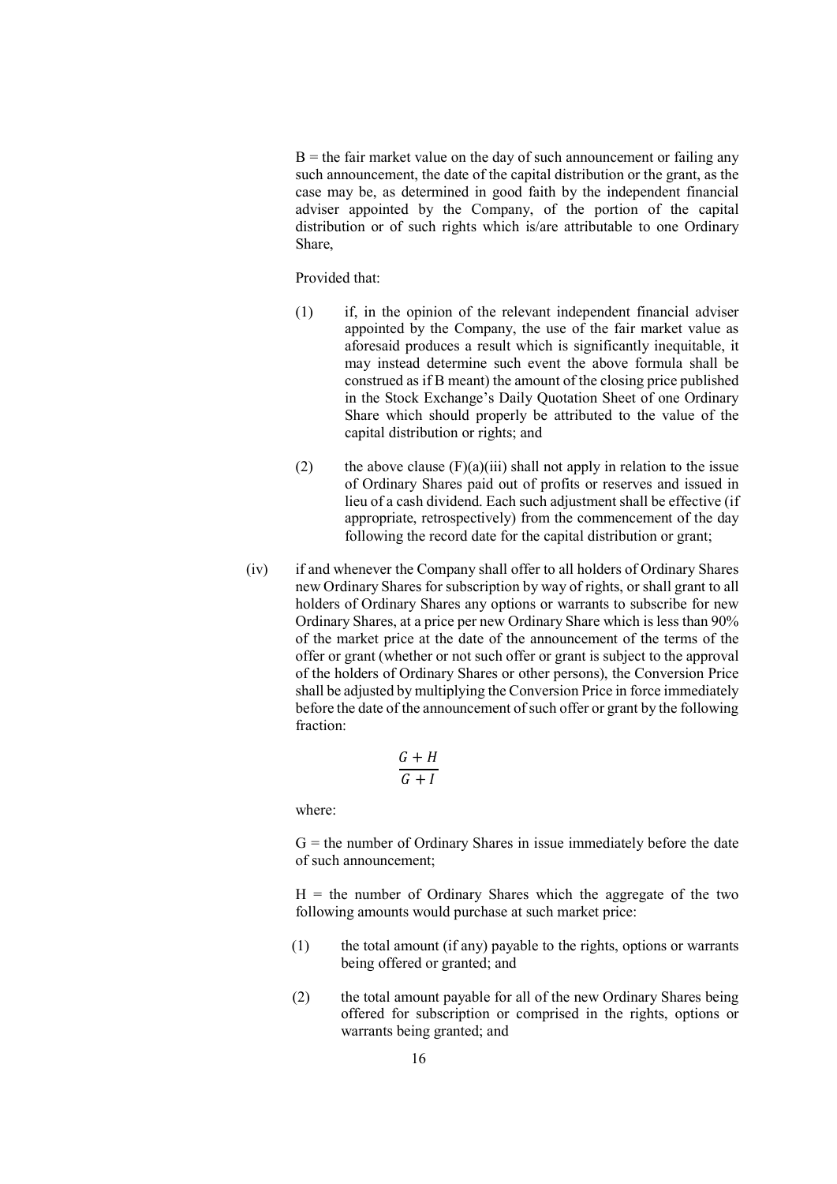B = the fair market value on the day of such announcement or failing any such announcement, the date of the capital distribution or the grant, as the case may be, as determined in good faith by the independent financial adviser appointed by the Company, of the portion of the capital distribution or of such rights which is/are attributable to one Ordinary Share,

Provided that:

(1) if, in the opinion of the relevant independent financial adviser appointed by the Company, the use of the fair market value as aforesaid produces a result which is significantly inequitable, it may instead determine such event the above formula shall be construed as if B meant) the amount of the closing price published in the Stock Exchange's Daily Quotation Sheet of one Ordinary Share which should properly be attributed to the value of the capital distribution or rights; and

(2) the above clause (F)(a)(iii) shall not apply in relation to the issue of Ordinary Shares paid out of profits or reserves and issued in lieu of a cash dividend. Each such adjustment shall be effective (if appropriate, retrospectively) from the commencement of the day following the record date for the capital distribution or grant;

(iv) if and whenever the Company shall offer to all holders of Ordinary Shares new Ordinary Shares for subscription by way of rights, or shall grant to all holders of Ordinary Shares any options or warrants to subscribe for new Ordinary Shares, at a price per new Ordinary Share which is less than 90% of the market price at the date of the announcement of the terms of the offer or grant (whether or not such offer or grant is subject to the approval of the holders of Ordinary Shares or other persons), the Conversion Price shall be adjusted by multiplying the Conversion Price in force immediately before the date of the announcement of such offer or grant by the following fraction:

$$\frac{G + H}{G + I}$$

where:

G = the number of Ordinary Shares in issue immediately before the date of such announcement;

H = the number of Ordinary Shares which the aggregate of the two following amounts would purchase at such market price:

(1) the total amount (if any) payable to the rights, options or warrants being offered or granted; and

(2) the total amount payable for all of the new Ordinary Shares being offered for subscription or comprised in the rights, options or warrants being granted; and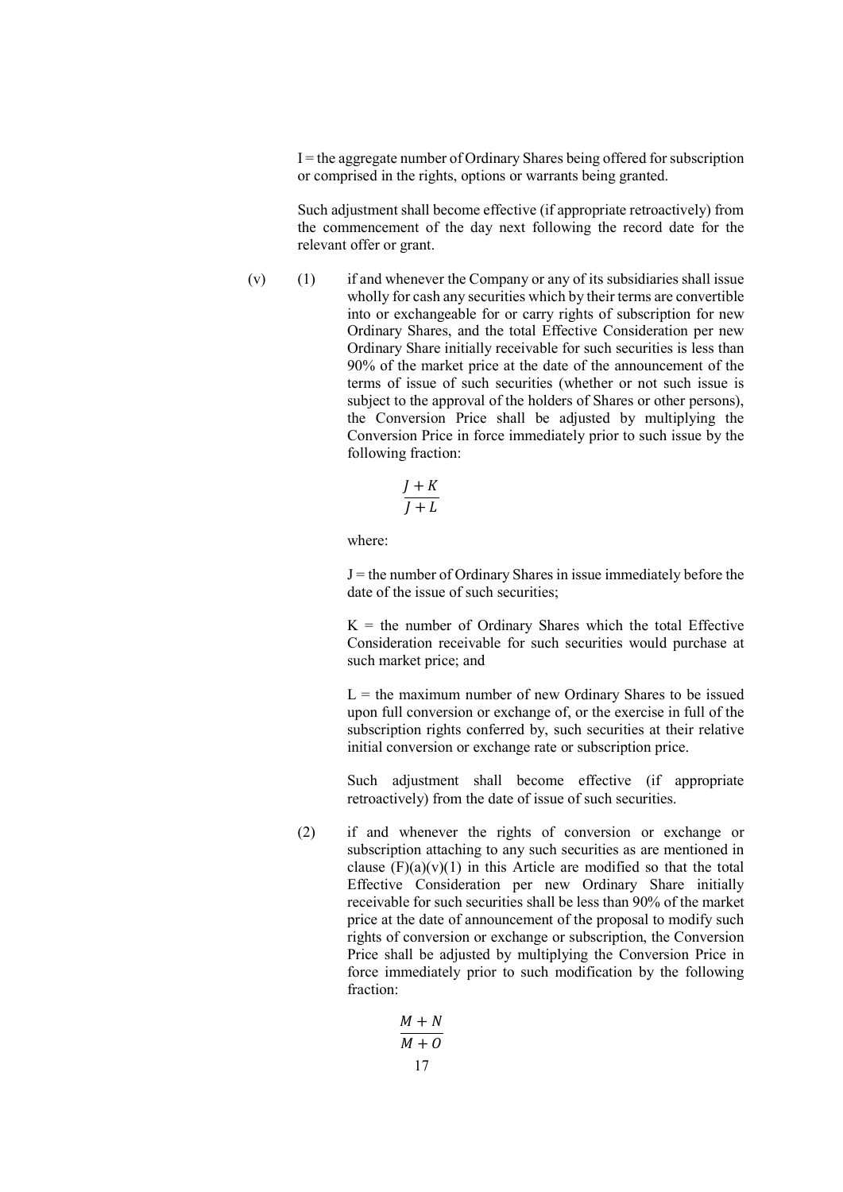I = the aggregate number of Ordinary Shares being offered for subscription or comprised in the rights, options or warrants being granted.

Such adjustment shall become effective (if appropriate retroactively) from the commencement of the day next following the record date for the relevant offer or grant.

(v) (1) if and whenever the Company or any of its subsidiaries shall issue wholly for cash any securities which by their terms are convertible into or exchangeable for or carry rights of subscription for new Ordinary Shares, and the total Effective Consideration per new Ordinary Share initially receivable for such securities is less than 90% of the market price at the date of the announcement of the terms of issue of such securities (whether or not such issue is subject to the approval of the holders of Shares or other persons), the Conversion Price shall be adjusted by multiplying the Conversion Price in force immediately prior to such issue by the following fraction:

$$\frac{J + K}{J + L}$$

where:

J = the number of Ordinary Shares in issue immediately before the date of the issue of such securities;

K = the number of Ordinary Shares which the total Effective Consideration receivable for such securities would purchase at such market price; and

L = the maximum number of new Ordinary Shares to be issued upon full conversion or exchange of, or the exercise in full of the subscription rights conferred by, such securities at their relative initial conversion or exchange rate or subscription price.

Such adjustment shall become effective (if appropriate retroactively) from the date of issue of such securities.

(2) if and whenever the rights of conversion or exchange or subscription attaching to any such securities as are mentioned in clause (F)(a)(v)(1) in this Article are modified so that the total Effective Consideration per new Ordinary Share initially receivable for such securities shall be less than 90% of the market price at the date of announcement of the proposal to modify such rights of conversion or exchange or subscription, the Conversion Price shall be adjusted by multiplying the Conversion Price in force immediately prior to such modification by the following fraction:

$$\frac{M + N}{M + O}$$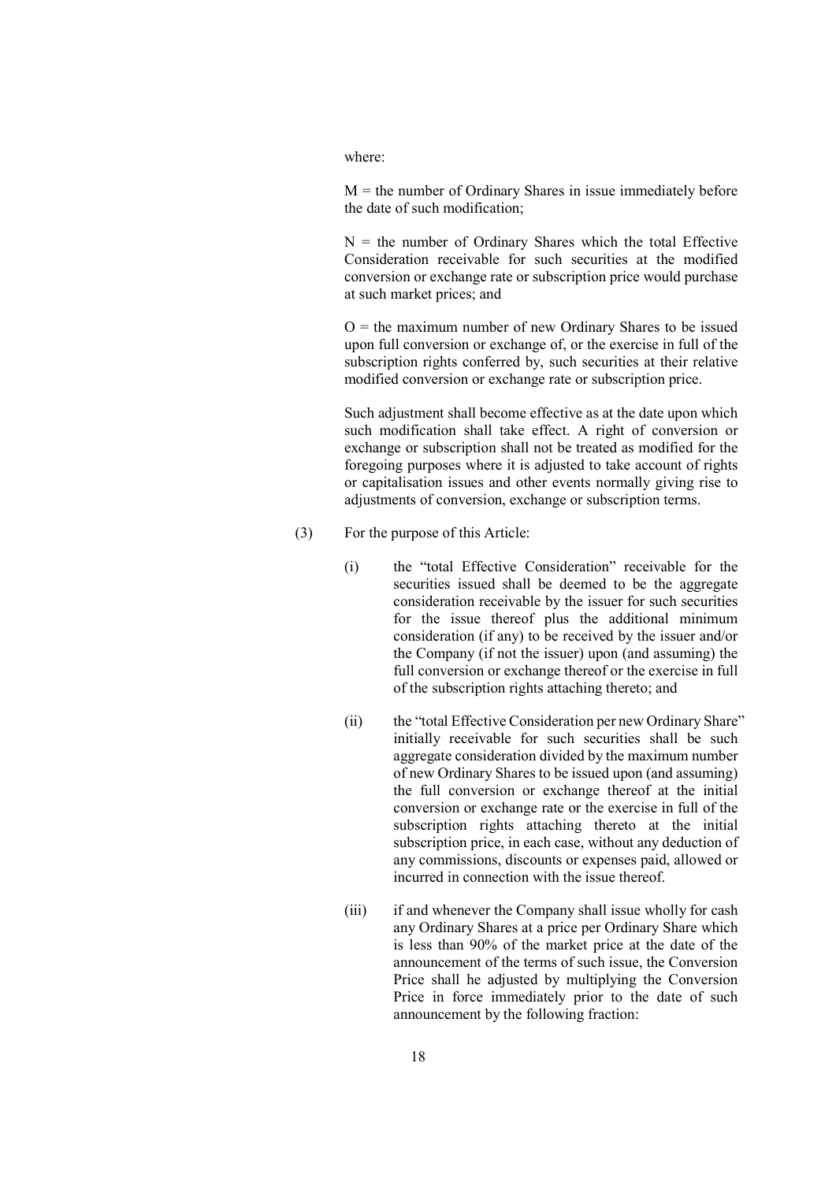where:

$M$ = the number of Ordinary Shares in issue immediately before the date of such modification;

$N$ = the number of Ordinary Shares which the total Effective Consideration receivable for such securities at the modified conversion or exchange rate or subscription price would purchase at such market prices; and

$O$ = the maximum number of new Ordinary Shares to be issued upon full conversion or exchange of, or the exercise in full of the subscription rights conferred by, such securities at their relative modified conversion or exchange rate or subscription price.

Such adjustment shall become effective as at the date upon which such modification shall take effect. A right of conversion or exchange or subscription shall not be treated as modified for the foregoing purposes where it is adjusted to take account of rights or capitalisation issues and other events normally giving rise to adjustments of conversion, exchange or subscription terms.

(3) For the purpose of this Article:

(i) the "total Effective Consideration" receivable for the securities issued shall be deemed to be the aggregate consideration receivable by the issuer for such securities for the issue thereof plus the additional minimum consideration (if any) to be received by the issuer and/or the Company (if not the issuer) upon (and assuming) the full conversion or exchange thereof or the exercise in full of the subscription rights attaching thereto; and

(ii) the "total Effective Consideration per new Ordinary Share" initially receivable for such securities shall be such aggregate consideration divided by the maximum number of new Ordinary Shares to be issued upon (and assuming) the full conversion or exchange thereof at the initial conversion or exchange rate or the exercise in full of the subscription rights attaching thereto at the initial subscription price, in each case, without any deduction of any commissions, discounts or expenses paid, allowed or incurred in connection with the issue thereof.

(iii) if and whenever the Company shall issue wholly for cash any Ordinary Shares at a price per Ordinary Share which is less than 90% of the market price at the date of the announcement of the terms of such issue, the Conversion Price shall he adjusted by multiplying the Conversion Price in force immediately prior to the date of such announcement by the following fraction: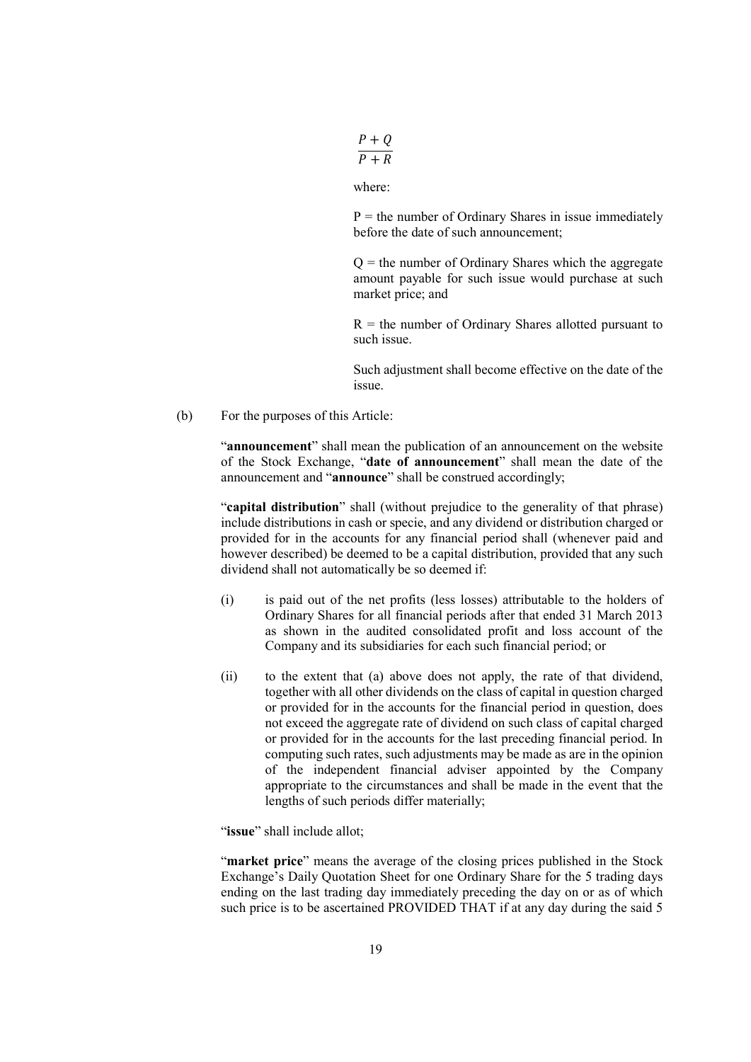$$\frac{P + Q}{P + R}$$

where:

P = the number of Ordinary Shares in issue immediately before the date of such announcement;

Q = the number of Ordinary Shares which the aggregate amount payable for such issue would purchase at such market price; and

R = the number of Ordinary Shares allotted pursuant to such issue.

Such adjustment shall become effective on the date of the issue.

(b) For the purposes of this Article:

"**announcement**" shall mean the publication of an announcement on the website of the Stock Exchange, "**date of announcement**" shall mean the date of the announcement and "**announce**" shall be construed accordingly;

"**capital distribution**" shall (without prejudice to the generality of that phrase) include distributions in cash or specie, and any dividend or distribution charged or provided for in the accounts for any financial period shall (whenever paid and however described) be deemed to be a capital distribution, provided that any such dividend shall not automatically be so deemed if:

(i) is paid out of the net profits (less losses) attributable to the holders of Ordinary Shares for all financial periods after that ended 31 March 2013 as shown in the audited consolidated profit and loss account of the Company and its subsidiaries for each such financial period; or

(ii) to the extent that (a) above does not apply, the rate of that dividend, together with all other dividends on the class of capital in question charged or provided for in the accounts for the financial period in question, does not exceed the aggregate rate of dividend on such class of capital charged or provided for in the accounts for the last preceding financial period. In computing such rates, such adjustments may be made as are in the opinion of the independent financial adviser appointed by the Company appropriate to the circumstances and shall be made in the event that the lengths of such periods differ materially;

"**issue**" shall include allot;

"**market price**" means the average of the closing prices published in the Stock Exchange's Daily Quotation Sheet for one Ordinary Share for the 5 trading days ending on the last trading day immediately preceding the day on or as of which such price is to be ascertained PROVIDED THAT if at any day during the said 5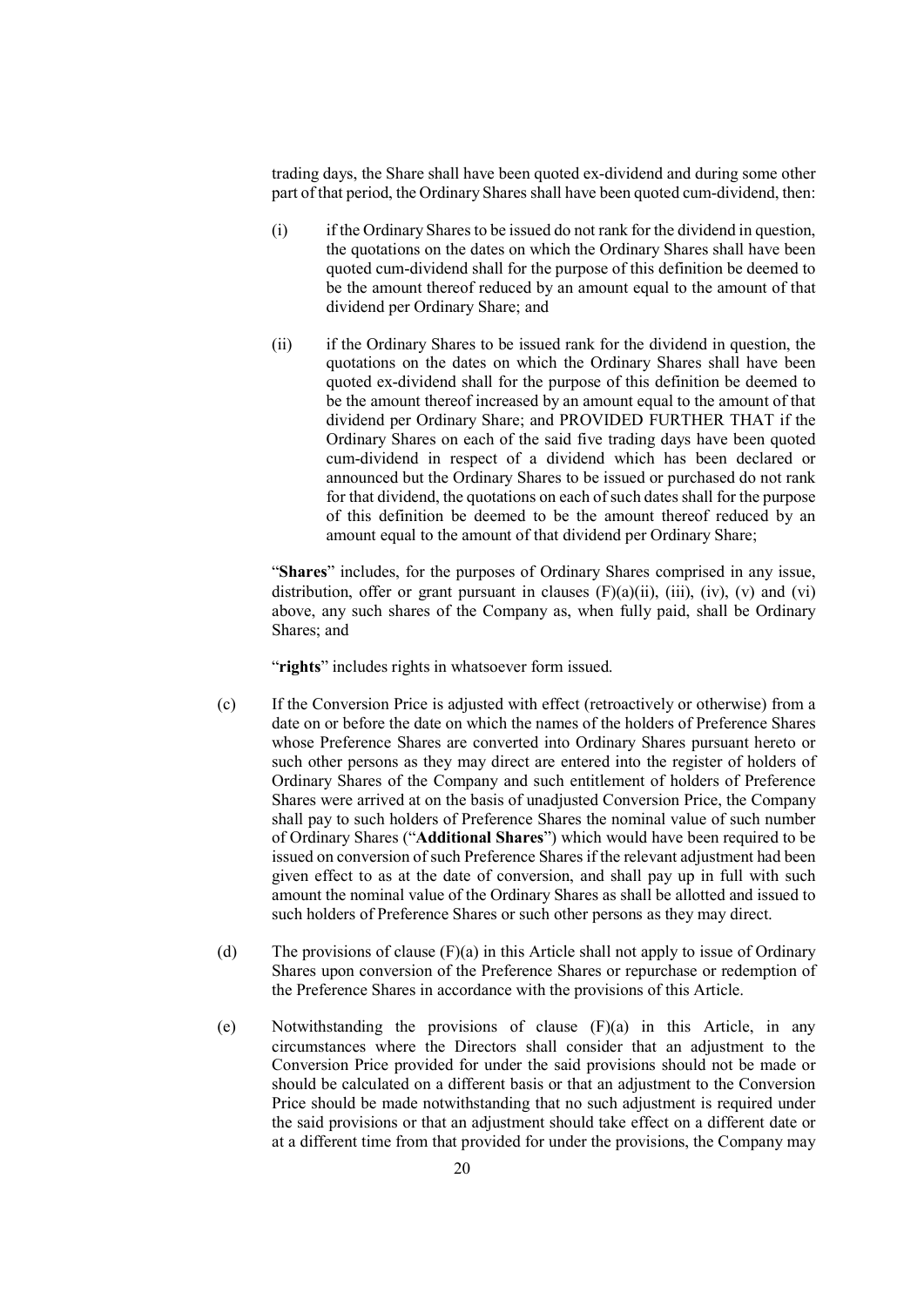trading days, the Share shall have been quoted ex-dividend and during some other part of that period, the Ordinary Shares shall have been quoted cum-dividend, then:

(i) if the Ordinary Shares to be issued do not rank for the dividend in question, the quotations on the dates on which the Ordinary Shares shall have been quoted cum-dividend shall for the purpose of this definition be deemed to be the amount thereof reduced by an amount equal to the amount of that dividend per Ordinary Share; and

(ii) if the Ordinary Shares to be issued rank for the dividend in question, the quotations on the dates on which the Ordinary Shares shall have been quoted ex-dividend shall for the purpose of this definition be deemed to be the amount thereof increased by an amount equal to the amount of that dividend per Ordinary Share; and PROVIDED FURTHER THAT if the Ordinary Shares on each of the said five trading days have been quoted cum-dividend in respect of a dividend which has been declared or announced but the Ordinary Shares to be issued or purchased do not rank for that dividend, the quotations on each of such dates shall for the purpose of this definition be deemed to be the amount thereof reduced by an amount equal to the amount of that dividend per Ordinary Share;

"**Shares**" includes, for the purposes of Ordinary Shares comprised in any issue, distribution, offer or grant pursuant in clauses (F)(a)(ii), (iii), (iv), (v) and (vi) above, any such shares of the Company as, when fully paid, shall be Ordinary Shares; and

"**rights**" includes rights in whatsoever form issued.

(c) If the Conversion Price is adjusted with effect (retroactively or otherwise) from a date on or before the date on which the names of the holders of Preference Shares whose Preference Shares are converted into Ordinary Shares pursuant hereto or such other persons as they may direct are entered into the register of holders of Ordinary Shares of the Company and such entitlement of holders of Preference Shares were arrived at on the basis of unadjusted Conversion Price, the Company shall pay to such holders of Preference Shares the nominal value of such number of Ordinary Shares ("**Additional Shares**") which would have been required to be issued on conversion of such Preference Shares if the relevant adjustment had been given effect to as at the date of conversion, and shall pay up in full with such amount the nominal value of the Ordinary Shares as shall be allotted and issued to such holders of Preference Shares or such other persons as they may direct.

(d) The provisions of clause (F)(a) in this Article shall not apply to issue of Ordinary Shares upon conversion of the Preference Shares or repurchase or redemption of the Preference Shares in accordance with the provisions of this Article.

(e) Notwithstanding the provisions of clause (F)(a) in this Article, in any circumstances where the Directors shall consider that an adjustment to the Conversion Price provided for under the said provisions should not be made or should be calculated on a different basis or that an adjustment to the Conversion Price should be made notwithstanding that no such adjustment is required under the said provisions or that an adjustment should take effect on a different date or at a different time from that provided for under the provisions, the Company may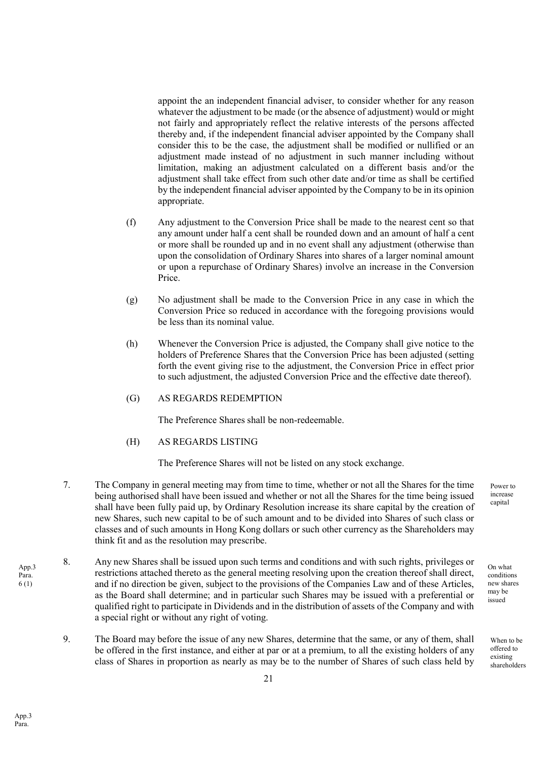appoint the an independent financial adviser, to consider whether for any reason whatever the adjustment to be made (or the absence of adjustment) would or might not fairly and appropriately reflect the relative interests of the persons affected thereby and, if the independent financial adviser appointed by the Company shall consider this to be the case, the adjustment shall be modified or nullified or an adjustment made instead of no adjustment in such manner including without limitation, making an adjustment calculated on a different basis and/or the adjustment shall take effect from such other date and/or time as shall be certified by the independent financial adviser appointed by the Company to be in its opinion appropriate.

(f) Any adjustment to the Conversion Price shall be made to the nearest cent so that any amount under half a cent shall be rounded down and an amount of half a cent or more shall be rounded up and in no event shall any adjustment (otherwise than upon the consolidation of Ordinary Shares into shares of a larger nominal amount or upon a repurchase of Ordinary Shares) involve an increase in the Conversion Price.

(g) No adjustment shall be made to the Conversion Price in any case in which the Conversion Price so reduced in accordance with the foregoing provisions would be less than its nominal value.

(h) Whenever the Conversion Price is adjusted, the Company shall give notice to the holders of Preference Shares that the Conversion Price has been adjusted (setting forth the event giving rise to the adjustment, the Conversion Price in effect prior to such adjustment, the adjusted Conversion Price and the effective date thereof).

(G) AS REGARDS REDEMPTION

The Preference Shares shall be non-redeemable.

(H) AS REGARDS LISTING

The Preference Shares will not be listed on any stock exchange.

7. The Company in general meeting may from time to time, whether or not all the Shares for the time being authorised shall have been issued and whether or not all the Shares for the time being issued shall have been fully paid up, by Ordinary Resolution increase its share capital by the creation of new Shares, such new capital to be of such amount and to be divided into Shares of such class or classes and of such amounts in Hong Kong dollars or such other currency as the Shareholders may think fit and as the resolution may prescribe.

Power to increase capital

8. Any new Shares shall be issued upon such terms and conditions and with such rights, privileges or restrictions attached thereto as the general meeting resolving upon the creation thereof shall direct, and if no direction be given, subject to the provisions of the Companies Law and of these Articles, as the Board shall determine; and in particular such Shares may be issued with a preferential or qualified right to participate in Dividends and in the distribution of assets of the Company and with a special right or without any right of voting.

App.3 Para. 6 (1)

On what conditions new shares may be issued

9. The Board may before the issue of any new Shares, determine that the same, or any of them, shall be offered in the first instance, and either at par or at a premium, to all the existing holders of any class of Shares in proportion as nearly as may be to the number of Shares of such class held by

When to be offered to existing shareholders

App.3 Para.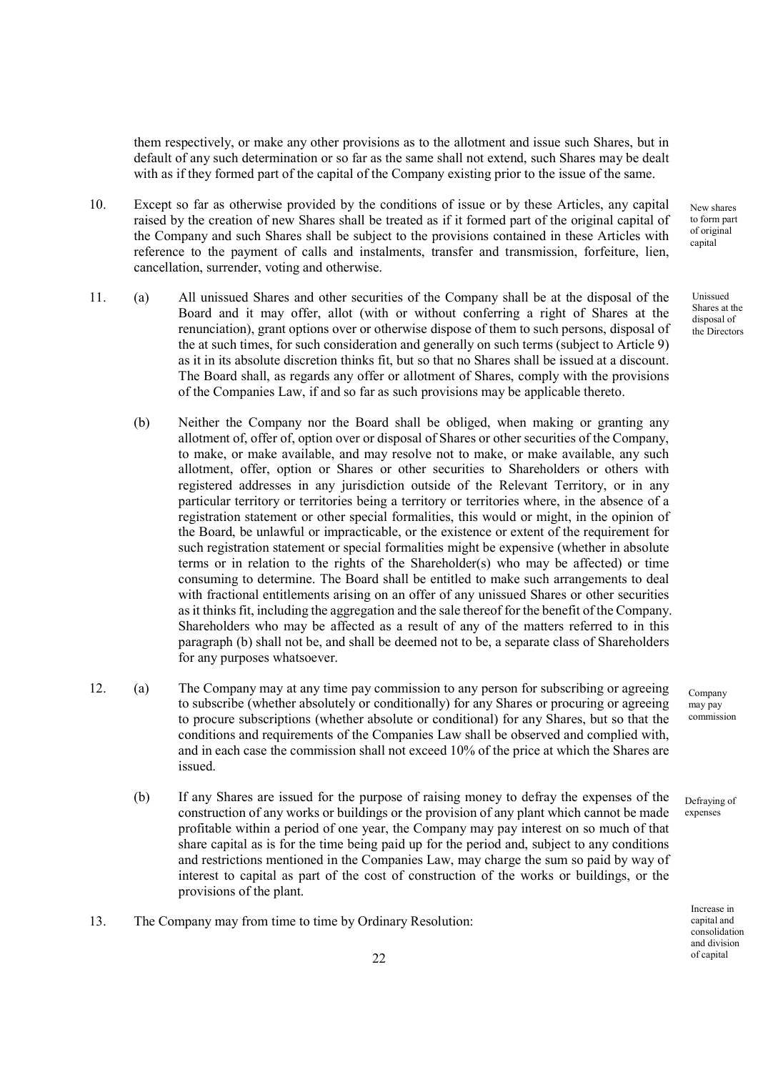them respectively, or make any other provisions as to the allotment and issue such Shares, but in default of any such determination or so far as the same shall not extend, such Shares may be dealt with as if they formed part of the capital of the Company existing prior to the issue of the same.

10. Except so far as otherwise provided by the conditions of issue or by these Articles, any capital raised by the creation of new Shares shall be treated as if it formed part of the original capital of the Company and such Shares shall be subject to the provisions contained in these Articles with reference to the payment of calls and instalments, transfer and transmission, forfeiture, lien, cancellation, surrender, voting and otherwise.

*New shares to form part of original capital*

11. (a) All unissued Shares and other securities of the Company shall be at the disposal of the Board and it may offer, allot (with or without conferring a right of Shares at the renunciation), grant options over or otherwise dispose of them to such persons, disposal of the at such times, for such consideration and generally on such terms (subject to Article 9) as it in its absolute discretion thinks fit, but so that no Shares shall be issued at a discount. The Board shall, as regards any offer or allotment of Shares, comply with the provisions of the Companies Law, if and so far as such provisions may be applicable thereto.

*Unissued Shares at the disposal of the Directors*

(b) Neither the Company nor the Board shall be obliged, when making or granting any allotment of, offer of, option over or disposal of Shares or other securities of the Company, to make, or make available, and may resolve not to make, or make available, any such allotment, offer, option or Shares or other securities to Shareholders or others with registered addresses in any jurisdiction outside of the Relevant Territory, or in any particular territory or territories being a territory or territories where, in the absence of a registration statement or other special formalities, this would or might, in the opinion of the Board, be unlawful or impracticable, or the existence or extent of the requirement for such registration statement or special formalities might be expensive (whether in absolute terms or in relation to the rights of the Shareholder(s) who may be affected) or time consuming to determine. The Board shall be entitled to make such arrangements to deal with fractional entitlements arising on an offer of any unissued Shares or other securities as it thinks fit, including the aggregation and the sale thereof for the benefit of the Company. Shareholders who may be affected as a result of any of the matters referred to in this paragraph (b) shall not be, and shall be deemed not to be, a separate class of Shareholders for any purposes whatsoever.

12. (a) The Company may at any time pay commission to any person for subscribing or agreeing to subscribe (whether absolutely or conditionally) for any Shares or procuring or agreeing to procure subscriptions (whether absolute or conditional) for any Shares, but so that the conditions and requirements of the Companies Law shall be observed and complied with, and in each case the commission shall not exceed 10% of the price at which the Shares are issued.

*Company may pay commission*

(b) If any Shares are issued for the purpose of raising money to defray the expenses of the construction of any works or buildings or the provision of any plant which cannot be made profitable within a period of one year, the Company may pay interest on so much of that share capital as is for the time being paid up for the period and, subject to any conditions and restrictions mentioned in the Companies Law, may charge the sum so paid by way of interest to capital as part of the cost of construction of the works or buildings, or the provisions of the plant.

*Defraying of expenses*

13. The Company may from time to time by Ordinary Resolution:

*Increase in capital and consolidation and division of capital*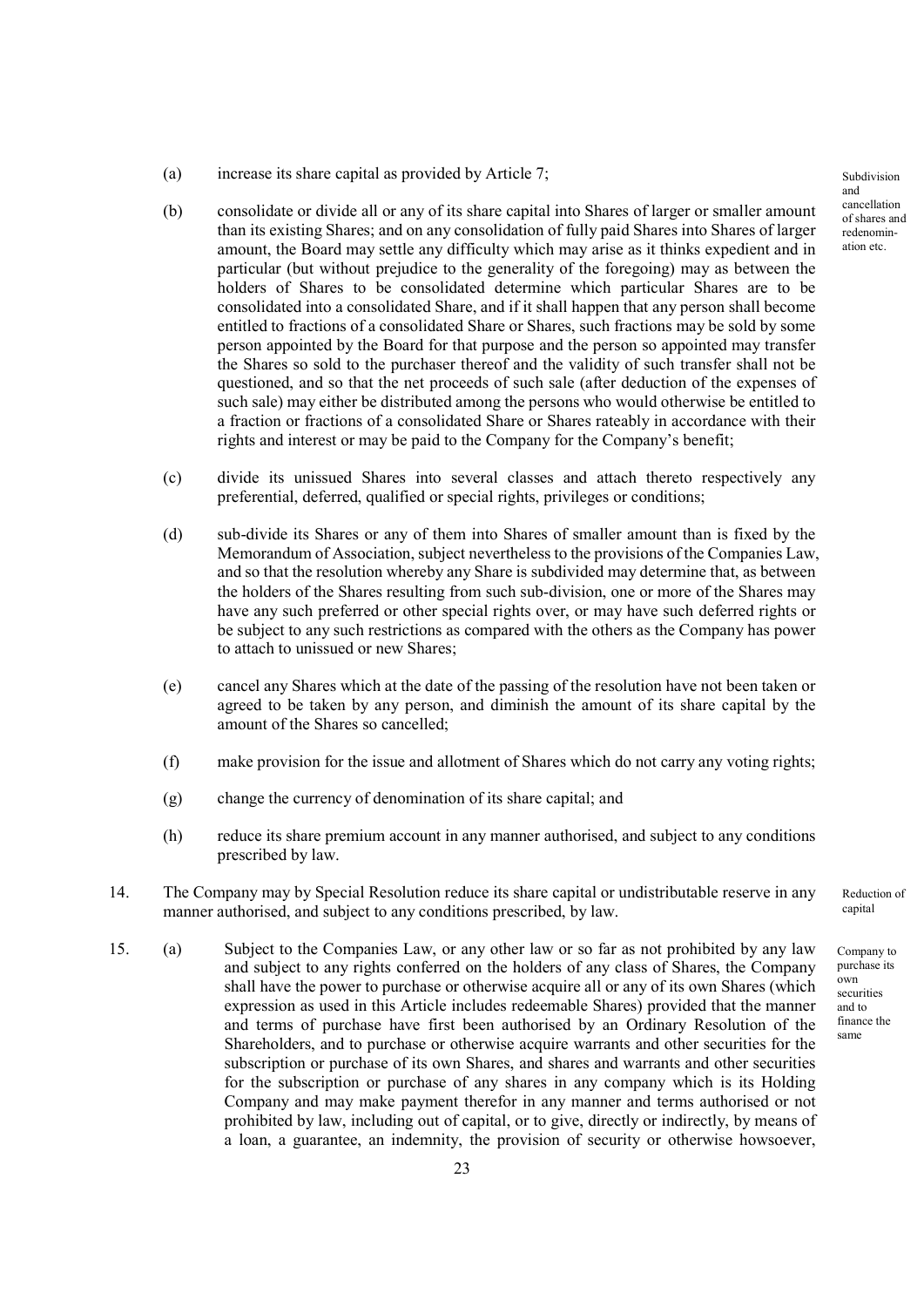(a) increase its share capital as provided by Article 7;

Subdivision and cancellation of shares and redenomination etc.

(b) consolidate or divide all or any of its share capital into Shares of larger or smaller amount than its existing Shares; and on any consolidation of fully paid Shares into Shares of larger amount, the Board may settle any difficulty which may arise as it thinks expedient and in particular (but without prejudice to the generality of the foregoing) may as between the holders of Shares to be consolidated determine which particular Shares are to be consolidated into a consolidated Share, and if it shall happen that any person shall become entitled to fractions of a consolidated Share or Shares, such fractions may be sold by some person appointed by the Board for that purpose and the person so appointed may transfer the Shares so sold to the purchaser thereof and the validity of such transfer shall not be questioned, and so that the net proceeds of such sale (after deduction of the expenses of such sale) may either be distributed among the persons who would otherwise be entitled to a fraction or fractions of a consolidated Share or Shares rateably in accordance with their rights and interest or may be paid to the Company for the Company's benefit;

(c) divide its unissued Shares into several classes and attach thereto respectively any preferential, deferred, qualified or special rights, privileges or conditions;

(d) sub-divide its Shares or any of them into Shares of smaller amount than is fixed by the Memorandum of Association, subject nevertheless to the provisions of the Companies Law, and so that the resolution whereby any Share is subdivided may determine that, as between the holders of the Shares resulting from such sub-division, one or more of the Shares may have any such preferred or other special rights over, or may have such deferred rights or be subject to any such restrictions as compared with the others as the Company has power to attach to unissued or new Shares;

(e) cancel any Shares which at the date of the passing of the resolution have not been taken or agreed to be taken by any person, and diminish the amount of its share capital by the amount of the Shares so cancelled;

(f) make provision for the issue and allotment of Shares which do not carry any voting rights;

(g) change the currency of denomination of its share capital; and

(h) reduce its share premium account in any manner authorised, and subject to any conditions prescribed by law.

14. The Company may by Special Resolution reduce its share capital or undistributable reserve in any manner authorised, and subject to any conditions prescribed, by law.

Reduction of capital

15. (a) Subject to the Companies Law, or any other law or so far as not prohibited by any law and subject to any rights conferred on the holders of any class of Shares, the Company shall have the power to purchase or otherwise acquire all or any of its own Shares (which expression as used in this Article includes redeemable Shares) provided that the manner and terms of purchase have first been authorised by an Ordinary Resolution of the Shareholders, and to purchase or otherwise acquire warrants and other securities for the subscription or purchase of its own Shares, and shares and warrants and other securities for the subscription or purchase of any shares in any company which is its Holding Company and may make payment therefor in any manner and terms authorised or not prohibited by law, including out of capital, or to give, directly or indirectly, by means of a loan, a guarantee, an indemnity, the provision of security or otherwise howsoever,

Company to purchase its own securities and to finance the same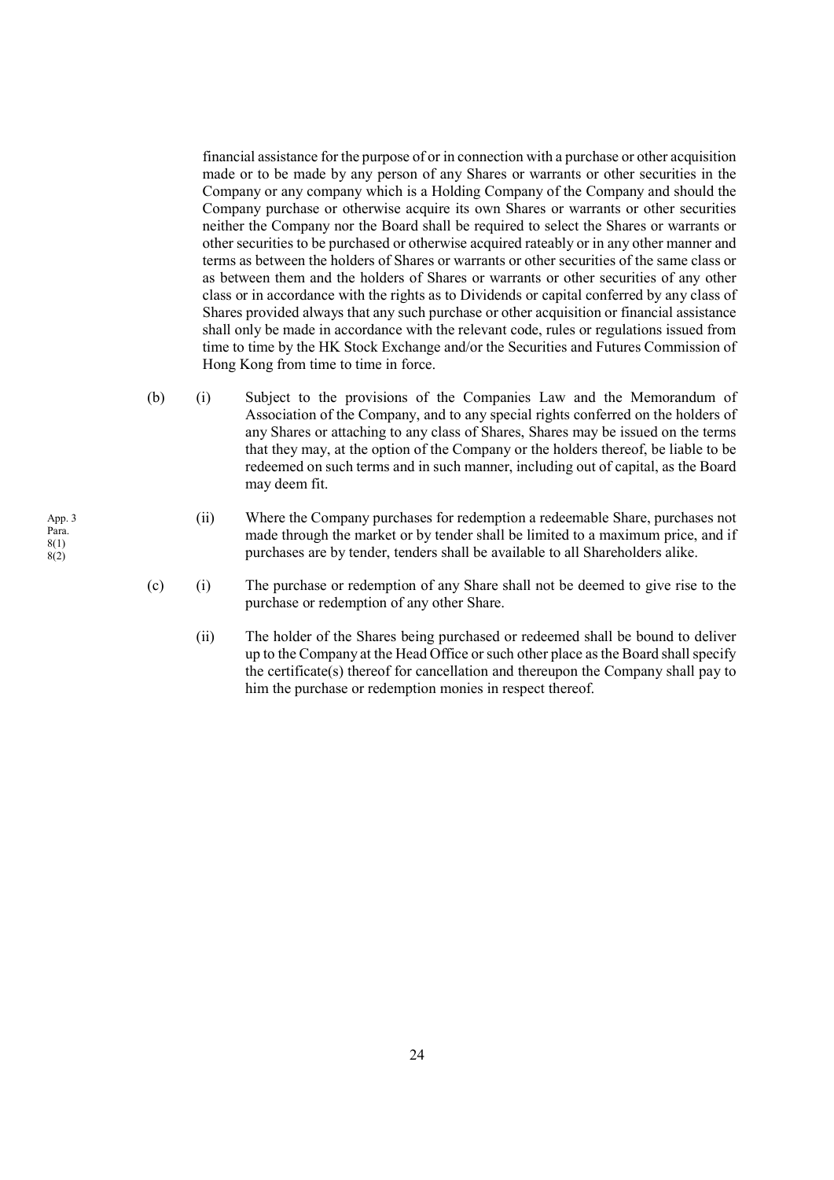financial assistance for the purpose of or in connection with a purchase or other acquisition made or to be made by any person of any Shares or warrants or other securities in the Company or any company which is a Holding Company of the Company and should the Company purchase or otherwise acquire its own Shares or warrants or other securities neither the Company nor the Board shall be required to select the Shares or warrants or other securities to be purchased or otherwise acquired rateably or in any other manner and terms as between the holders of Shares or warrants or other securities of the same class or as between them and the holders of Shares or warrants or other securities of any other class or in accordance with the rights as to Dividends or capital conferred by any class of Shares provided always that any such purchase or other acquisition or financial assistance shall only be made in accordance with the relevant code, rules or regulations issued from time to time by the HK Stock Exchange and/or the Securities and Futures Commission of Hong Kong from time to time in force.

(b) (i) Subject to the provisions of the Companies Law and the Memorandum of Association of the Company, and to any special rights conferred on the holders of any Shares or attaching to any class of Shares, Shares may be issued on the terms that they may, at the option of the Company or the holders thereof, be liable to be redeemed on such terms and in such manner, including out of capital, as the Board may deem fit.

App. 3 Para. 8(1) 8(2)

(ii) Where the Company purchases for redemption a redeemable Share, purchases not made through the market or by tender shall be limited to a maximum price, and if purchases are by tender, tenders shall be available to all Shareholders alike.

(c) (i) The purchase or redemption of any Share shall not be deemed to give rise to the purchase or redemption of any other Share.

(ii) The holder of the Shares being purchased or redeemed shall be bound to deliver up to the Company at the Head Office or such other place as the Board shall specify the certificate(s) thereof for cancellation and thereupon the Company shall pay to him the purchase or redemption monies in respect thereof.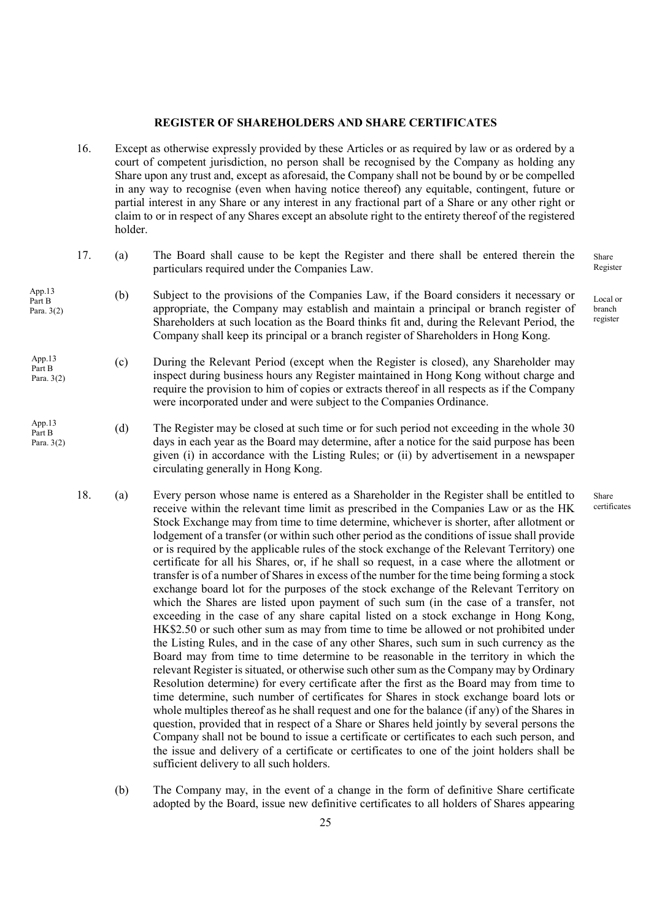## REGISTER OF SHAREHOLDERS AND SHARE CERTIFICATES

16. Except as otherwise expressly provided by these Articles or as required by law or as ordered by a court of competent jurisdiction, no person shall be recognised by the Company as holding any Share upon any trust and, except as aforesaid, the Company shall not be bound by or be compelled in any way to recognise (even when having notice thereof) any equitable, contingent, future or partial interest in any Share or any interest in any fractional part of a Share or any other right or claim to or in respect of any Shares except an absolute right to the entirety thereof of the registered holder.

17. (a) The Board shall cause to be kept the Register and there shall be entered therein the particulars required under the Companies Law. *Share Register*

(b) Subject to the provisions of the Companies Law, if the Board considers it necessary or appropriate, the Company may establish and maintain a principal or branch register of Shareholders at such location as the Board thinks fit and, during the Relevant Period, the Company shall keep its principal or a branch register of Shareholders in Hong Kong. *App.13 Part B Para. 3(2)* *Local or branch register*

(c) During the Relevant Period (except when the Register is closed), any Shareholder may inspect during business hours any Register maintained in Hong Kong without charge and require the provision to him of copies or extracts thereof in all respects as if the Company were incorporated under and were subject to the Companies Ordinance. *App.13 Part B Para. 3(2)*

(d) The Register may be closed at such time or for such period not exceeding in the whole 30 days in each year as the Board may determine, after a notice for the said purpose has been given (i) in accordance with the Listing Rules; or (ii) by advertisement in a newspaper circulating generally in Hong Kong. *App.13 Part B Para. 3(2)*

18. (a) Every person whose name is entered as a Shareholder in the Register shall be entitled to receive within the relevant time limit as prescribed in the Companies Law or as the HK Stock Exchange may from time to time determine, whichever is shorter, after allotment or lodgement of a transfer (or within such other period as the conditions of issue shall provide or is required by the applicable rules of the stock exchange of the Relevant Territory) one certificate for all his Shares, or, if he shall so request, in a case where the allotment or transfer is of a number of Shares in excess of the number for the time being forming a stock exchange board lot for the purposes of the stock exchange of the Relevant Territory on which the Shares are listed upon payment of such sum (in the case of a transfer, not exceeding in the case of any share capital listed on a stock exchange in Hong Kong, HK$2.50 or such other sum as may from time to time be allowed or not prohibited under the Listing Rules, and in the case of any other Shares, such sum in such currency as the Board may from time to time determine to be reasonable in the territory in which the relevant Register is situated, or otherwise such other sum as the Company may by Ordinary Resolution determine) for every certificate after the first as the Board may from time to time determine, such number of certificates for Shares in stock exchange board lots or whole multiples thereof as he shall request and one for the balance (if any) of the Shares in question, provided that in respect of a Share or Shares held jointly by several persons the Company shall not be bound to issue a certificate or certificates to each such person, and the issue and delivery of a certificate or certificates to one of the joint holders shall be sufficient delivery to all such holders. *Share certificates*

(b) The Company may, in the event of a change in the form of definitive Share certificate adopted by the Board, issue new definitive certificates to all holders of Shares appearing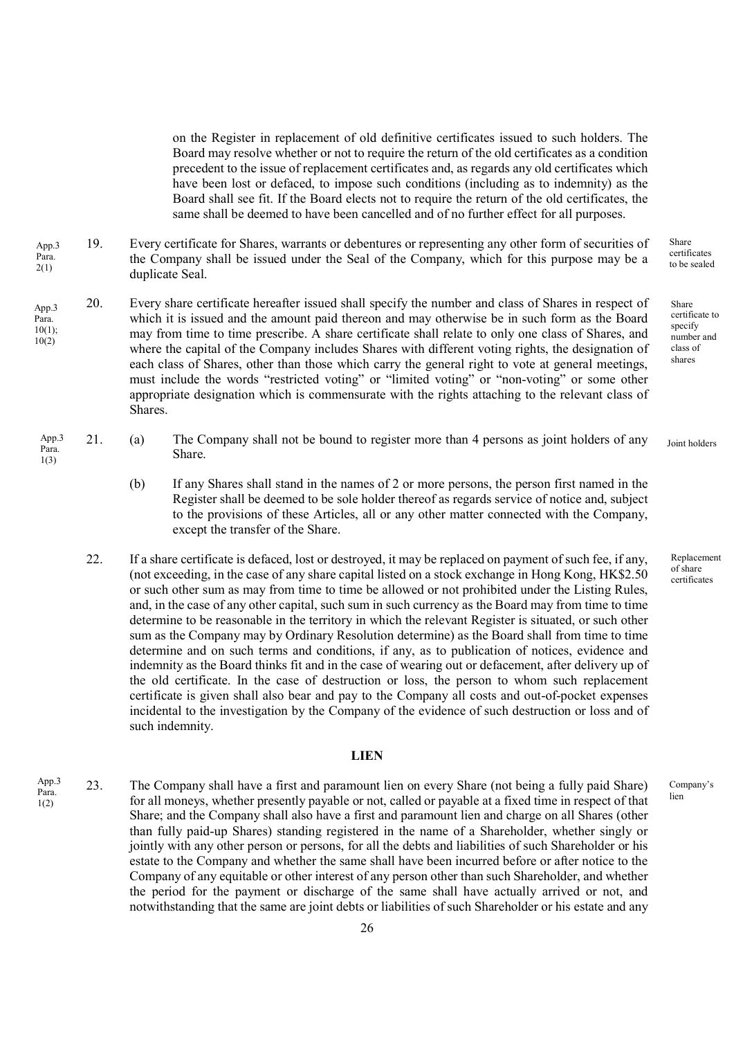on the Register in replacement of old definitive certificates issued to such holders. The Board may resolve whether or not to require the return of the old certificates as a condition precedent to the issue of replacement certificates and, as regards any old certificates which have been lost or defaced, to impose such conditions (including as to indemnity) as the Board shall see fit. If the Board elects not to require the return of the old certificates, the same shall be deemed to have been cancelled and of no further effect for all purposes.

App.3 Para. 2(1)

Share certificates to be sealed

19. Every certificate for Shares, warrants or debentures or representing any other form of securities of the Company shall be issued under the Seal of the Company, which for this purpose may be a duplicate Seal.

App.3 Para. 10(1); 10(2)

Share certificate to specify number and class of shares

20. Every share certificate hereafter issued shall specify the number and class of Shares in respect of which it is issued and the amount paid thereon and may otherwise be in such form as the Board may from time to time prescribe. A share certificate shall relate to only one class of Shares, and where the capital of the Company includes Shares with different voting rights, the designation of each class of Shares, other than those which carry the general right to vote at general meetings, must include the words "restricted voting" or "limited voting" or "non-voting" or some other appropriate designation which is commensurate with the rights attaching to the relevant class of Shares.

App.3 Para. 1(3)

Joint holders

21. (a) The Company shall not be bound to register more than 4 persons as joint holders of any Share.

(b) If any Shares shall stand in the names of 2 or more persons, the person first named in the Register shall be deemed to be sole holder thereof as regards service of notice and, subject to the provisions of these Articles, all or any other matter connected with the Company, except the transfer of the Share.

Replacement of share certificates

22. If a share certificate is defaced, lost or destroyed, it may be replaced on payment of such fee, if any, (not exceeding, in the case of any share capital listed on a stock exchange in Hong Kong, HK$2.50 or such other sum as may from time to time be allowed or not prohibited under the Listing Rules, and, in the case of any other capital, such sum in such currency as the Board may from time to time determine to be reasonable in the territory in which the relevant Register is situated, or such other sum as the Company may by Ordinary Resolution determine) as the Board shall from time to time determine and on such terms and conditions, if any, as to publication of notices, evidence and indemnity as the Board thinks fit and in the case of wearing out or defacement, after delivery up of the old certificate. In the case of destruction or loss, the person to whom such replacement certificate is given shall also bear and pay to the Company all costs and out-of-pocket expenses incidental to the investigation by the Company of the evidence of such destruction or loss and of such indemnity.

## LIEN

App.3 Para. 1(2)

Company's lien

23. The Company shall have a first and paramount lien on every Share (not being a fully paid Share) for all moneys, whether presently payable or not, called or payable at a fixed time in respect of that Share; and the Company shall also have a first and paramount lien and charge on all Shares (other than fully paid-up Shares) standing registered in the name of a Shareholder, whether singly or jointly with any other person or persons, for all the debts and liabilities of such Shareholder or his estate to the Company and whether the same shall have been incurred before or after notice to the Company of any equitable or other interest of any person other than such Shareholder, and whether the period for the payment or discharge of the same shall have actually arrived or not, and notwithstanding that the same are joint debts or liabilities of such Shareholder or his estate and any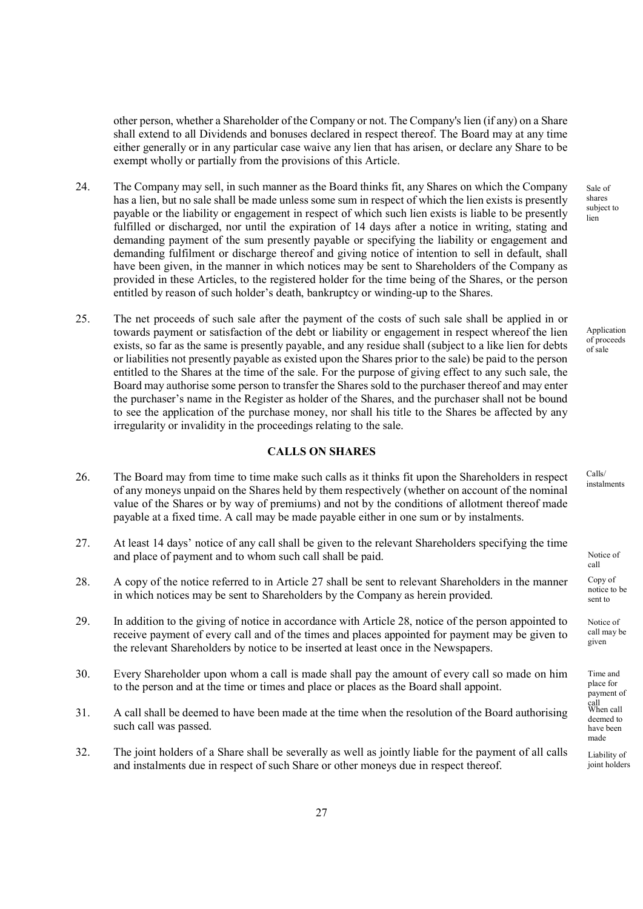other person, whether a Shareholder of the Company or not. The Company's lien (if any) on a Share shall extend to all Dividends and bonuses declared in respect thereof. The Board may at any time either generally or in any particular case waive any lien that has arisen, or declare any Share to be exempt wholly or partially from the provisions of this Article.

24. The Company may sell, in such manner as the Board thinks fit, any Shares on which the Company has a lien, but no sale shall be made unless some sum in respect of which the lien exists is presently payable or the liability or engagement in respect of which such lien exists is liable to be presently fulfilled or discharged, nor until the expiration of 14 days after a notice in writing, stating and demanding payment of the sum presently payable or specifying the liability or engagement and demanding fulfilment or discharge thereof and giving notice of intention to sell in default, shall have been given, in the manner in which notices may be sent to Shareholders of the Company as provided in these Articles, to the registered holder for the time being of the Shares, or the person entitled by reason of such holder's death, bankruptcy or winding-up to the Shares. *(Sale of shares subject to lien)*

25. The net proceeds of such sale after the payment of the costs of such sale shall be applied in or towards payment or satisfaction of the debt or liability or engagement in respect whereof the lien exists, so far as the same is presently payable, and any residue shall (subject to a like lien for debts or liabilities not presently payable as existed upon the Shares prior to the sale) be paid to the person entitled to the Shares at the time of the sale. For the purpose of giving effect to any such sale, the Board may authorise some person to transfer the Shares sold to the purchaser thereof and may enter the purchaser's name in the Register as holder of the Shares, and the purchaser shall not be bound to see the application of the purchase money, nor shall his title to the Shares be affected by any irregularity or invalidity in the proceedings relating to the sale. *(Application of proceeds of sale)*

## CALLS ON SHARES

26. The Board may from time to time make such calls as it thinks fit upon the Shareholders in respect of any moneys unpaid on the Shares held by them respectively (whether on account of the nominal value of the Shares or by way of premiums) and not by the conditions of allotment thereof made payable at a fixed time. A call may be made payable either in one sum or by instalments. *(Calls/ instalments)*

27. At least 14 days' notice of any call shall be given to the relevant Shareholders specifying the time and place of payment and to whom such call shall be paid. *(Notice of call)*

28. A copy of the notice referred to in Article 27 shall be sent to relevant Shareholders in the manner in which notices may be sent to Shareholders by the Company as herein provided. *(Copy of notice to be sent to)*

29. In addition to the giving of notice in accordance with Article 28, notice of the person appointed to receive payment of every call and of the times and places appointed for payment may be given to the relevant Shareholders by notice to be inserted at least once in the Newspapers. *(Notice of call may be given)*

30. Every Shareholder upon whom a call is made shall pay the amount of every call so made on him to the person and at the time or times and place or places as the Board shall appoint. *(Time and place for payment of call)*

31. A call shall be deemed to have been made at the time when the resolution of the Board authorising such call was passed. *(When call deemed to have been made)*

32. The joint holders of a Share shall be severally as well as jointly liable for the payment of all calls and instalments due in respect of such Share or other moneys due in respect thereof. *(Liability of joint holders)*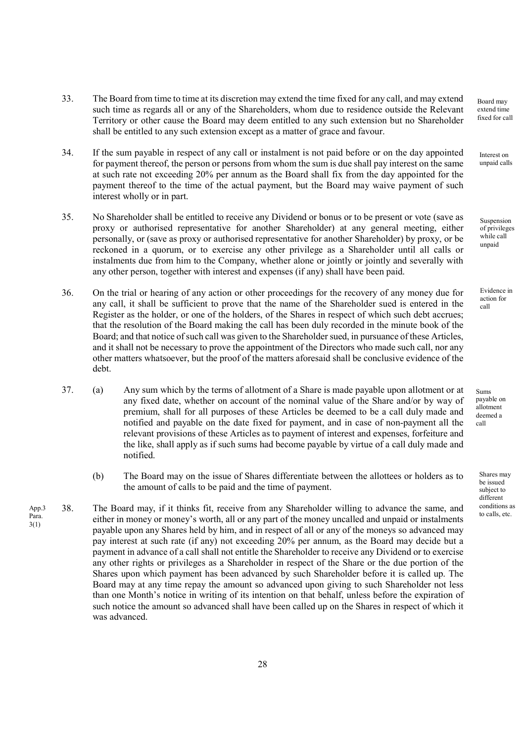33. The Board from time to time at its discretion may extend the time fixed for any call, and may extend such time as regards all or any of the Shareholders, whom due to residence outside the Relevant Territory or other cause the Board may deem entitled to any such extension but no Shareholder shall be entitled to any such extension except as a matter of grace and favour.

Board may extend time fixed for call

34. If the sum payable in respect of any call or instalment is not paid before or on the day appointed for payment thereof, the person or persons from whom the sum is due shall pay interest on the same at such rate not exceeding 20% per annum as the Board shall fix from the day appointed for the payment thereof to the time of the actual payment, but the Board may waive payment of such interest wholly or in part.

Interest on unpaid calls

35. No Shareholder shall be entitled to receive any Dividend or bonus or to be present or vote (save as proxy or authorised representative for another Shareholder) at any general meeting, either personally, or (save as proxy or authorised representative for another Shareholder) by proxy, or be reckoned in a quorum, or to exercise any other privilege as a Shareholder until all calls or instalments due from him to the Company, whether alone or jointly or jointly and severally with any other person, together with interest and expenses (if any) shall have been paid.

Suspension of privileges while call unpaid

36. On the trial or hearing of any action or other proceedings for the recovery of any money due for any call, it shall be sufficient to prove that the name of the Shareholder sued is entered in the Register as the holder, or one of the holders, of the Shares in respect of which such debt accrues; that the resolution of the Board making the call has been duly recorded in the minute book of the Board; and that notice of such call was given to the Shareholder sued, in pursuance of these Articles, and it shall not be necessary to prove the appointment of the Directors who made such call, nor any other matters whatsoever, but the proof of the matters aforesaid shall be conclusive evidence of the debt.

Evidence in action for call

37. (a) Any sum which by the terms of allotment of a Share is made payable upon allotment or at any fixed date, whether on account of the nominal value of the Share and/or by way of premium, shall for all purposes of these Articles be deemed to be a call duly made and notified and payable on the date fixed for payment, and in case of non-payment all the relevant provisions of these Articles as to payment of interest and expenses, forfeiture and the like, shall apply as if such sums had become payable by virtue of a call duly made and notified.

Sums payable on allotment deemed a call

(b) The Board may on the issue of Shares differentiate between the allottees or holders as to the amount of calls to be paid and the time of payment.

Shares may be issued subject to different conditions as to calls, etc.

App.3 Para. 3(1)

38. The Board may, if it thinks fit, receive from any Shareholder willing to advance the same, and either in money or money's worth, all or any part of the money uncalled and unpaid or instalments payable upon any Shares held by him, and in respect of all or any of the moneys so advanced may pay interest at such rate (if any) not exceeding 20% per annum, as the Board may decide but a payment in advance of a call shall not entitle the Shareholder to receive any Dividend or to exercise any other rights or privileges as a Shareholder in respect of the Share or the due portion of the Shares upon which payment has been advanced by such Shareholder before it is called up. The Board may at any time repay the amount so advanced upon giving to such Shareholder not less than one Month's notice in writing of its intention on that behalf, unless before the expiration of such notice the amount so advanced shall have been called up on the Shares in respect of which it was advanced.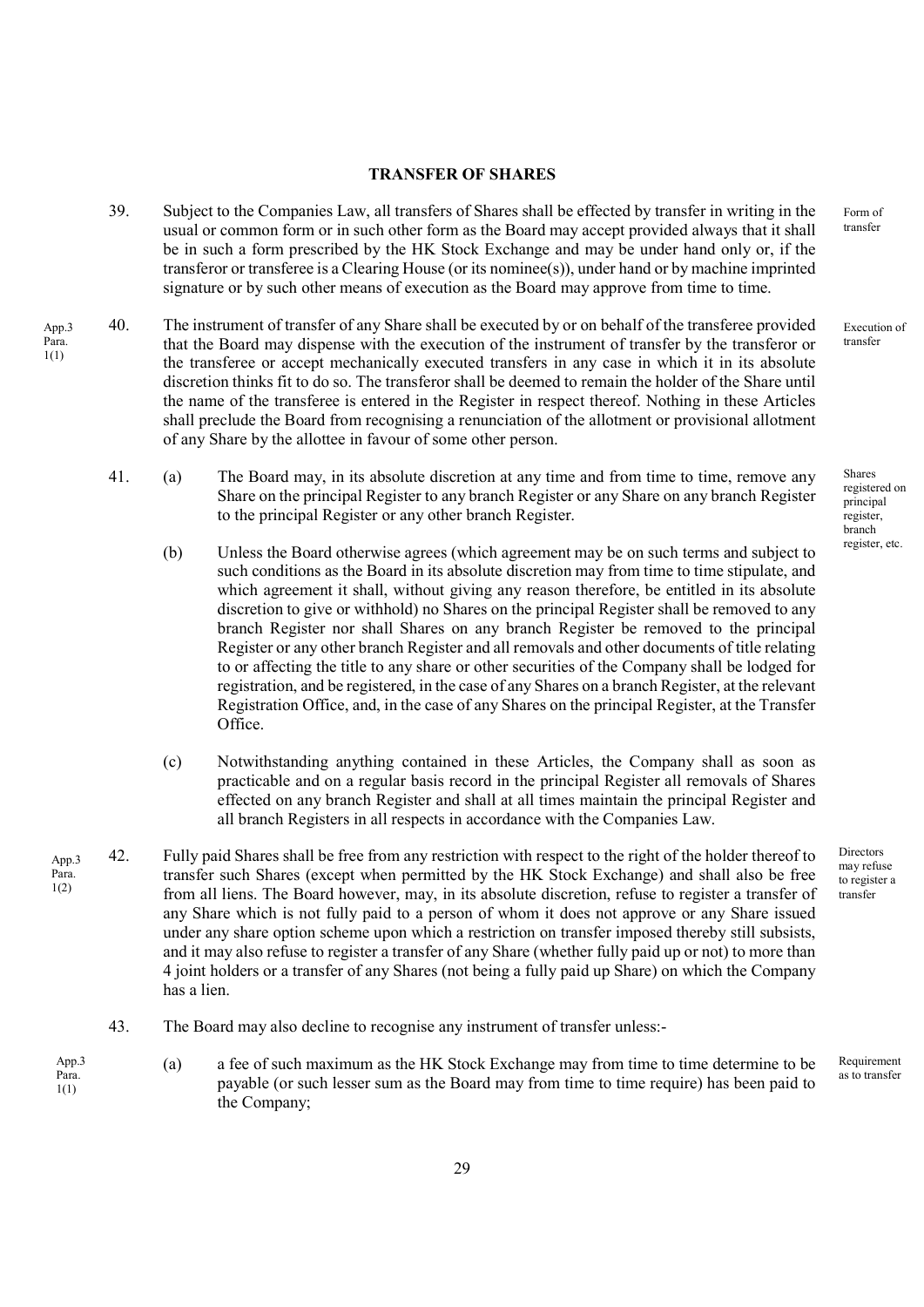## TRANSFER OF SHARES

39. Subject to the Companies Law, all transfers of Shares shall be effected by transfer in writing in the usual or common form or in such other form as the Board may accept provided always that it shall be in such a form prescribed by the HK Stock Exchange and may be under hand only or, if the transferor or transferee is a Clearing House (or its nominee(s)), under hand or by machine imprinted signature or by such other means of execution as the Board may approve from time to time.

*Form of transfer*

*App.3 Para. 1(1)*

40. The instrument of transfer of any Share shall be executed by or on behalf of the transferee provided that the Board may dispense with the execution of the instrument of transfer by the transferor or the transferee or accept mechanically executed transfers in any case in which it in its absolute discretion thinks fit to do so. The transferor shall be deemed to remain the holder of the Share until the name of the transferee is entered in the Register in respect thereof. Nothing in these Articles shall preclude the Board from recognising a renunciation of the allotment or provisional allotment of any Share by the allottee in favour of some other person.

*Execution of transfer*

41. (a) The Board may, in its absolute discretion at any time and from time to time, remove any Share on the principal Register to any branch Register or any Share on any branch Register to the principal Register or any other branch Register.

*Shares registered on principal register, branch register, etc.*

(b) Unless the Board otherwise agrees (which agreement may be on such terms and subject to such conditions as the Board in its absolute discretion may from time to time stipulate, and which agreement it shall, without giving any reason therefore, be entitled in its absolute discretion to give or withhold) no Shares on the principal Register shall be removed to any branch Register nor shall Shares on any branch Register be removed to the principal Register or any other branch Register and all removals and other documents of title relating to or affecting the title to any share or other securities of the Company shall be lodged for registration, and be registered, in the case of any Shares on a branch Register, at the relevant Registration Office, and, in the case of any Shares on the principal Register, at the Transfer Office.

(c) Notwithstanding anything contained in these Articles, the Company shall as soon as practicable and on a regular basis record in the principal Register all removals of Shares effected on any branch Register and shall at all times maintain the principal Register and all branch Registers in all respects in accordance with the Companies Law.

*App.3 Para. 1(2)*

42. Fully paid Shares shall be free from any restriction with respect to the right of the holder thereof to transfer such Shares (except when permitted by the HK Stock Exchange) and shall also be free from all liens. The Board however, may, in its absolute discretion, refuse to register a transfer of any Share which is not fully paid to a person of whom it does not approve or any Share issued under any share option scheme upon which a restriction on transfer imposed thereby still subsists, and it may also refuse to register a transfer of any Share (whether fully paid up or not) to more than 4 joint holders or a transfer of any Shares (not being a fully paid up Share) on which the Company has a lien.

*Directors may refuse to register a transfer*

43. The Board may also decline to recognise any instrument of transfer unless:-

*App.3 Para. 1(1)*

(a) a fee of such maximum as the HK Stock Exchange may from time to time determine to be payable (or such lesser sum as the Board may from time to time require) has been paid to the Company;

*Requirement as to transfer*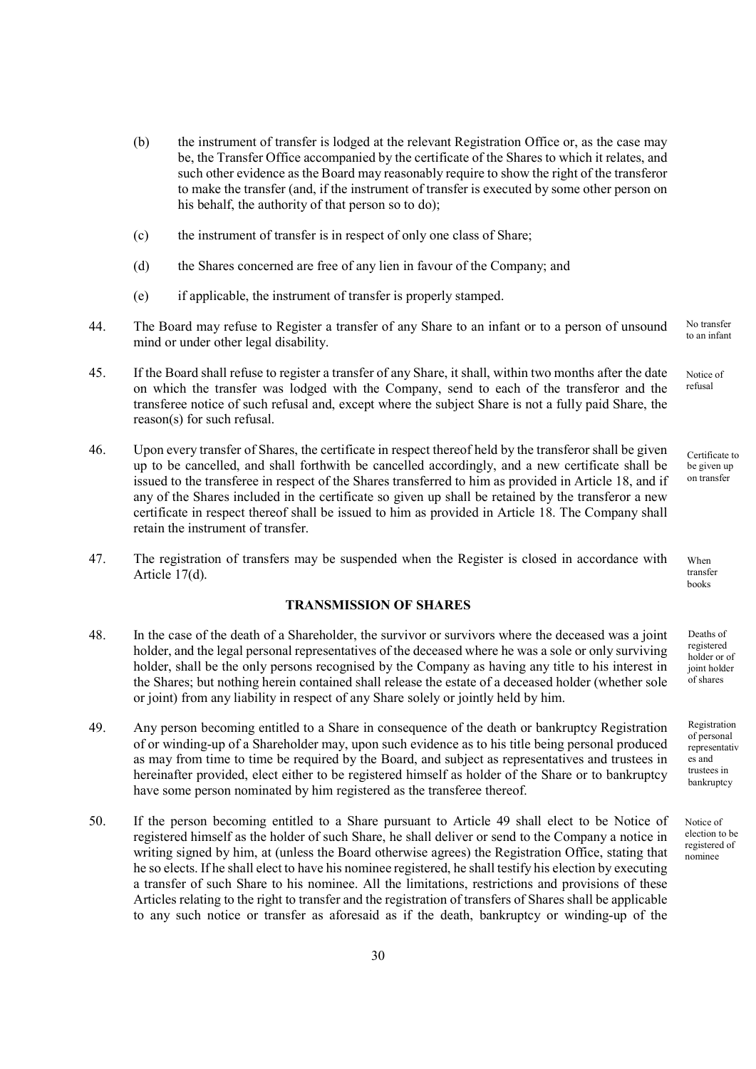(b) the instrument of transfer is lodged at the relevant Registration Office or, as the case may be, the Transfer Office accompanied by the certificate of the Shares to which it relates, and such other evidence as the Board may reasonably require to show the right of the transferor to make the transfer (and, if the instrument of transfer is executed by some other person on his behalf, the authority of that person so to do);

(c) the instrument of transfer is in respect of only one class of Share;

(d) the Shares concerned are free of any lien in favour of the Company; and

(e) if applicable, the instrument of transfer is properly stamped.

*No transfer to an infant*

44. The Board may refuse to Register a transfer of any Share to an infant or to a person of unsound mind or under other legal disability.

*Notice of refusal*

45. If the Board shall refuse to register a transfer of any Share, it shall, within two months after the date on which the transfer was lodged with the Company, send to each of the transferor and the transferee notice of such refusal and, except where the subject Share is not a fully paid Share, the reason(s) for such refusal.

*Certificate to be given up on transfer*

46. Upon every transfer of Shares, the certificate in respect thereof held by the transferor shall be given up to be cancelled, and shall forthwith be cancelled accordingly, and a new certificate shall be issued to the transferee in respect of the Shares transferred to him as provided in Article 18, and if any of the Shares included in the certificate so given up shall be retained by the transferor a new certificate in respect thereof shall be issued to him as provided in Article 18. The Company shall retain the instrument of transfer.

*When transfer books*

47. The registration of transfers may be suspended when the Register is closed in accordance with Article 17(d).

## TRANSMISSION OF SHARES

*Deaths of registered holder or of joint holder of shares*

48. In the case of the death of a Shareholder, the survivor or survivors where the deceased was a joint holder, and the legal personal representatives of the deceased where he was a sole or only surviving holder, shall be the only persons recognised by the Company as having any title to his interest in the Shares; but nothing herein contained shall release the estate of a deceased holder (whether sole or joint) from any liability in respect of any Share solely or jointly held by him.

*Registration of personal representatives and trustees in bankruptcy*

49. Any person becoming entitled to a Share in consequence of the death or bankruptcy Registration of or winding-up of a Shareholder may, upon such evidence as to his title being personal produced as may from time to time be required by the Board, and subject as representatives and trustees in hereinafter provided, elect either to be registered himself as holder of the Share or to bankruptcy have some person nominated by him registered as the transferee thereof.

*Notice of election to be registered of nominee*

50. If the person becoming entitled to a Share pursuant to Article 49 shall elect to be Notice of registered himself as the holder of such Share, he shall deliver or send to the Company a notice in writing signed by him, at (unless the Board otherwise agrees) the Registration Office, stating that he so elects. If he shall elect to have his nominee registered, he shall testify his election by executing a transfer of such Share to his nominee. All the limitations, restrictions and provisions of these Articles relating to the right to transfer and the registration of transfers of Shares shall be applicable to any such notice or transfer as aforesaid as if the death, bankruptcy or winding-up of the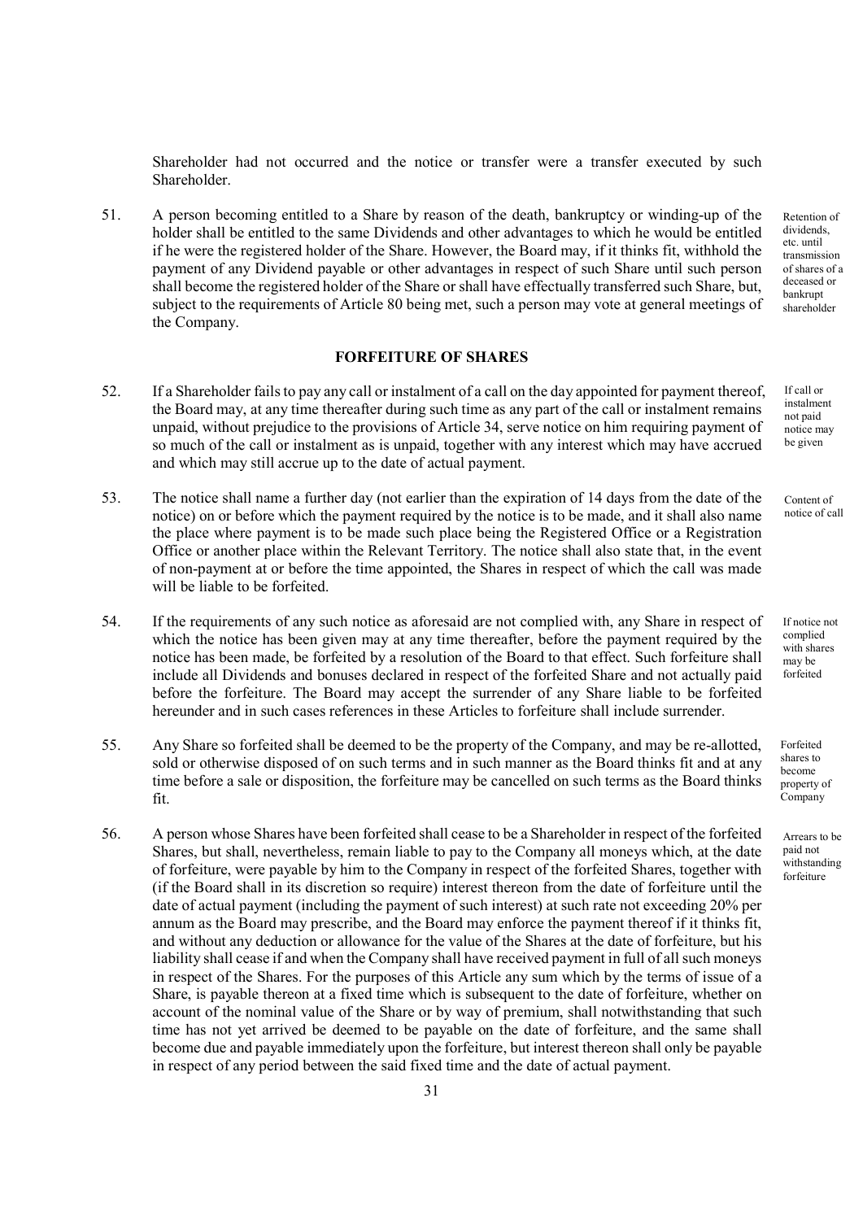Shareholder had not occurred and the notice or transfer were a transfer executed by such Shareholder.

51. A person becoming entitled to a Share by reason of the death, bankruptcy or winding-up of the holder shall be entitled to the same Dividends and other advantages to which he would be entitled if he were the registered holder of the Share. However, the Board may, if it thinks fit, withhold the payment of any Dividend payable or other advantages in respect of such Share until such person shall become the registered holder of the Share or shall have effectually transferred such Share, but, subject to the requirements of Article 80 being met, such a person may vote at general meetings of the Company.

*Retention of dividends, etc. until transmission of shares of a deceased or bankrupt shareholder*

## FORFEITURE OF SHARES

52. If a Shareholder fails to pay any call or instalment of a call on the day appointed for payment thereof, the Board may, at any time thereafter during such time as any part of the call or instalment remains unpaid, without prejudice to the provisions of Article 34, serve notice on him requiring payment of so much of the call or instalment as is unpaid, together with any interest which may have accrued and which may still accrue up to the date of actual payment.

*If call or instalment not paid notice may be given*

53. The notice shall name a further day (not earlier than the expiration of 14 days from the date of the notice) on or before which the payment required by the notice is to be made, and it shall also name the place where payment is to be made such place being the Registered Office or a Registration Office or another place within the Relevant Territory. The notice shall also state that, in the event of non-payment at or before the time appointed, the Shares in respect of which the call was made will be liable to be forfeited.

*Content of notice of call*

54. If the requirements of any such notice as aforesaid are not complied with, any Share in respect of which the notice has been given may at any time thereafter, before the payment required by the notice has been made, be forfeited by a resolution of the Board to that effect. Such forfeiture shall include all Dividends and bonuses declared in respect of the forfeited Share and not actually paid before the forfeiture. The Board may accept the surrender of any Share liable to be forfeited hereunder and in such cases references in these Articles to forfeiture shall include surrender.

*If notice not complied with shares may be forfeited*

55. Any Share so forfeited shall be deemed to be the property of the Company, and may be re-allotted, sold or otherwise disposed of on such terms and in such manner as the Board thinks fit and at any time before a sale or disposition, the forfeiture may be cancelled on such terms as the Board thinks fit.

*Forfeited shares to become property of Company*

56. A person whose Shares have been forfeited shall cease to be a Shareholder in respect of the forfeited Shares, but shall, nevertheless, remain liable to pay to the Company all moneys which, at the date of forfeiture, were payable by him to the Company in respect of the forfeited Shares, together with (if the Board shall in its discretion so require) interest thereon from the date of forfeiture until the date of actual payment (including the payment of such interest) at such rate not exceeding 20% per annum as the Board may prescribe, and the Board may enforce the payment thereof if it thinks fit, and without any deduction or allowance for the value of the Shares at the date of forfeiture, but his liability shall cease if and when the Company shall have received payment in full of all such moneys in respect of the Shares. For the purposes of this Article any sum which by the terms of issue of a Share, is payable thereon at a fixed time which is subsequent to the date of forfeiture, whether on account of the nominal value of the Share or by way of premium, shall notwithstanding that such time has not yet arrived be deemed to be payable on the date of forfeiture, and the same shall become due and payable immediately upon the forfeiture, but interest thereon shall only be payable in respect of any period between the said fixed time and the date of actual payment.

*Arrears to be paid not withstanding forfeiture*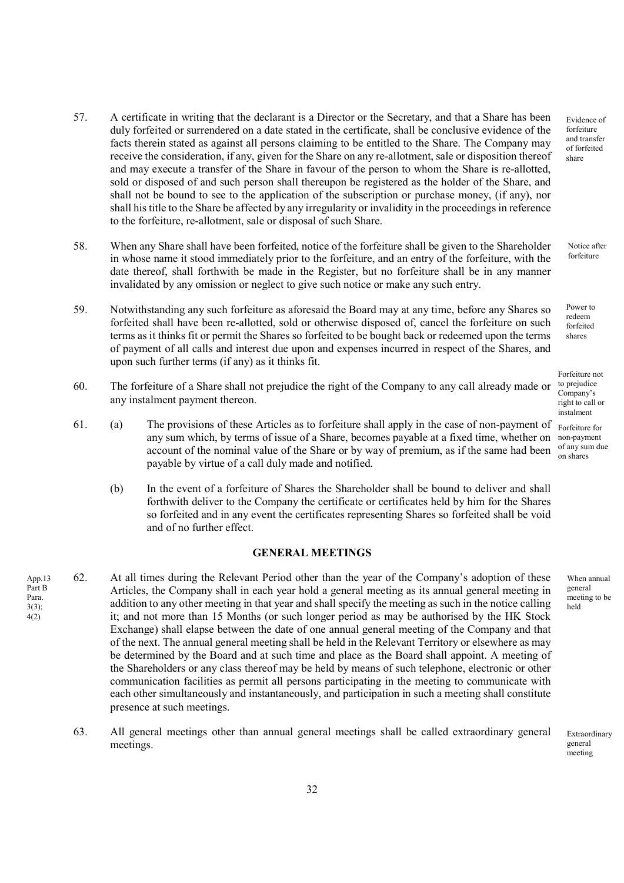57. A certificate in writing that the declarant is a Director or the Secretary, and that a Share has been duly forfeited or surrendered on a date stated in the certificate, shall be conclusive evidence of the facts therein stated as against all persons claiming to be entitled to the Share. The Company may receive the consideration, if any, given for the Share on any re-allotment, sale or disposition thereof and may execute a transfer of the Share in favour of the person to whom the Share is re-allotted, sold or disposed of and such person shall thereupon be registered as the holder of the Share, and shall not be bound to see to the application of the subscription or purchase money, (if any), nor shall his title to the Share be affected by any irregularity or invalidity in the proceedings in reference to the forfeiture, re-allotment, sale or disposal of such Share.

*Evidence of forfeiture and transfer of forfeited share*

58. When any Share shall have been forfeited, notice of the forfeiture shall be given to the Shareholder in whose name it stood immediately prior to the forfeiture, and an entry of the forfeiture, with the date thereof, shall forthwith be made in the Register, but no forfeiture shall be in any manner invalidated by any omission or neglect to give such notice or make any such entry.

*Notice after forfeiture*

59. Notwithstanding any such forfeiture as aforesaid the Board may at any time, before any Shares so forfeited shall have been re-allotted, sold or otherwise disposed of, cancel the forfeiture on such terms as it thinks fit or permit the Shares so forfeited to be bought back or redeemed upon the terms of payment of all calls and interest due upon and expenses incurred in respect of the Shares, and upon such further terms (if any) as it thinks fit.

*Power to redeem forfeited shares*

60. The forfeiture of a Share shall not prejudice the right of the Company to any call already made or any instalment payment thereon.

*Forfeiture not to prejudice Company's right to call or instalment*

61. (a) The provisions of these Articles as to forfeiture shall apply in the case of non-payment of any sum which, by terms of issue of a Share, becomes payable at a fixed time, whether on account of the nominal value of the Share or by way of premium, as if the same had been payable by virtue of a call duly made and notified.

*Forfeiture for non-payment of any sum due on shares*

(b) In the event of a forfeiture of Shares the Shareholder shall be bound to deliver and shall forthwith deliver to the Company the certificate or certificates held by him for the Shares so forfeited and in any event the certificates representing Shares so forfeited shall be void and of no further effect.

## GENERAL MEETINGS

*App.13 Part B Para. 3(3); 4(2)*

62. At all times during the Relevant Period other than the year of the Company's adoption of these Articles, the Company shall in each year hold a general meeting as its annual general meeting in addition to any other meeting in that year and shall specify the meeting as such in the notice calling it; and not more than 15 Months (or such longer period as may be authorised by the HK Stock Exchange) shall elapse between the date of one annual general meeting of the Company and that of the next. The annual general meeting shall be held in the Relevant Territory or elsewhere as may be determined by the Board and at such time and place as the Board shall appoint. A meeting of the Shareholders or any class thereof may be held by means of such telephone, electronic or other communication facilities as permit all persons participating in the meeting to communicate with each other simultaneously and instantaneously, and participation in such a meeting shall constitute presence at such meetings.

*When annual general meeting to be held*

63. All general meetings other than annual general meetings shall be called extraordinary general meetings.

*Extraordinary general meeting*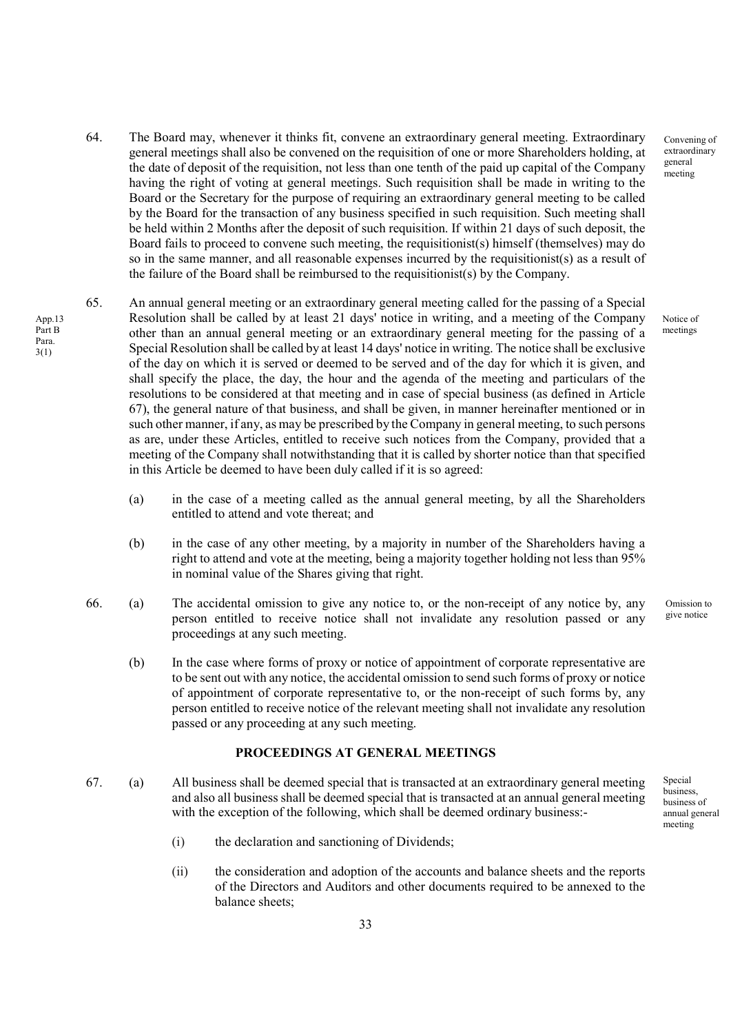64. The Board may, whenever it thinks fit, convene an extraordinary general meeting. Extraordinary general meetings shall also be convened on the requisition of one or more Shareholders holding, at the date of deposit of the requisition, not less than one tenth of the paid up capital of the Company having the right of voting at general meetings. Such requisition shall be made in writing to the Board or the Secretary for the purpose of requiring an extraordinary general meeting to be called by the Board for the transaction of any business specified in such requisition. Such meeting shall be held within 2 Months after the deposit of such requisition. If within 21 days of such deposit, the Board fails to proceed to convene such meeting, the requisitionist(s) himself (themselves) may do so in the same manner, and all reasonable expenses incurred by the requisitionist(s) as a result of the failure of the Board shall be reimbursed to the requisitionist(s) by the Company.

Convening of extraordinary general meeting

App.13 Part B Para. 3(1)

65. An annual general meeting or an extraordinary general meeting called for the passing of a Special Resolution shall be called by at least 21 days' notice in writing, and a meeting of the Company other than an annual general meeting or an extraordinary general meeting for the passing of a Special Resolution shall be called by at least 14 days' notice in writing. The notice shall be exclusive of the day on which it is served or deemed to be served and of the day for which it is given, and shall specify the place, the day, the hour and the agenda of the meeting and particulars of the resolutions to be considered at that meeting and in case of special business (as defined in Article 67), the general nature of that business, and shall be given, in manner hereinafter mentioned or in such other manner, if any, as may be prescribed by the Company in general meeting, to such persons as are, under these Articles, entitled to receive such notices from the Company, provided that a meeting of the Company shall notwithstanding that it is called by shorter notice than that specified in this Article be deemed to have been duly called if it is so agreed:

Notice of meetings

(a) in the case of a meeting called as the annual general meeting, by all the Shareholders entitled to attend and vote thereat; and

(b) in the case of any other meeting, by a majority in number of the Shareholders having a right to attend and vote at the meeting, being a majority together holding not less than 95% in nominal value of the Shares giving that right.

66. (a) The accidental omission to give any notice to, or the non-receipt of any notice by, any person entitled to receive notice shall not invalidate any resolution passed or any proceedings at any such meeting.

Omission to give notice

(b) In the case where forms of proxy or notice of appointment of corporate representative are to be sent out with any notice, the accidental omission to send such forms of proxy or notice of appointment of corporate representative to, or the non-receipt of such forms by, any person entitled to receive notice of the relevant meeting shall not invalidate any resolution passed or any proceeding at any such meeting.

## PROCEEDINGS AT GENERAL MEETINGS

67. (a) All business shall be deemed special that is transacted at an extraordinary general meeting and also all business shall be deemed special that is transacted at an annual general meeting with the exception of the following, which shall be deemed ordinary business:-

Special business, business of annual general meeting

(i) the declaration and sanctioning of Dividends;

(ii) the consideration and adoption of the accounts and balance sheets and the reports of the Directors and Auditors and other documents required to be annexed to the balance sheets;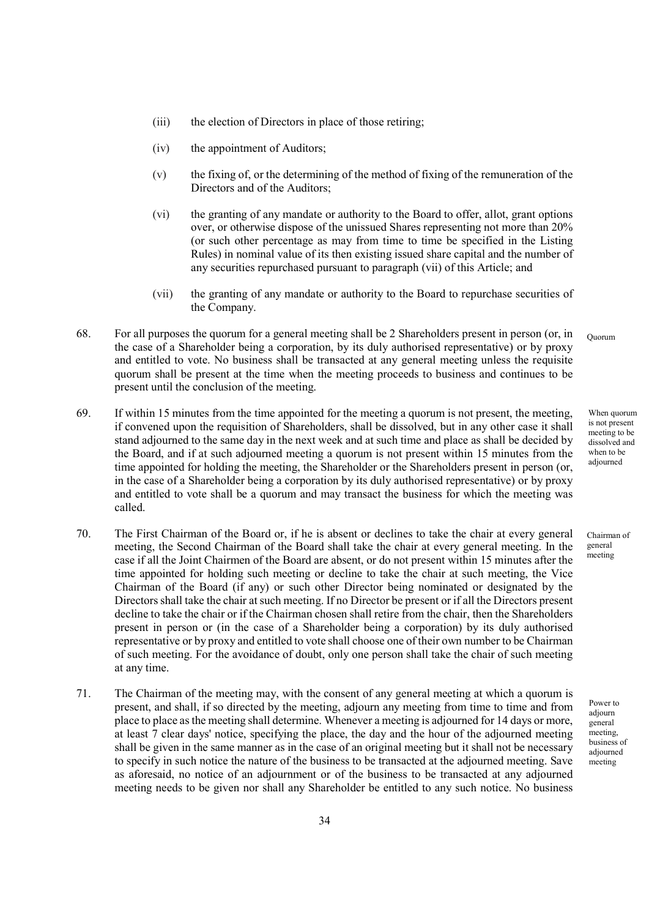(iii) the election of Directors in place of those retiring;

(iv) the appointment of Auditors;

(v) the fixing of, or the determining of the method of fixing of the remuneration of the Directors and of the Auditors;

(vi) the granting of any mandate or authority to the Board to offer, allot, grant options over, or otherwise dispose of the unissued Shares representing not more than 20% (or such other percentage as may from time to time be specified in the Listing Rules) in nominal value of its then existing issued share capital and the number of any securities repurchased pursuant to paragraph (vii) of this Article; and

(vii) the granting of any mandate or authority to the Board to repurchase securities of the Company.

68. For all purposes the quorum for a general meeting shall be 2 Shareholders present in person (or, in the case of a Shareholder being a corporation, by its duly authorised representative) or by proxy and entitled to vote. No business shall be transacted at any general meeting unless the requisite quorum shall be present at the time when the meeting proceeds to business and continues to be present until the conclusion of the meeting. *Quorum*

69. If within 15 minutes from the time appointed for the meeting a quorum is not present, the meeting, if convened upon the requisition of Shareholders, shall be dissolved, but in any other case it shall stand adjourned to the same day in the next week and at such time and place as shall be decided by the Board, and if at such adjourned meeting a quorum is not present within 15 minutes from the time appointed for holding the meeting, the Shareholder or the Shareholders present in person (or, in the case of a Shareholder being a corporation by its duly authorised representative) or by proxy and entitled to vote shall be a quorum and may transact the business for which the meeting was called. *When quorum is not present meeting to be dissolved and when to be adjourned*

70. The First Chairman of the Board or, if he is absent or declines to take the chair at every general meeting, the Second Chairman of the Board shall take the chair at every general meeting. In the case if all the Joint Chairmen of the Board are absent, or do not present within 15 minutes after the time appointed for holding such meeting or decline to take the chair at such meeting, the Vice Chairman of the Board (if any) or such other Director being nominated or designated by the Directors shall take the chair at such meeting. If no Director be present or if all the Directors present decline to take the chair or if the Chairman chosen shall retire from the chair, then the Shareholders present in person or (in the case of a Shareholder being a corporation) by its duly authorised representative or by proxy and entitled to vote shall choose one of their own number to be Chairman of such meeting. For the avoidance of doubt, only one person shall take the chair of such meeting at any time. *Chairman of general meeting*

71. The Chairman of the meeting may, with the consent of any general meeting at which a quorum is present, and shall, if so directed by the meeting, adjourn any meeting from time to time and from place to place as the meeting shall determine. Whenever a meeting is adjourned for 14 days or more, at least 7 clear days' notice, specifying the place, the day and the hour of the adjourned meeting shall be given in the same manner as in the case of an original meeting but it shall not be necessary to specify in such notice the nature of the business to be transacted at the adjourned meeting. Save as aforesaid, no notice of an adjournment or of the business to be transacted at any adjourned meeting needs to be given nor shall any Shareholder be entitled to any such notice. No business *Power to adjourn general meeting, business of adjourned meeting*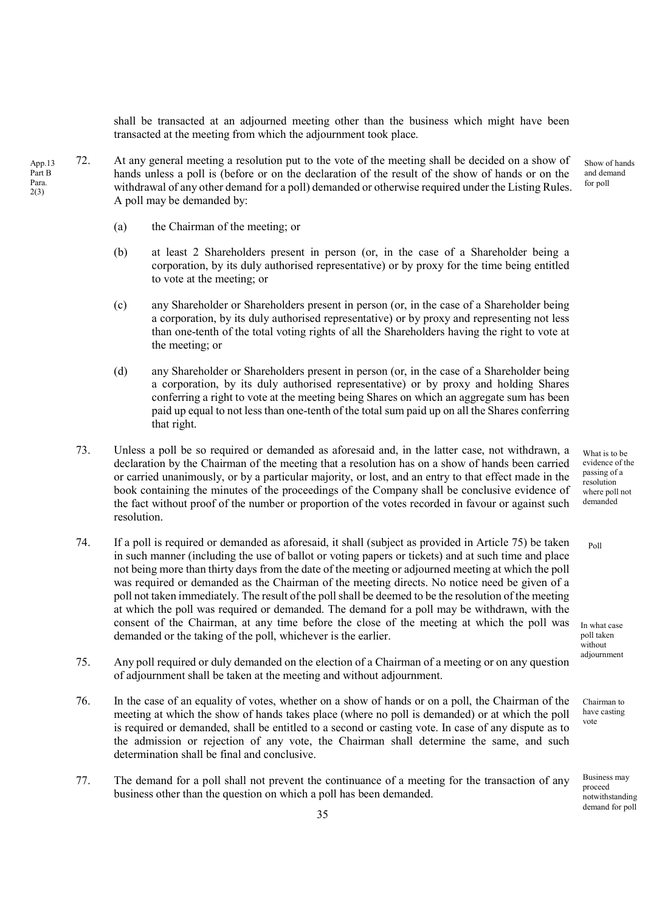shall be transacted at an adjourned meeting other than the business which might have been transacted at the meeting from which the adjournment took place.

App.13 Part B Para. 2(3)

**Show of hands and demand for poll**

72. At any general meeting a resolution put to the vote of the meeting shall be decided on a show of hands unless a poll is (before or on the declaration of the result of the show of hands or on the withdrawal of any other demand for a poll) demanded or otherwise required under the Listing Rules. A poll may be demanded by:

   (a) the Chairman of the meeting; or

   (b) at least 2 Shareholders present in person (or, in the case of a Shareholder being a corporation, by its duly authorised representative) or by proxy for the time being entitled to vote at the meeting; or

   (c) any Shareholder or Shareholders present in person (or, in the case of a Shareholder being a corporation, by its duly authorised representative) or by proxy and representing not less than one-tenth of the total voting rights of all the Shareholders having the right to vote at the meeting; or

   (d) any Shareholder or Shareholders present in person (or, in the case of a Shareholder being a corporation, by its duly authorised representative) or by proxy and holding Shares conferring a right to vote at the meeting being Shares on which an aggregate sum has been paid up equal to not less than one-tenth of the total sum paid up on all the Shares conferring that right.

**What is to be evidence of the passing of a resolution where poll not demanded**

73. Unless a poll be so required or demanded as aforesaid and, in the latter case, not withdrawn, a declaration by the Chairman of the meeting that a resolution has on a show of hands been carried or carried unanimously, or by a particular majority, or lost, and an entry to that effect made in the book containing the minutes of the proceedings of the Company shall be conclusive evidence of the fact without proof of the number or proportion of the votes recorded in favour or against such resolution.

**Poll**

74. If a poll is required or demanded as aforesaid, it shall (subject as provided in Article 75) be taken in such manner (including the use of ballot or voting papers or tickets) and at such time and place not being more than thirty days from the date of the meeting or adjourned meeting at which the poll was required or demanded as the Chairman of the meeting directs. No notice need be given of a poll not taken immediately. The result of the poll shall be deemed to be the resolution of the meeting at which the poll was required or demanded. The demand for a poll may be withdrawn, with the consent of the Chairman, at any time before the close of the meeting at which the poll was demanded or the taking of the poll, whichever is the earlier.

**In what case poll taken without adjournment**

75. Any poll required or duly demanded on the election of a Chairman of a meeting or on any question of adjournment shall be taken at the meeting and without adjournment.

**Chairman to have casting vote**

76. In the case of an equality of votes, whether on a show of hands or on a poll, the Chairman of the meeting at which the show of hands takes place (where no poll is demanded) or at which the poll is required or demanded, shall be entitled to a second or casting vote. In case of any dispute as to the admission or rejection of any vote, the Chairman shall determine the same, and such determination shall be final and conclusive.

**Business may proceed notwithstanding demand for poll**

77. The demand for a poll shall not prevent the continuance of a meeting for the transaction of any business other than the question on which a poll has been demanded.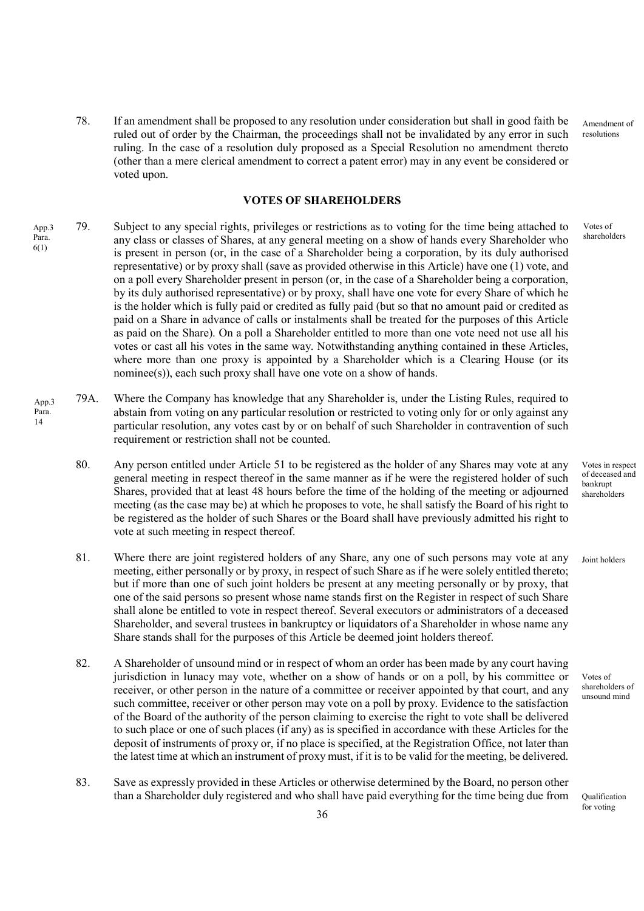78. If an amendment shall be proposed to any resolution under consideration but shall in good faith be ruled out of order by the Chairman, the proceedings shall not be invalidated by any error in such ruling. In the case of a resolution duly proposed as a Special Resolution no amendment thereto (other than a mere clerical amendment to correct a patent error) may in any event be considered or voted upon.

Amendment of resolutions

## VOTES OF SHAREHOLDERS

App.3 Para. 6(1)

79. Subject to any special rights, privileges or restrictions as to voting for the time being attached to any class or classes of Shares, at any general meeting on a show of hands every Shareholder who is present in person (or, in the case of a Shareholder being a corporation, by its duly authorised representative) or by proxy shall (save as provided otherwise in this Article) have one (1) vote, and on a poll every Shareholder present in person (or, in the case of a Shareholder being a corporation, by its duly authorised representative) or by proxy, shall have one vote for every Share of which he is the holder which is fully paid or credited as fully paid (but so that no amount paid or credited as paid on a Share in advance of calls or instalments shall be treated for the purposes of this Article as paid on the Share). On a poll a Shareholder entitled to more than one vote need not use all his votes or cast all his votes in the same way. Notwithstanding anything contained in these Articles, where more than one proxy is appointed by a Shareholder which is a Clearing House (or its nominee(s)), each such proxy shall have one vote on a show of hands.

Votes of shareholders

App.3 Para. 14

79A. Where the Company has knowledge that any Shareholder is, under the Listing Rules, required to abstain from voting on any particular resolution or restricted to voting only for or only against any particular resolution, any votes cast by or on behalf of such Shareholder in contravention of such requirement or restriction shall not be counted.

80. Any person entitled under Article 51 to be registered as the holder of any Shares may vote at any general meeting in respect thereof in the same manner as if he were the registered holder of such Shares, provided that at least 48 hours before the time of the holding of the meeting or adjourned meeting (as the case may be) at which he proposes to vote, he shall satisfy the Board of his right to be registered as the holder of such Shares or the Board shall have previously admitted his right to vote at such meeting in respect thereof.

Votes in respect of deceased and bankrupt shareholders

81. Where there are joint registered holders of any Share, any one of such persons may vote at any meeting, either personally or by proxy, in respect of such Share as if he were solely entitled thereto; but if more than one of such joint holders be present at any meeting personally or by proxy, that one of the said persons so present whose name stands first on the Register in respect of such Share shall alone be entitled to vote in respect thereof. Several executors or administrators of a deceased Shareholder, and several trustees in bankruptcy or liquidators of a Shareholder in whose name any Share stands shall for the purposes of this Article be deemed joint holders thereof.

Joint holders

82. A Shareholder of unsound mind or in respect of whom an order has been made by any court having jurisdiction in lunacy may vote, whether on a show of hands or on a poll, by his committee or receiver, or other person in the nature of a committee or receiver appointed by that court, and any such committee, receiver or other person may vote on a poll by proxy. Evidence to the satisfaction of the Board of the authority of the person claiming to exercise the right to vote shall be delivered to such place or one of such places (if any) as is specified in accordance with these Articles for the deposit of instruments of proxy or, if no place is specified, at the Registration Office, not later than the latest time at which an instrument of proxy must, if it is to be valid for the meeting, be delivered.

Votes of shareholders of unsound mind

83. Save as expressly provided in these Articles or otherwise determined by the Board, no person other than a Shareholder duly registered and who shall have paid everything for the time being due from

Qualification for voting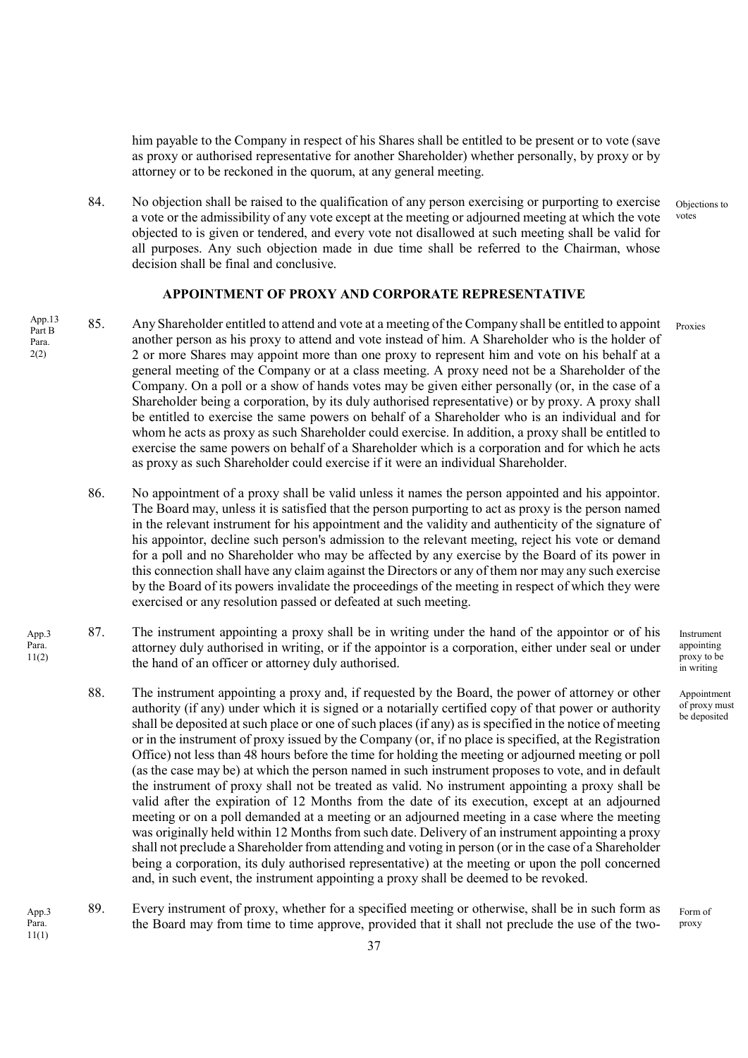him payable to the Company in respect of his Shares shall be entitled to be present or to vote (save as proxy or authorised representative for another Shareholder) whether personally, by proxy or by attorney or to be reckoned in the quorum, at any general meeting.

84. No objection shall be raised to the qualification of any person exercising or purporting to exercise a vote or the admissibility of any vote except at the meeting or adjourned meeting at which the vote objected to is given or tendered, and every vote not disallowed at such meeting shall be valid for all purposes. Any such objection made in due time shall be referred to the Chairman, whose decision shall be final and conclusive.

Objections to votes

## APPOINTMENT OF PROXY AND CORPORATE REPRESENTATIVE

App.13 Part B Para. 2(2)

85. Any Shareholder entitled to attend and vote at a meeting of the Company shall be entitled to appoint another person as his proxy to attend and vote instead of him. A Shareholder who is the holder of 2 or more Shares may appoint more than one proxy to represent him and vote on his behalf at a general meeting of the Company or at a class meeting. A proxy need not be a Shareholder of the Company. On a poll or a show of hands votes may be given either personally (or, in the case of a Shareholder being a corporation, by its duly authorised representative) or by proxy. A proxy shall be entitled to exercise the same powers on behalf of a Shareholder who is an individual and for whom he acts as proxy as such Shareholder could exercise. In addition, a proxy shall be entitled to exercise the same powers on behalf of a Shareholder which is a corporation and for which he acts as proxy as such Shareholder could exercise if it were an individual Shareholder.

Proxies

86. No appointment of a proxy shall be valid unless it names the person appointed and his appointor. The Board may, unless it is satisfied that the person purporting to act as proxy is the person named in the relevant instrument for his appointment and the validity and authenticity of the signature of his appointor, decline such person's admission to the relevant meeting, reject his vote or demand for a poll and no Shareholder who may be affected by any exercise by the Board of its power in this connection shall have any claim against the Directors or any of them nor may any such exercise by the Board of its powers invalidate the proceedings of the meeting in respect of which they were exercised or any resolution passed or defeated at such meeting.

App.3 Para. 11(2)

87. The instrument appointing a proxy shall be in writing under the hand of the appointor or of his attorney duly authorised in writing, or if the appointor is a corporation, either under seal or under the hand of an officer or attorney duly authorised.

Instrument appointing proxy to be in writing

88. The instrument appointing a proxy and, if requested by the Board, the power of attorney or other authority (if any) under which it is signed or a notarially certified copy of that power or authority shall be deposited at such place or one of such places (if any) as is specified in the notice of meeting or in the instrument of proxy issued by the Company (or, if no place is specified, at the Registration Office) not less than 48 hours before the time for holding the meeting or adjourned meeting or poll (as the case may be) at which the person named in such instrument proposes to vote, and in default the instrument of proxy shall not be treated as valid. No instrument appointing a proxy shall be valid after the expiration of 12 Months from the date of its execution, except at an adjourned meeting or on a poll demanded at a meeting or an adjourned meeting in a case where the meeting was originally held within 12 Months from such date. Delivery of an instrument appointing a proxy shall not preclude a Shareholder from attending and voting in person (or in the case of a Shareholder being a corporation, its duly authorised representative) at the meeting or upon the poll concerned and, in such event, the instrument appointing a proxy shall be deemed to be revoked.

Appointment of proxy must be deposited

App.3 Para. 11(1)

89. Every instrument of proxy, whether for a specified meeting or otherwise, shall be in such form as the Board may from time to time approve, provided that it shall not preclude the use of the two-

Form of proxy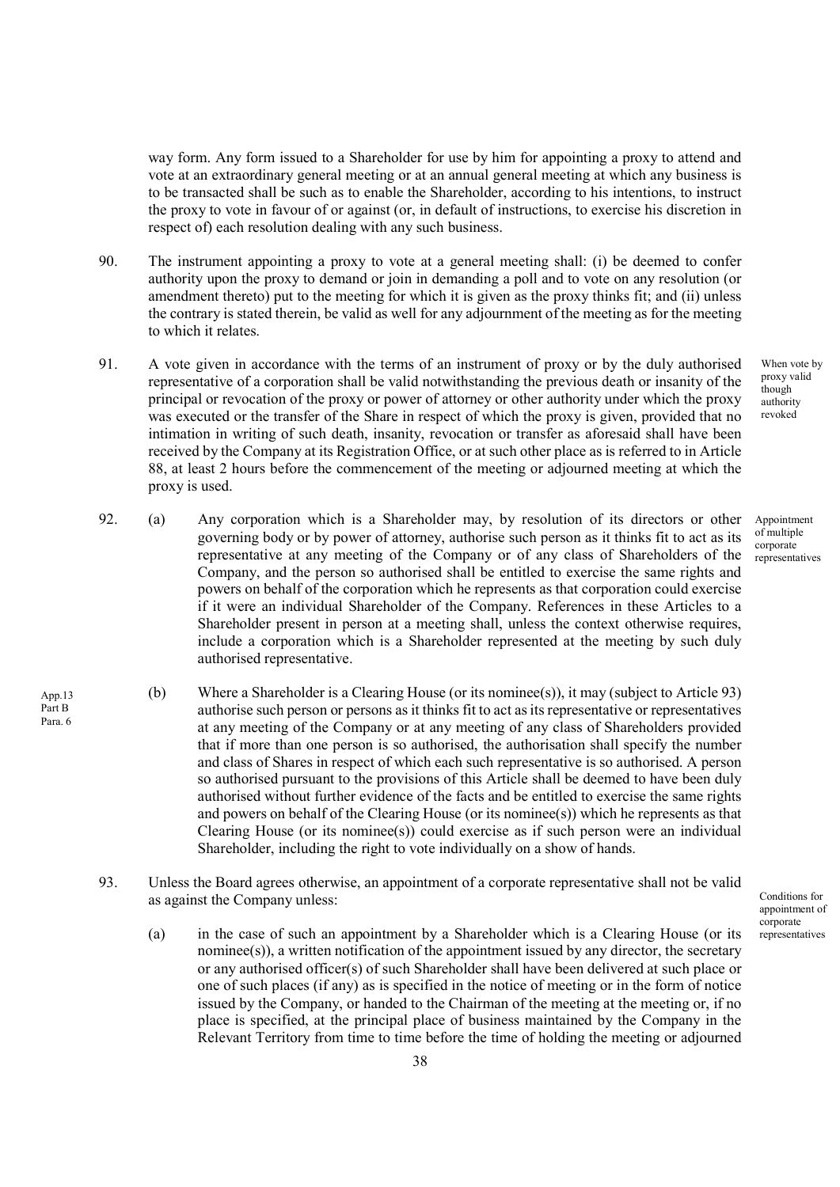way form. Any form issued to a Shareholder for use by him for appointing a proxy to attend and vote at an extraordinary general meeting or at an annual general meeting at which any business is to be transacted shall be such as to enable the Shareholder, according to his intentions, to instruct the proxy to vote in favour of or against (or, in default of instructions, to exercise his discretion in respect of) each resolution dealing with any such business.

90. The instrument appointing a proxy to vote at a general meeting shall: (i) be deemed to confer authority upon the proxy to demand or join in demanding a poll and to vote on any resolution (or amendment thereto) put to the meeting for which it is given as the proxy thinks fit; and (ii) unless the contrary is stated therein, be valid as well for any adjournment of the meeting as for the meeting to which it relates.

*When vote by proxy valid though authority revoked*

91. A vote given in accordance with the terms of an instrument of proxy or by the duly authorised representative of a corporation shall be valid notwithstanding the previous death or insanity of the principal or revocation of the proxy or power of attorney or other authority under which the proxy was executed or the transfer of the Share in respect of which the proxy is given, provided that no intimation in writing of such death, insanity, revocation or transfer as aforesaid shall have been received by the Company at its Registration Office, or at such other place as is referred to in Article 88, at least 2 hours before the commencement of the meeting or adjourned meeting at which the proxy is used.

*Appointment of multiple corporate representatives*

92. (a) Any corporation which is a Shareholder may, by resolution of its directors or other governing body or by power of attorney, authorise such person as it thinks fit to act as its representative at any meeting of the Company or of any class of Shareholders of the Company, and the person so authorised shall be entitled to exercise the same rights and powers on behalf of the corporation which he represents as that corporation could exercise if it were an individual Shareholder of the Company. References in these Articles to a Shareholder present in person at a meeting shall, unless the context otherwise requires, include a corporation which is a Shareholder represented at the meeting by such duly authorised representative.

*App.13 Part B Para. 6*

(b) Where a Shareholder is a Clearing House (or its nominee(s)), it may (subject to Article 93) authorise such person or persons as it thinks fit to act as its representative or representatives at any meeting of the Company or at any meeting of any class of Shareholders provided that if more than one person is so authorised, the authorisation shall specify the number and class of Shares in respect of which each such representative is so authorised. A person so authorised pursuant to the provisions of this Article shall be deemed to have been duly authorised without further evidence of the facts and be entitled to exercise the same rights and powers on behalf of the Clearing House (or its nominee(s)) which he represents as that Clearing House (or its nominee(s)) could exercise as if such person were an individual Shareholder, including the right to vote individually on a show of hands.

*Conditions for appointment of corporate representatives*

93. Unless the Board agrees otherwise, an appointment of a corporate representative shall not be valid as against the Company unless:

(a) in the case of such an appointment by a Shareholder which is a Clearing House (or its nominee(s)), a written notification of the appointment issued by any director, the secretary or any authorised officer(s) of such Shareholder shall have been delivered at such place or one of such places (if any) as is specified in the notice of meeting or in the form of notice issued by the Company, or handed to the Chairman of the meeting at the meeting or, if no place is specified, at the principal place of business maintained by the Company in the Relevant Territory from time to time before the time of holding the meeting or adjourned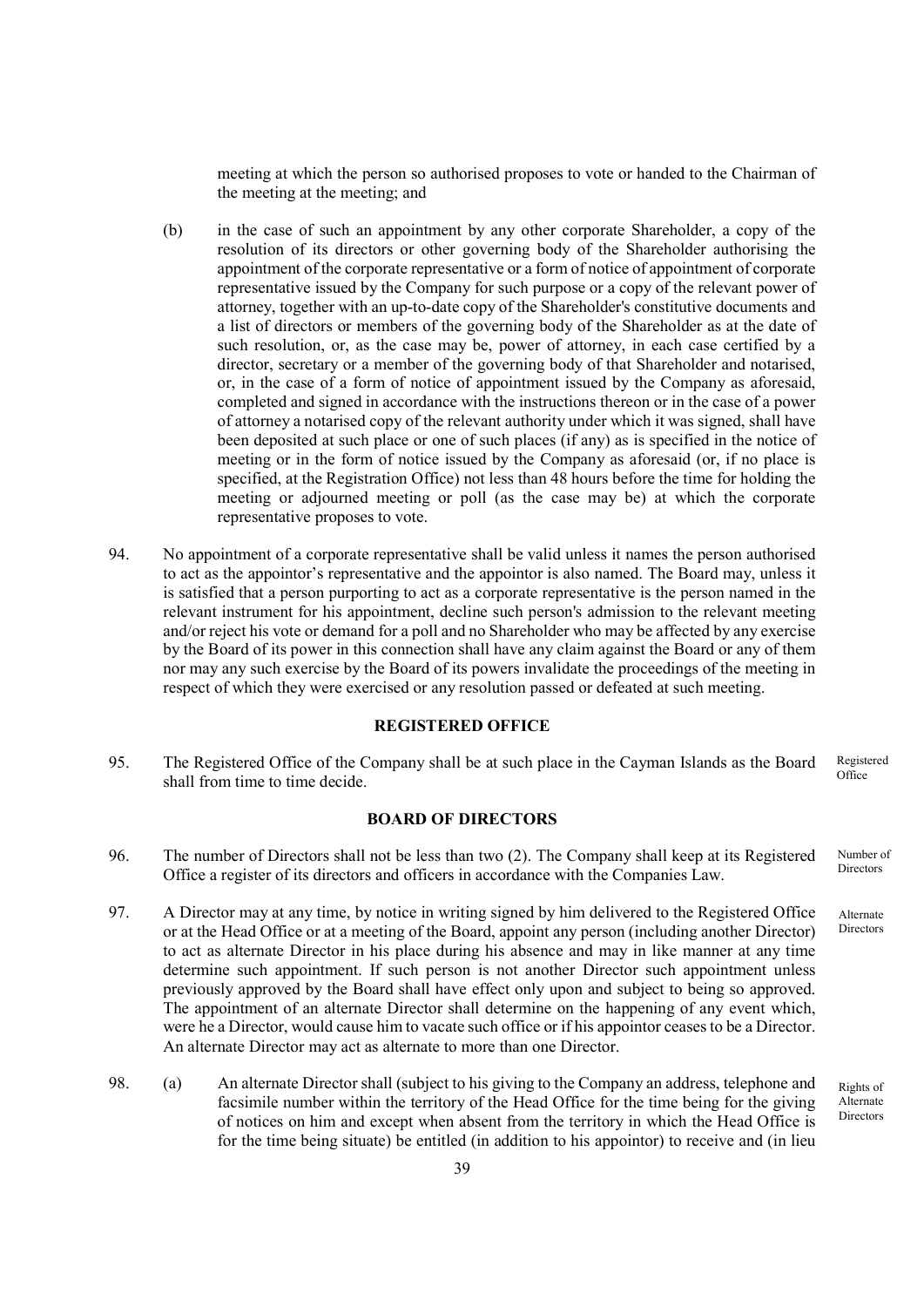meeting at which the person so authorised proposes to vote or handed to the Chairman of the meeting at the meeting; and

(b) in the case of such an appointment by any other corporate Shareholder, a copy of the resolution of its directors or other governing body of the Shareholder authorising the appointment of the corporate representative or a form of notice of appointment of corporate representative issued by the Company for such purpose or a copy of the relevant power of attorney, together with an up-to-date copy of the Shareholder's constitutive documents and a list of directors or members of the governing body of the Shareholder as at the date of such resolution, or, as the case may be, power of attorney, in each case certified by a director, secretary or a member of the governing body of that Shareholder and notarised, or, in the case of a form of notice of appointment issued by the Company as aforesaid, completed and signed in accordance with the instructions thereon or in the case of a power of attorney a notarised copy of the relevant authority under which it was signed, shall have been deposited at such place or one of such places (if any) as is specified in the notice of meeting or in the form of notice issued by the Company as aforesaid (or, if no place is specified, at the Registration Office) not less than 48 hours before the time for holding the meeting or adjourned meeting or poll (as the case may be) at which the corporate representative proposes to vote.

94. No appointment of a corporate representative shall be valid unless it names the person authorised to act as the appointor's representative and the appointor is also named. The Board may, unless it is satisfied that a person purporting to act as a corporate representative is the person named in the relevant instrument for his appointment, decline such person's admission to the relevant meeting and/or reject his vote or demand for a poll and no Shareholder who may be affected by any exercise by the Board of its power in this connection shall have any claim against the Board or any of them nor may any such exercise by the Board of its powers invalidate the proceedings of the meeting in respect of which they were exercised or any resolution passed or defeated at such meeting.

## REGISTERED OFFICE

95. The Registered Office of the Company shall be at such place in the Cayman Islands as the Board shall from time to time decide. *Registered Office*

## BOARD OF DIRECTORS

96. The number of Directors shall not be less than two (2). The Company shall keep at its Registered Office a register of its directors and officers in accordance with the Companies Law. *Number of Directors*

97. A Director may at any time, by notice in writing signed by him delivered to the Registered Office or at the Head Office or at a meeting of the Board, appoint any person (including another Director) to act as alternate Director in his place during his absence and may in like manner at any time determine such appointment. If such person is not another Director such appointment unless previously approved by the Board shall have effect only upon and subject to being so approved. The appointment of an alternate Director shall determine on the happening of any event which, were he a Director, would cause him to vacate such office or if his appointor ceases to be a Director. An alternate Director may act as alternate to more than one Director. *Alternate Directors*

98. (a) An alternate Director shall (subject to his giving to the Company an address, telephone and facsimile number within the territory of the Head Office for the time being for the giving of notices on him and except when absent from the territory in which the Head Office is for the time being situate) be entitled (in addition to his appointor) to receive and (in lieu *Rights of Alternate Directors*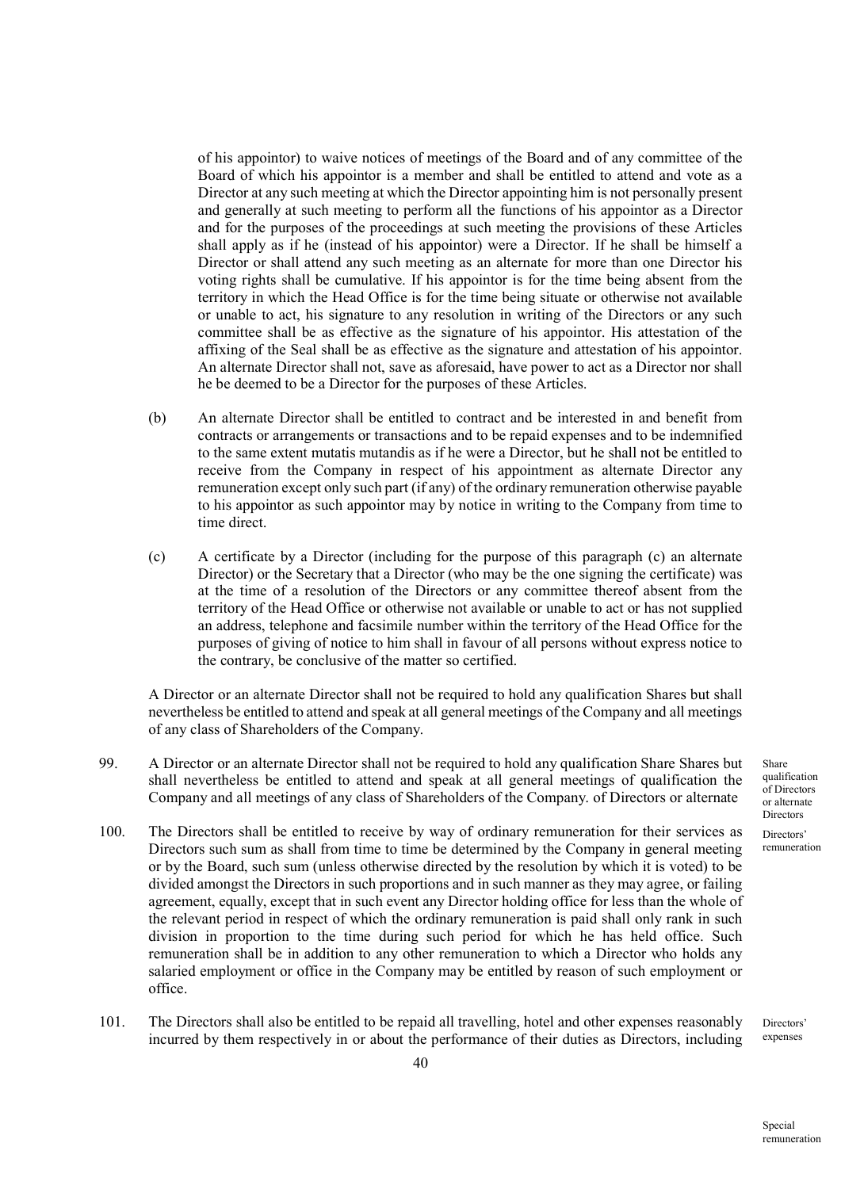of his appointor) to waive notices of meetings of the Board and of any committee of the Board of which his appointor is a member and shall be entitled to attend and vote as a Director at any such meeting at which the Director appointing him is not personally present and generally at such meeting to perform all the functions of his appointor as a Director and for the purposes of the proceedings at such meeting the provisions of these Articles shall apply as if he (instead of his appointor) were a Director. If he shall be himself a Director or shall attend any such meeting as an alternate for more than one Director his voting rights shall be cumulative. If his appointor is for the time being absent from the territory in which the Head Office is for the time being situate or otherwise not available or unable to act, his signature to any resolution in writing of the Directors or any such committee shall be as effective as the signature of his appointor. His attestation of the affixing of the Seal shall be as effective as the signature and attestation of his appointor. An alternate Director shall not, save as aforesaid, have power to act as a Director nor shall he be deemed to be a Director for the purposes of these Articles.

(b) An alternate Director shall be entitled to contract and be interested in and benefit from contracts or arrangements or transactions and to be repaid expenses and to be indemnified to the same extent mutatis mutandis as if he were a Director, but he shall not be entitled to receive from the Company in respect of his appointment as alternate Director any remuneration except only such part (if any) of the ordinary remuneration otherwise payable to his appointor as such appointor may by notice in writing to the Company from time to time direct.

(c) A certificate by a Director (including for the purpose of this paragraph (c) an alternate Director) or the Secretary that a Director (who may be the one signing the certificate) was at the time of a resolution of the Directors or any committee thereof absent from the territory of the Head Office or otherwise not available or unable to act or has not supplied an address, telephone and facsimile number within the territory of the Head Office for the purposes of giving of notice to him shall in favour of all persons without express notice to the contrary, be conclusive of the matter so certified.

A Director or an alternate Director shall not be required to hold any qualification Shares but shall nevertheless be entitled to attend and speak at all general meetings of the Company and all meetings of any class of Shareholders of the Company.

99. A Director or an alternate Director shall not be required to hold any qualification Share Shares but shall nevertheless be entitled to attend and speak at all general meetings of qualification the Company and all meetings of any class of Shareholders of the Company. of Directors or alternate

*Share qualification of Directors or alternate Directors*

100. The Directors shall be entitled to receive by way of ordinary remuneration for their services as Directors such sum as shall from time to time be determined by the Company in general meeting or by the Board, such sum (unless otherwise directed by the resolution by which it is voted) to be divided amongst the Directors in such proportions and in such manner as they may agree, or failing agreement, equally, except that in such event any Director holding office for less than the whole of the relevant period in respect of which the ordinary remuneration is paid shall only rank in such division in proportion to the time during such period for which he has held office. Such remuneration shall be in addition to any other remuneration to which a Director who holds any salaried employment or office in the Company may be entitled by reason of such employment or office.

*Directors' remuneration*

101. The Directors shall also be entitled to be repaid all travelling, hotel and other expenses reasonably incurred by them respectively in or about the performance of their duties as Directors, including

*Directors' expenses*

*Special remuneration*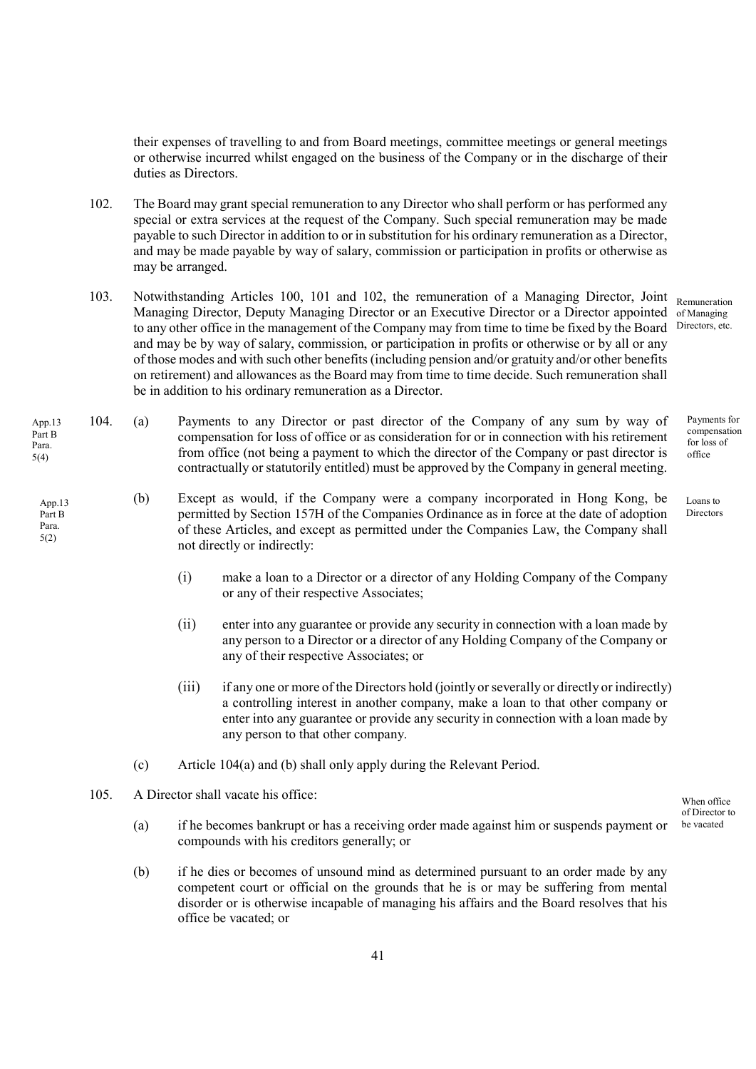their expenses of travelling to and from Board meetings, committee meetings or general meetings or otherwise incurred whilst engaged on the business of the Company or in the discharge of their duties as Directors.

102. The Board may grant special remuneration to any Director who shall perform or has performed any special or extra services at the request of the Company. Such special remuneration may be made payable to such Director in addition to or in substitution for his ordinary remuneration as a Director, and may be made payable by way of salary, commission or participation in profits or otherwise as may be arranged.

Remuneration of Managing Directors, etc.

103. Notwithstanding Articles 100, 101 and 102, the remuneration of a Managing Director, Joint Managing Director, Deputy Managing Director or an Executive Director or a Director appointed to any other office in the management of the Company may from time to time be fixed by the Board and may be by way of salary, commission, or participation in profits or otherwise or by all or any of those modes and with such other benefits (including pension and/or gratuity and/or other benefits on retirement) and allowances as the Board may from time to time decide. Such remuneration shall be in addition to his ordinary remuneration as a Director.

App.13 Part B Para. 5(4)

Payments for compensation for loss of office

104. (a) Payments to any Director or past director of the Company of any sum by way of compensation for loss of office or as consideration for or in connection with his retirement from office (not being a payment to which the director of the Company or past director is contractually or statutorily entitled) must be approved by the Company in general meeting.

App.13 Part B Para. 5(2)

Loans to Directors

(b) Except as would, if the Company were a company incorporated in Hong Kong, be permitted by Section 157H of the Companies Ordinance as in force at the date of adoption of these Articles, and except as permitted under the Companies Law, the Company shall not directly or indirectly:

(i) make a loan to a Director or a director of any Holding Company of the Company or any of their respective Associates;

(ii) enter into any guarantee or provide any security in connection with a loan made by any person to a Director or a director of any Holding Company of the Company or any of their respective Associates; or

(iii) if any one or more of the Directors hold (jointly or severally or directly or indirectly) a controlling interest in another company, make a loan to that other company or enter into any guarantee or provide any security in connection with a loan made by any person to that other company.

(c) Article 104(a) and (b) shall only apply during the Relevant Period.

When office of Director to be vacated

105. A Director shall vacate his office:

(a) if he becomes bankrupt or has a receiving order made against him or suspends payment or compounds with his creditors generally; or

(b) if he dies or becomes of unsound mind as determined pursuant to an order made by any competent court or official on the grounds that he is or may be suffering from mental disorder or is otherwise incapable of managing his affairs and the Board resolves that his office be vacated; or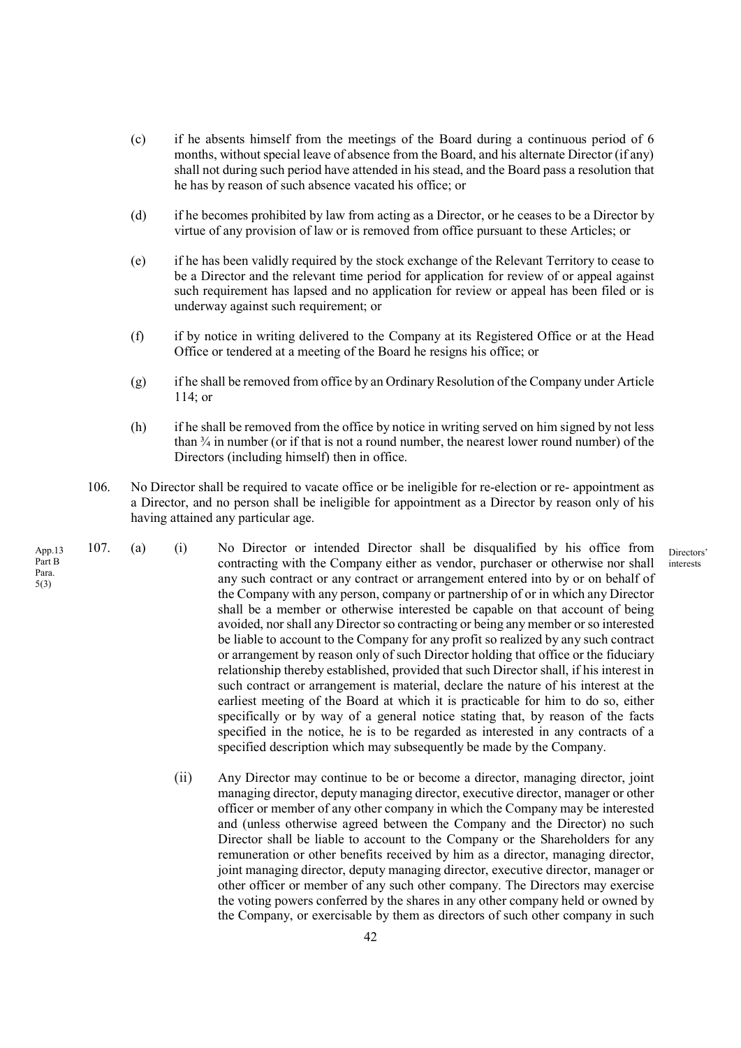(c) if he absents himself from the meetings of the Board during a continuous period of 6 months, without special leave of absence from the Board, and his alternate Director (if any) shall not during such period have attended in his stead, and the Board pass a resolution that he has by reason of such absence vacated his office; or

(d) if he becomes prohibited by law from acting as a Director, or he ceases to be a Director by virtue of any provision of law or is removed from office pursuant to these Articles; or

(e) if he has been validly required by the stock exchange of the Relevant Territory to cease to be a Director and the relevant time period for application for review of or appeal against such requirement has lapsed and no application for review or appeal has been filed or is underway against such requirement; or

(f) if by notice in writing delivered to the Company at its Registered Office or at the Head Office or tendered at a meeting of the Board he resigns his office; or

(g) if he shall be removed from office by an Ordinary Resolution of the Company under Article 114; or

(h) if he shall be removed from the office by notice in writing served on him signed by not less than ¾ in number (or if that is not a round number, the nearest lower round number) of the Directors (including himself) then in office.

106. No Director shall be required to vacate office or be ineligible for re-election or re- appointment as a Director, and no person shall be ineligible for appointment as a Director by reason only of his having attained any particular age.

App.13 Part B Para. 5(3)

Directors' interests

107. (a) (i) No Director or intended Director shall be disqualified by his office from contracting with the Company either as vendor, purchaser or otherwise nor shall any such contract or any contract or arrangement entered into by or on behalf of the Company with any person, company or partnership of or in which any Director shall be a member or otherwise interested be capable on that account of being avoided, nor shall any Director so contracting or being any member or so interested be liable to account to the Company for any profit so realized by any such contract or arrangement by reason only of such Director holding that office or the fiduciary relationship thereby established, provided that such Director shall, if his interest in such contract or arrangement is material, declare the nature of his interest at the earliest meeting of the Board at which it is practicable for him to do so, either specifically or by way of a general notice stating that, by reason of the facts specified in the notice, he is to be regarded as interested in any contracts of a specified description which may subsequently be made by the Company.

(ii) Any Director may continue to be or become a director, managing director, joint managing director, deputy managing director, executive director, manager or other officer or member of any other company in which the Company may be interested and (unless otherwise agreed between the Company and the Director) no such Director shall be liable to account to the Company or the Shareholders for any remuneration or other benefits received by him as a director, managing director, joint managing director, deputy managing director, executive director, manager or other officer or member of any such other company. The Directors may exercise the voting powers conferred by the shares in any other company held or owned by the Company, or exercisable by them as directors of such other company in such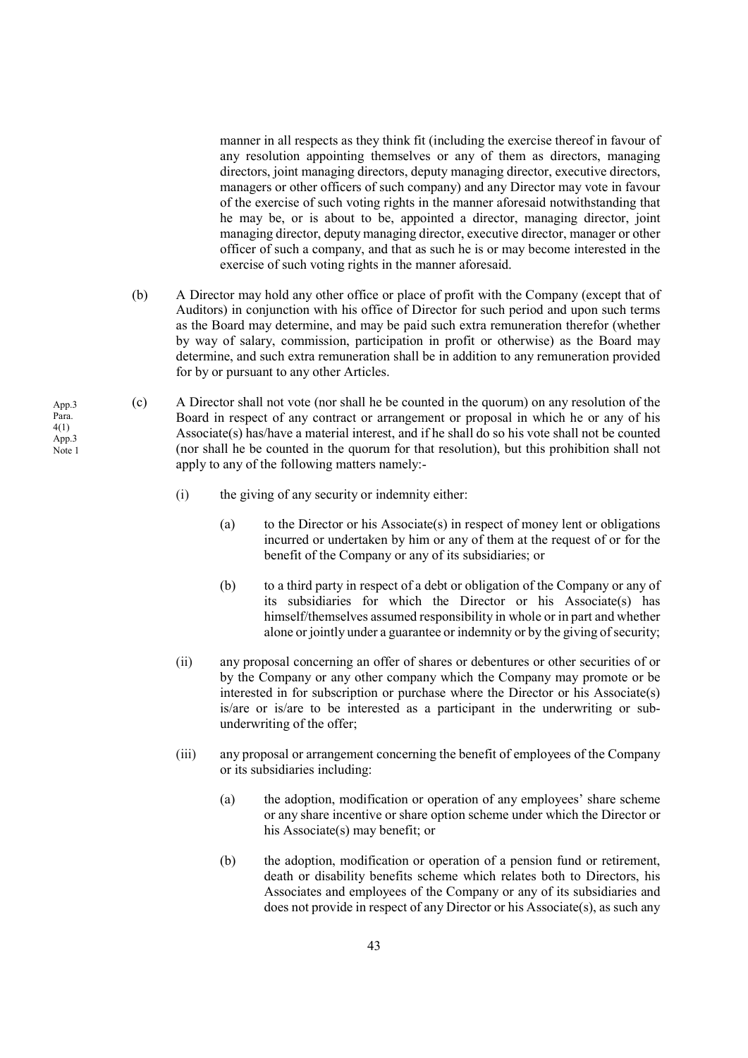manner in all respects as they think fit (including the exercise thereof in favour of any resolution appointing themselves or any of them as directors, managing directors, joint managing directors, deputy managing director, executive directors, managers or other officers of such company) and any Director may vote in favour of the exercise of such voting rights in the manner aforesaid notwithstanding that he may be, or is about to be, appointed a director, managing director, joint managing director, deputy managing director, executive director, manager or other officer of such a company, and that as such he is or may become interested in the exercise of such voting rights in the manner aforesaid.

(b) A Director may hold any other office or place of profit with the Company (except that of Auditors) in conjunction with his office of Director for such period and upon such terms as the Board may determine, and may be paid such extra remuneration therefor (whether by way of salary, commission, participation in profit or otherwise) as the Board may determine, and such extra remuneration shall be in addition to any remuneration provided for by or pursuant to any other Articles.

App.3 Para. 4(1) App.3 Note 1

(c) A Director shall not vote (nor shall he be counted in the quorum) on any resolution of the Board in respect of any contract or arrangement or proposal in which he or any of his Associate(s) has/have a material interest, and if he shall do so his vote shall not be counted (nor shall he be counted in the quorum for that resolution), but this prohibition shall not apply to any of the following matters namely:-

(i) the giving of any security or indemnity either:

(a) to the Director or his Associate(s) in respect of money lent or obligations incurred or undertaken by him or any of them at the request of or for the benefit of the Company or any of its subsidiaries; or

(b) to a third party in respect of a debt or obligation of the Company or any of its subsidiaries for which the Director or his Associate(s) has himself/themselves assumed responsibility in whole or in part and whether alone or jointly under a guarantee or indemnity or by the giving of security;

(ii) any proposal concerning an offer of shares or debentures or other securities of or by the Company or any other company which the Company may promote or be interested in for subscription or purchase where the Director or his Associate(s) is/are or is/are to be interested as a participant in the underwriting or sub-underwriting of the offer;

(iii) any proposal or arrangement concerning the benefit of employees of the Company or its subsidiaries including:

(a) the adoption, modification or operation of any employees' share scheme or any share incentive or share option scheme under which the Director or his Associate(s) may benefit; or

(b) the adoption, modification or operation of a pension fund or retirement, death or disability benefits scheme which relates both to Directors, his Associates and employees of the Company or any of its subsidiaries and does not provide in respect of any Director or his Associate(s), as such any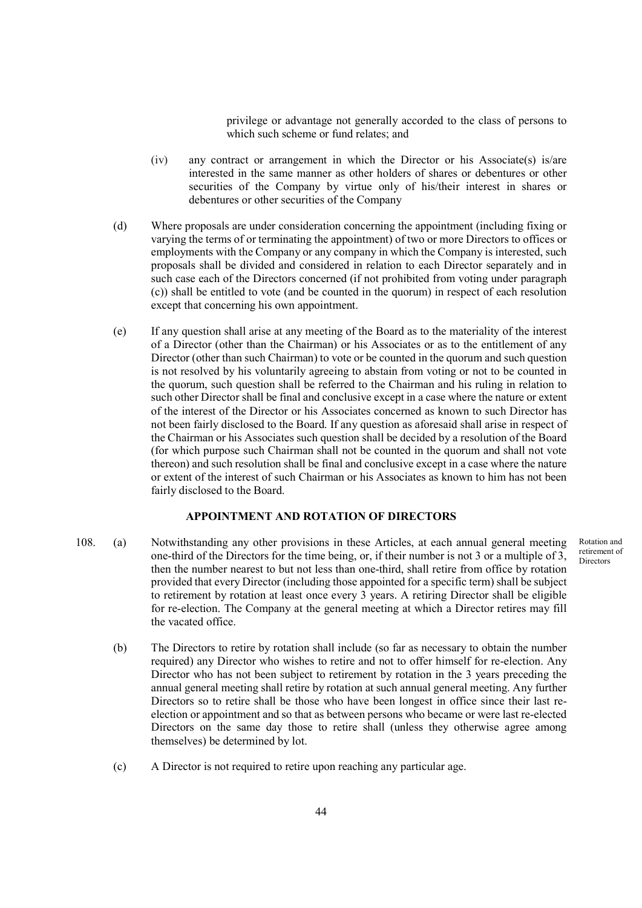privilege or advantage not generally accorded to the class of persons to which such scheme or fund relates; and

(iv) any contract or arrangement in which the Director or his Associate(s) is/are interested in the same manner as other holders of shares or debentures or other securities of the Company by virtue only of his/their interest in shares or debentures or other securities of the Company

(d) Where proposals are under consideration concerning the appointment (including fixing or varying the terms of or terminating the appointment) of two or more Directors to offices or employments with the Company or any company in which the Company is interested, such proposals shall be divided and considered in relation to each Director separately and in such case each of the Directors concerned (if not prohibited from voting under paragraph (c)) shall be entitled to vote (and be counted in the quorum) in respect of each resolution except that concerning his own appointment.

(e) If any question shall arise at any meeting of the Board as to the materiality of the interest of a Director (other than the Chairman) or his Associates or as to the entitlement of any Director (other than such Chairman) to vote or be counted in the quorum and such question is not resolved by his voluntarily agreeing to abstain from voting or not to be counted in the quorum, such question shall be referred to the Chairman and his ruling in relation to such other Director shall be final and conclusive except in a case where the nature or extent of the interest of the Director or his Associates concerned as known to such Director has not been fairly disclosed to the Board. If any question as aforesaid shall arise in respect of the Chairman or his Associates such question shall be decided by a resolution of the Board (for which purpose such Chairman shall not be counted in the quorum and shall not vote thereon) and such resolution shall be final and conclusive except in a case where the nature or extent of the interest of such Chairman or his Associates as known to him has not been fairly disclosed to the Board.

## APPOINTMENT AND ROTATION OF DIRECTORS

*Rotation and retirement of Directors*

108. (a) Notwithstanding any other provisions in these Articles, at each annual general meeting one-third of the Directors for the time being, or, if their number is not 3 or a multiple of 3, then the number nearest to but not less than one-third, shall retire from office by rotation provided that every Director (including those appointed for a specific term) shall be subject to retirement by rotation at least once every 3 years. A retiring Director shall be eligible for re-election. The Company at the general meeting at which a Director retires may fill the vacated office.

(b) The Directors to retire by rotation shall include (so far as necessary to obtain the number required) any Director who wishes to retire and not to offer himself for re-election. Any Director who has not been subject to retirement by rotation in the 3 years preceding the annual general meeting shall retire by rotation at such annual general meeting. Any further Directors so to retire shall be those who have been longest in office since their last re-election or appointment and so that as between persons who became or were last re-elected Directors on the same day those to retire shall (unless they otherwise agree among themselves) be determined by lot.

(c) A Director is not required to retire upon reaching any particular age.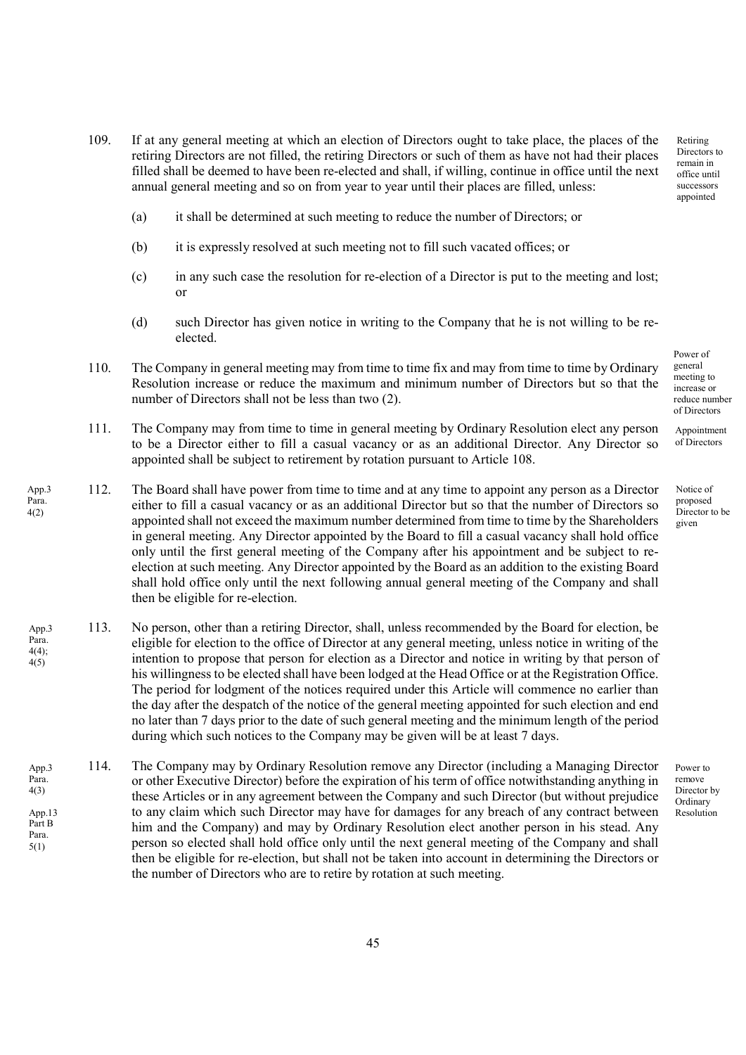109. If at any general meeting at which an election of Directors ought to take place, the places of the retiring Directors are not filled, the retiring Directors or such of them as have not had their places filled shall be deemed to have been re-elected and shall, if willing, continue in office until the next annual general meeting and so on from year to year until their places are filled, unless:

*Retiring Directors to remain in office until successors appointed*

   (a) it shall be determined at such meeting to reduce the number of Directors; or

   (b) it is expressly resolved at such meeting not to fill such vacated offices; or

   (c) in any such case the resolution for re-election of a Director is put to the meeting and lost; or

   (d) such Director has given notice in writing to the Company that he is not willing to be re-elected.

110. The Company in general meeting may from time to time fix and may from time to time by Ordinary Resolution increase or reduce the maximum and minimum number of Directors but so that the number of Directors shall not be less than two (2).

*Power of general meeting to increase or reduce number of Directors*

111. The Company may from time to time in general meeting by Ordinary Resolution elect any person to be a Director either to fill a casual vacancy or as an additional Director. Any Director so appointed shall be subject to retirement by rotation pursuant to Article 108.

*Appointment of Directors*

112. The Board shall have power from time to time and at any time to appoint any person as a Director either to fill a casual vacancy or as an additional Director but so that the number of Directors so appointed shall not exceed the maximum number determined from time to time by the Shareholders in general meeting. Any Director appointed by the Board to fill a casual vacancy shall hold office only until the first general meeting of the Company after his appointment and be subject to re-election at such meeting. Any Director appointed by the Board as an addition to the existing Board shall hold office only until the next following annual general meeting of the Company and shall then be eligible for re-election.

*App.3 Para. 4(2)*

*Notice of proposed Director to be given*

113. No person, other than a retiring Director, shall, unless recommended by the Board for election, be eligible for election to the office of Director at any general meeting, unless notice in writing of the intention to propose that person for election as a Director and notice in writing by that person of his willingness to be elected shall have been lodged at the Head Office or at the Registration Office. The period for lodgment of the notices required under this Article will commence no earlier than the day after the despatch of the notice of the general meeting appointed for such election and end no later than 7 days prior to the date of such general meeting and the minimum length of the period during which such notices to the Company may be given will be at least 7 days.

*App.3 Para. 4(4); 4(5)*

114. The Company may by Ordinary Resolution remove any Director (including a Managing Director or other Executive Director) before the expiration of his term of office notwithstanding anything in these Articles or in any agreement between the Company and such Director (but without prejudice to any claim which such Director may have for damages for any breach of any contract between him and the Company) and may by Ordinary Resolution elect another person in his stead. Any person so elected shall hold office only until the next general meeting of the Company and shall then be eligible for re-election, but shall not be taken into account in determining the Directors or the number of Directors who are to retire by rotation at such meeting.

*App.3 Para. 4(3)*

*App.13 Part B Para. 5(1)*

*Power to remove Director by Ordinary Resolution*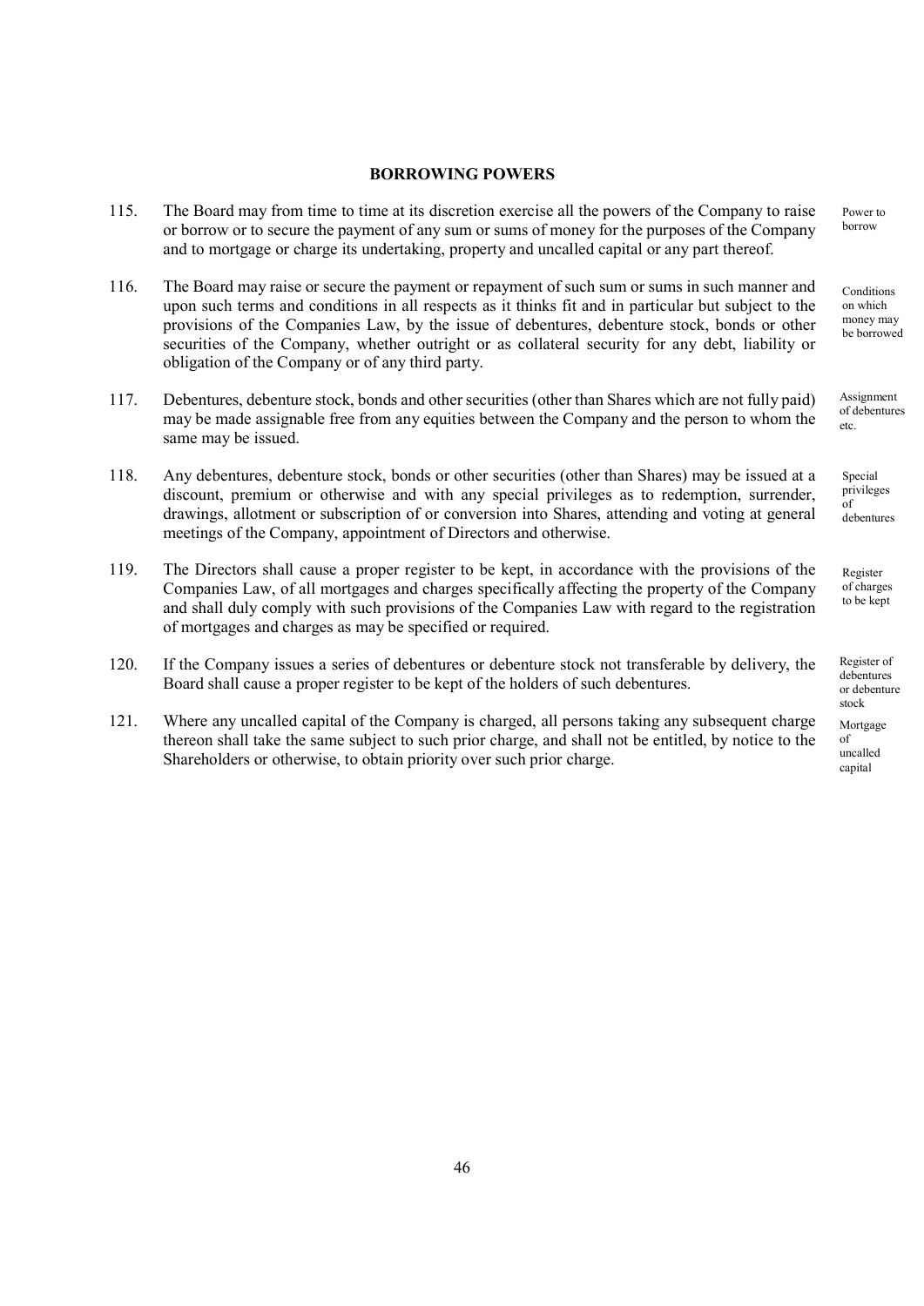## BORROWING POWERS

115. The Board may from time to time at its discretion exercise all the powers of the Company to raise or borrow or to secure the payment of any sum or sums of money for the purposes of the Company and to mortgage or charge its undertaking, property and uncalled capital or any part thereof. *Power to borrow*

116. The Board may raise or secure the payment or repayment of such sum or sums in such manner and upon such terms and conditions in all respects as it thinks fit and in particular but subject to the provisions of the Companies Law, by the issue of debentures, debenture stock, bonds or other securities of the Company, whether outright or as collateral security for any debt, liability or obligation of the Company or of any third party. *Conditions on which money may be borrowed*

117. Debentures, debenture stock, bonds and other securities (other than Shares which are not fully paid) may be made assignable free from any equities between the Company and the person to whom the same may be issued. *Assignment of debentures etc.*

118. Any debentures, debenture stock, bonds or other securities (other than Shares) may be issued at a discount, premium or otherwise and with any special privileges as to redemption, surrender, drawings, allotment or subscription of or conversion into Shares, attending and voting at general meetings of the Company, appointment of Directors and otherwise. *Special privileges of debentures*

119. The Directors shall cause a proper register to be kept, in accordance with the provisions of the Companies Law, of all mortgages and charges specifically affecting the property of the Company and shall duly comply with such provisions of the Companies Law with regard to the registration of mortgages and charges as may be specified or required. *Register of charges to be kept*

120. If the Company issues a series of debentures or debenture stock not transferable by delivery, the Board shall cause a proper register to be kept of the holders of such debentures. *Register of debentures or debenture stock*

121. Where any uncalled capital of the Company is charged, all persons taking any subsequent charge thereon shall take the same subject to such prior charge, and shall not be entitled, by notice to the Shareholders or otherwise, to obtain priority over such prior charge. *Mortgage of uncalled capital*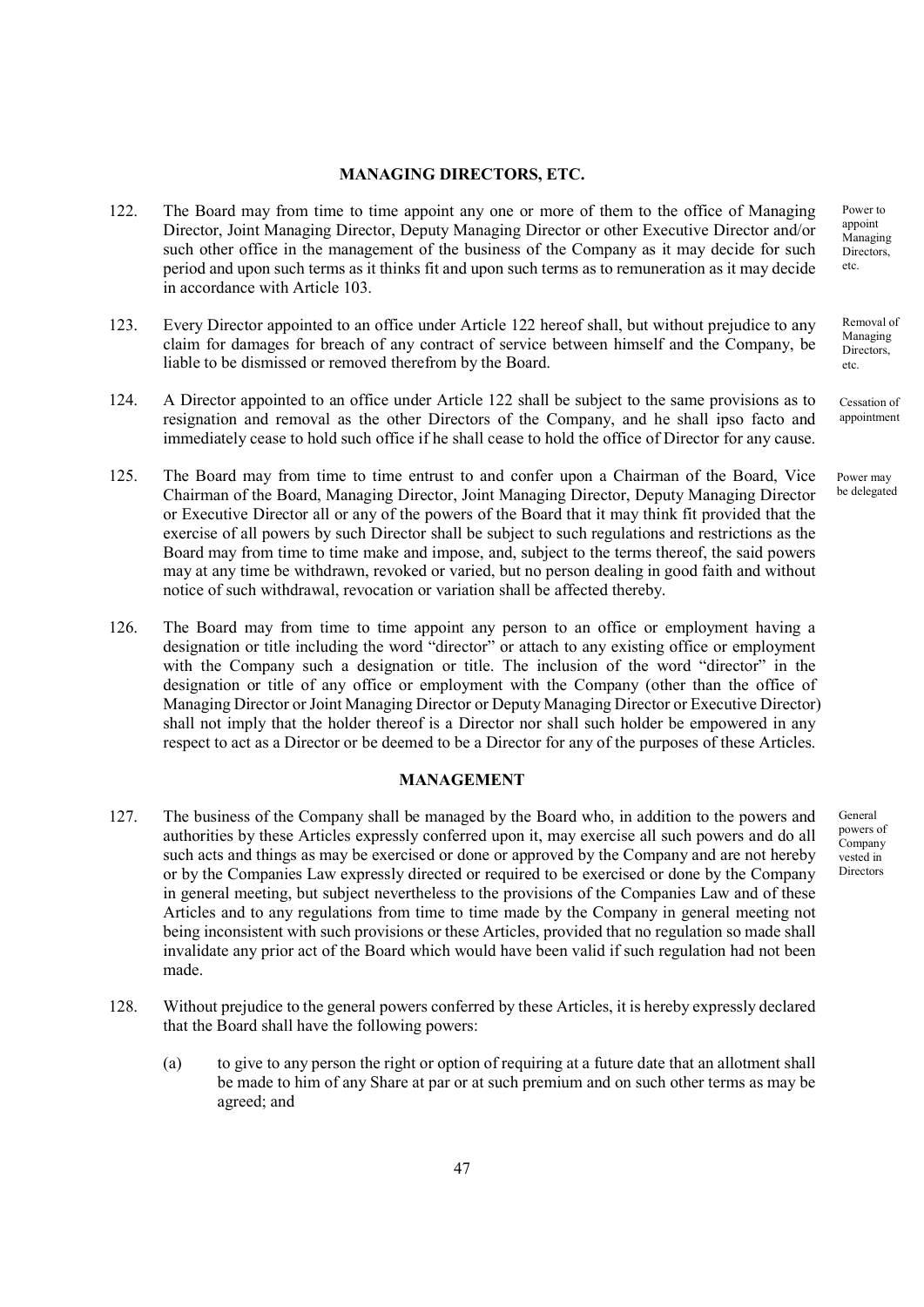## MANAGING DIRECTORS, ETC.

122. The Board may from time to time appoint any one or more of them to the office of Managing Director, Joint Managing Director, Deputy Managing Director or other Executive Director and/or such other office in the management of the business of the Company as it may decide for such period and upon such terms as it thinks fit and upon such terms as to remuneration as it may decide in accordance with Article 103.

Power to appoint Managing Directors, etc.

123. Every Director appointed to an office under Article 122 hereof shall, but without prejudice to any claim for damages for breach of any contract of service between himself and the Company, be liable to be dismissed or removed therefrom by the Board.

Removal of Managing Directors, etc.

124. A Director appointed to an office under Article 122 shall be subject to the same provisions as to resignation and removal as the other Directors of the Company, and he shall ipso facto and immediately cease to hold such office if he shall cease to hold the office of Director for any cause.

Cessation of appointment

125. The Board may from time to time entrust to and confer upon a Chairman of the Board, Vice Chairman of the Board, Managing Director, Joint Managing Director, Deputy Managing Director or Executive Director all or any of the powers of the Board that it may think fit provided that the exercise of all powers by such Director shall be subject to such regulations and restrictions as the Board may from time to time make and impose, and, subject to the terms thereof, the said powers may at any time be withdrawn, revoked or varied, but no person dealing in good faith and without notice of such withdrawal, revocation or variation shall be affected thereby.

Power may be delegated

126. The Board may from time to time appoint any person to an office or employment having a designation or title including the word "director" or attach to any existing office or employment with the Company such a designation or title. The inclusion of the word "director" in the designation or title of any office or employment with the Company (other than the office of Managing Director or Joint Managing Director or Deputy Managing Director or Executive Director) shall not imply that the holder thereof is a Director nor shall such holder be empowered in any respect to act as a Director or be deemed to be a Director for any of the purposes of these Articles.

## MANAGEMENT

127. The business of the Company shall be managed by the Board who, in addition to the powers and authorities by these Articles expressly conferred upon it, may exercise all such powers and do all such acts and things as may be exercised or done or approved by the Company and are not hereby or by the Companies Law expressly directed or required to be exercised or done by the Company in general meeting, but subject nevertheless to the provisions of the Companies Law and of these Articles and to any regulations from time to time made by the Company in general meeting not being inconsistent with such provisions or these Articles, provided that no regulation so made shall invalidate any prior act of the Board which would have been valid if such regulation had not been made.

General powers of Company vested in Directors

128. Without prejudice to the general powers conferred by these Articles, it is hereby expressly declared that the Board shall have the following powers:

(a) to give to any person the right or option of requiring at a future date that an allotment shall be made to him of any Share at par or at such premium and on such other terms as may be agreed; and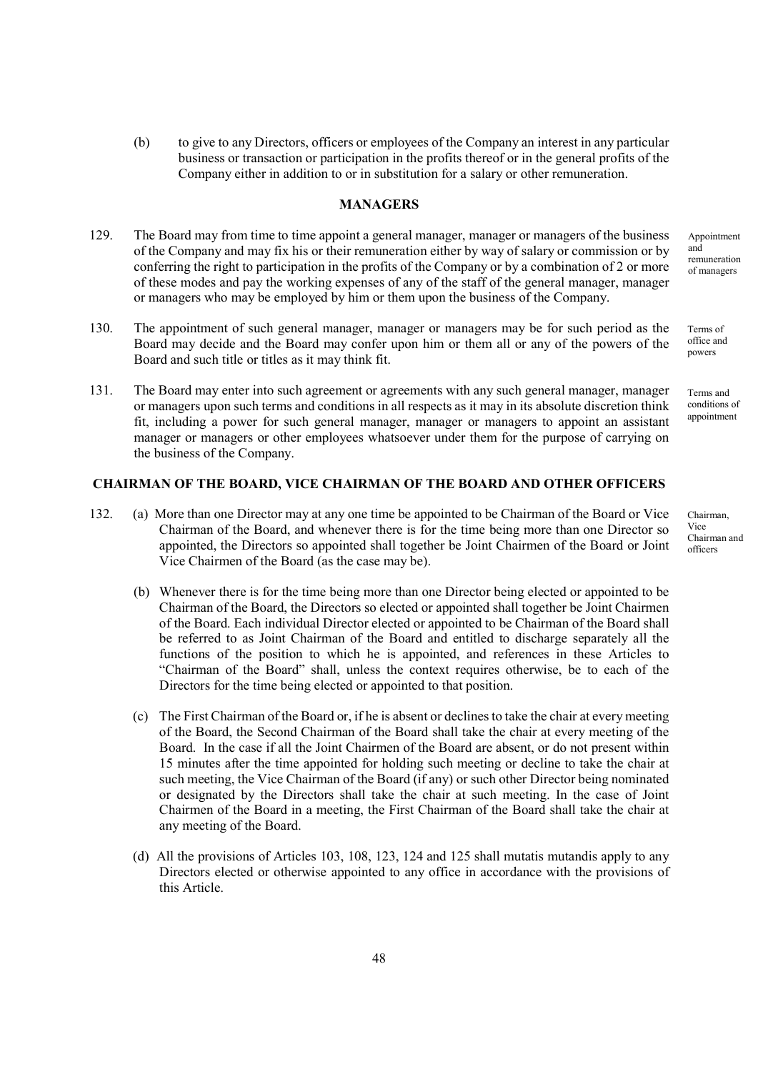(b) to give to any Directors, officers or employees of the Company an interest in any particular business or transaction or participation in the profits thereof or in the general profits of the Company either in addition to or in substitution for a salary or other remuneration.

## MANAGERS

129. The Board may from time to time appoint a general manager, manager or managers of the business of the Company and may fix his or their remuneration either by way of salary or commission or by conferring the right to participation in the profits of the Company or by a combination of 2 or more of these modes and pay the working expenses of any of the staff of the general manager, manager or managers who may be employed by him or them upon the business of the Company.

*Appointment and remuneration of managers*

130. The appointment of such general manager, manager or managers may be for such period as the Board may decide and the Board may confer upon him or them all or any of the powers of the Board and such title or titles as it may think fit.

*Terms of office and powers*

131. The Board may enter into such agreement or agreements with any such general manager, manager or managers upon such terms and conditions in all respects as it may in its absolute discretion think fit, including a power for such general manager, manager or managers to appoint an assistant manager or managers or other employees whatsoever under them for the purpose of carrying on the business of the Company.

*Terms and conditions of appointment*

## CHAIRMAN OF THE BOARD, VICE CHAIRMAN OF THE BOARD AND OTHER OFFICERS

132. (a) More than one Director may at any one time be appointed to be Chairman of the Board or Vice Chairman of the Board, and whenever there is for the time being more than one Director so appointed, the Directors so appointed shall together be Joint Chairmen of the Board or Joint Vice Chairmen of the Board (as the case may be).

*Chairman, Vice Chairman and officers*

(b) Whenever there is for the time being more than one Director being elected or appointed to be Chairman of the Board, the Directors so elected or appointed shall together be Joint Chairmen of the Board. Each individual Director elected or appointed to be Chairman of the Board shall be referred to as Joint Chairman of the Board and entitled to discharge separately all the functions of the position to which he is appointed, and references in these Articles to "Chairman of the Board" shall, unless the context requires otherwise, be to each of the Directors for the time being elected or appointed to that position.

(c) The First Chairman of the Board or, if he is absent or declines to take the chair at every meeting of the Board, the Second Chairman of the Board shall take the chair at every meeting of the Board. In the case if all the Joint Chairmen of the Board are absent, or do not present within 15 minutes after the time appointed for holding such meeting or decline to take the chair at such meeting, the Vice Chairman of the Board (if any) or such other Director being nominated or designated by the Directors shall take the chair at such meeting. In the case of Joint Chairmen of the Board in a meeting, the First Chairman of the Board shall take the chair at any meeting of the Board.

(d) All the provisions of Articles 103, 108, 123, 124 and 125 shall mutatis mutandis apply to any Directors elected or otherwise appointed to any office in accordance with the provisions of this Article.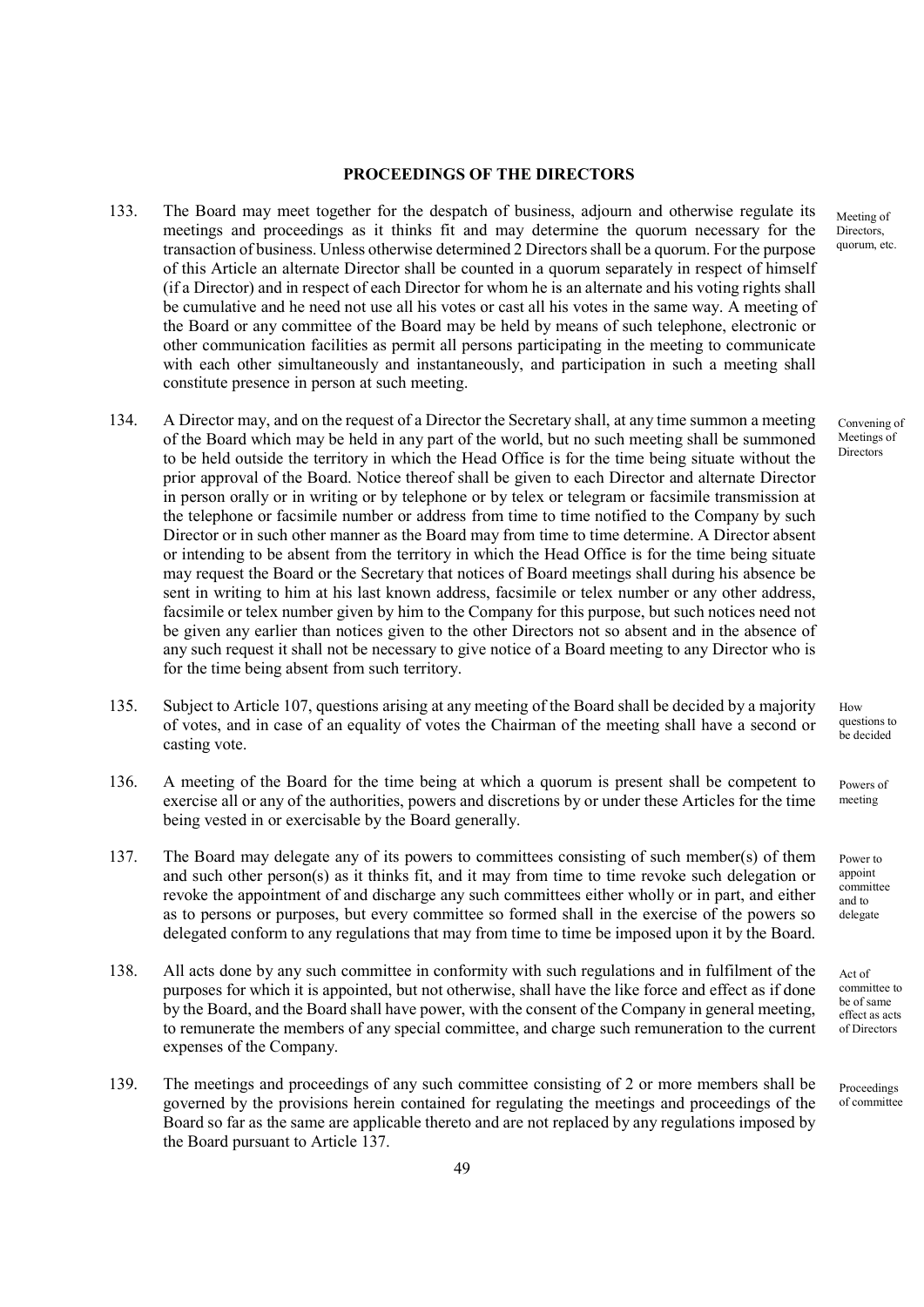## PROCEEDINGS OF THE DIRECTORS

133. The Board may meet together for the despatch of business, adjourn and otherwise regulate its meetings and proceedings as it thinks fit and may determine the quorum necessary for the transaction of business. Unless otherwise determined 2 Directors shall be a quorum. For the purpose of this Article an alternate Director shall be counted in a quorum separately in respect of himself (if a Director) and in respect of each Director for whom he is an alternate and his voting rights shall be cumulative and he need not use all his votes or cast all his votes in the same way. A meeting of the Board or any committee of the Board may be held by means of such telephone, electronic or other communication facilities as permit all persons participating in the meeting to communicate with each other simultaneously and instantaneously, and participation in such a meeting shall constitute presence in person at such meeting.

Meeting of Directors, quorum, etc.

134. A Director may, and on the request of a Director the Secretary shall, at any time summon a meeting of the Board which may be held in any part of the world, but no such meeting shall be summoned to be held outside the territory in which the Head Office is for the time being situate without the prior approval of the Board. Notice thereof shall be given to each Director and alternate Director in person orally or in writing or by telephone or by telex or telegram or facsimile transmission at the telephone or facsimile number or address from time to time notified to the Company by such Director or in such other manner as the Board may from time to time determine. A Director absent or intending to be absent from the territory in which the Head Office is for the time being situate may request the Board or the Secretary that notices of Board meetings shall during his absence be sent in writing to him at his last known address, facsimile or telex number or any other address, facsimile or telex number given by him to the Company for this purpose, but such notices need not be given any earlier than notices given to the other Directors not so absent and in the absence of any such request it shall not be necessary to give notice of a Board meeting to any Director who is for the time being absent from such territory.

Convening of Meetings of Directors

135. Subject to Article 107, questions arising at any meeting of the Board shall be decided by a majority of votes, and in case of an equality of votes the Chairman of the meeting shall have a second or casting vote.

How questions to be decided

136. A meeting of the Board for the time being at which a quorum is present shall be competent to exercise all or any of the authorities, powers and discretions by or under these Articles for the time being vested in or exercisable by the Board generally.

Powers of meeting

137. The Board may delegate any of its powers to committees consisting of such member(s) of them and such other person(s) as it thinks fit, and it may from time to time revoke such delegation or revoke the appointment of and discharge any such committees either wholly or in part, and either as to persons or purposes, but every committee so formed shall in the exercise of the powers so delegated conform to any regulations that may from time to time be imposed upon it by the Board.

Power to appoint committee and to delegate

138. All acts done by any such committee in conformity with such regulations and in fulfilment of the purposes for which it is appointed, but not otherwise, shall have the like force and effect as if done by the Board, and the Board shall have power, with the consent of the Company in general meeting, to remunerate the members of any special committee, and charge such remuneration to the current expenses of the Company.

Act of committee to be of same effect as acts of Directors

139. The meetings and proceedings of any such committee consisting of 2 or more members shall be governed by the provisions herein contained for regulating the meetings and proceedings of the Board so far as the same are applicable thereto and are not replaced by any regulations imposed by the Board pursuant to Article 137.

Proceedings of committee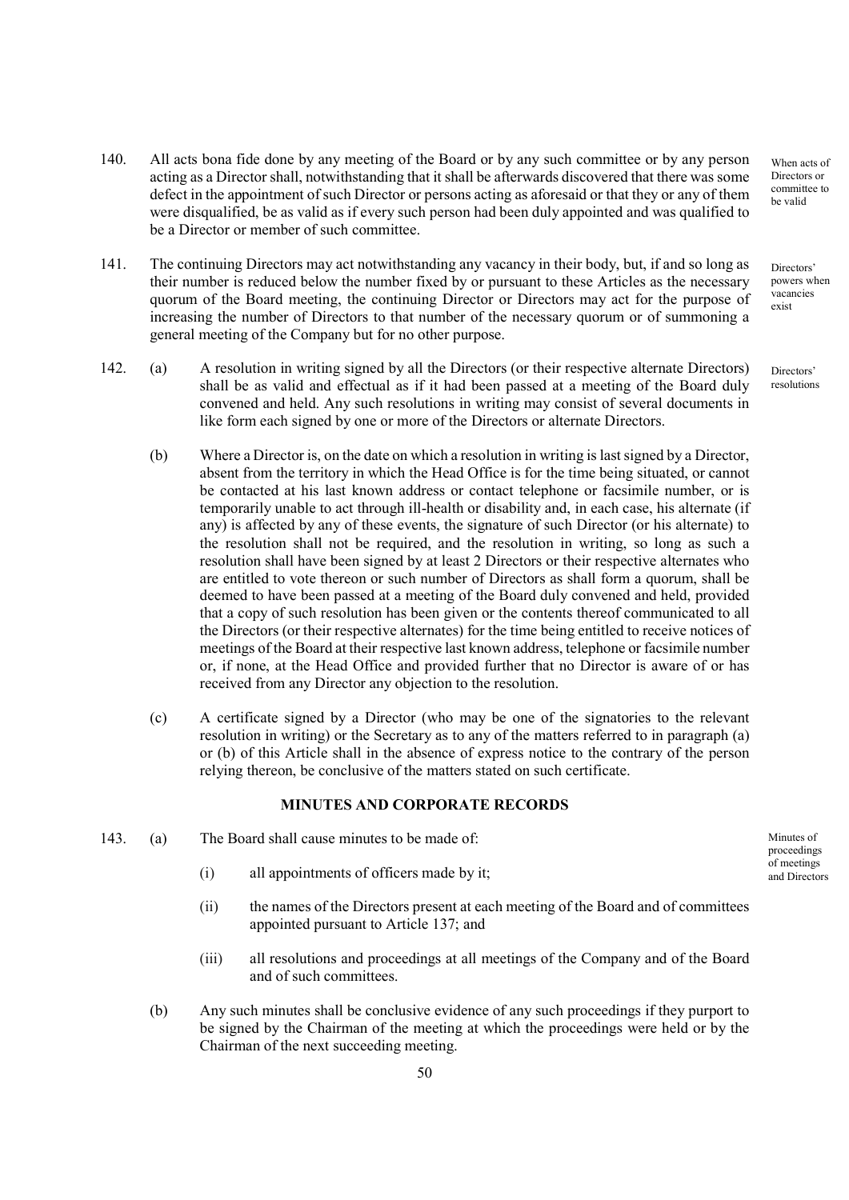140. All acts bona fide done by any meeting of the Board or by any such committee or by any person acting as a Director shall, notwithstanding that it shall be afterwards discovered that there was some defect in the appointment of such Director or persons acting as aforesaid or that they or any of them were disqualified, be as valid as if every such person had been duly appointed and was qualified to be a Director or member of such committee.

*When acts of Directors or committee to be valid*

141. The continuing Directors may act notwithstanding any vacancy in their body, but, if and so long as their number is reduced below the number fixed by or pursuant to these Articles as the necessary quorum of the Board meeting, the continuing Director or Directors may act for the purpose of increasing the number of Directors to that number of the necessary quorum or of summoning a general meeting of the Company but for no other purpose.

*Directors' powers when vacancies exist*

142. (a) A resolution in writing signed by all the Directors (or their respective alternate Directors) shall be as valid and effectual as if it had been passed at a meeting of the Board duly convened and held. Any such resolutions in writing may consist of several documents in like form each signed by one or more of the Directors or alternate Directors.

*Directors' resolutions*

(b) Where a Director is, on the date on which a resolution in writing is last signed by a Director, absent from the territory in which the Head Office is for the time being situated, or cannot be contacted at his last known address or contact telephone or facsimile number, or is temporarily unable to act through ill-health or disability and, in each case, his alternate (if any) is affected by any of these events, the signature of such Director (or his alternate) to the resolution shall not be required, and the resolution in writing, so long as such a resolution shall have been signed by at least 2 Directors or their respective alternates who are entitled to vote thereon or such number of Directors as shall form a quorum, shall be deemed to have been passed at a meeting of the Board duly convened and held, provided that a copy of such resolution has been given or the contents thereof communicated to all the Directors (or their respective alternates) for the time being entitled to receive notices of meetings of the Board at their respective last known address, telephone or facsimile number or, if none, at the Head Office and provided further that no Director is aware of or has received from any Director any objection to the resolution.

(c) A certificate signed by a Director (who may be one of the signatories to the relevant resolution in writing) or the Secretary as to any of the matters referred to in paragraph (a) or (b) of this Article shall in the absence of express notice to the contrary of the person relying thereon, be conclusive of the matters stated on such certificate.

## MINUTES AND CORPORATE RECORDS

143. (a) The Board shall cause minutes to be made of:

*Minutes of proceedings of meetings and Directors*

(i) all appointments of officers made by it;

(ii) the names of the Directors present at each meeting of the Board and of committees appointed pursuant to Article 137; and

(iii) all resolutions and proceedings at all meetings of the Company and of the Board and of such committees.

(b) Any such minutes shall be conclusive evidence of any such proceedings if they purport to be signed by the Chairman of the meeting at which the proceedings were held or by the Chairman of the next succeeding meeting.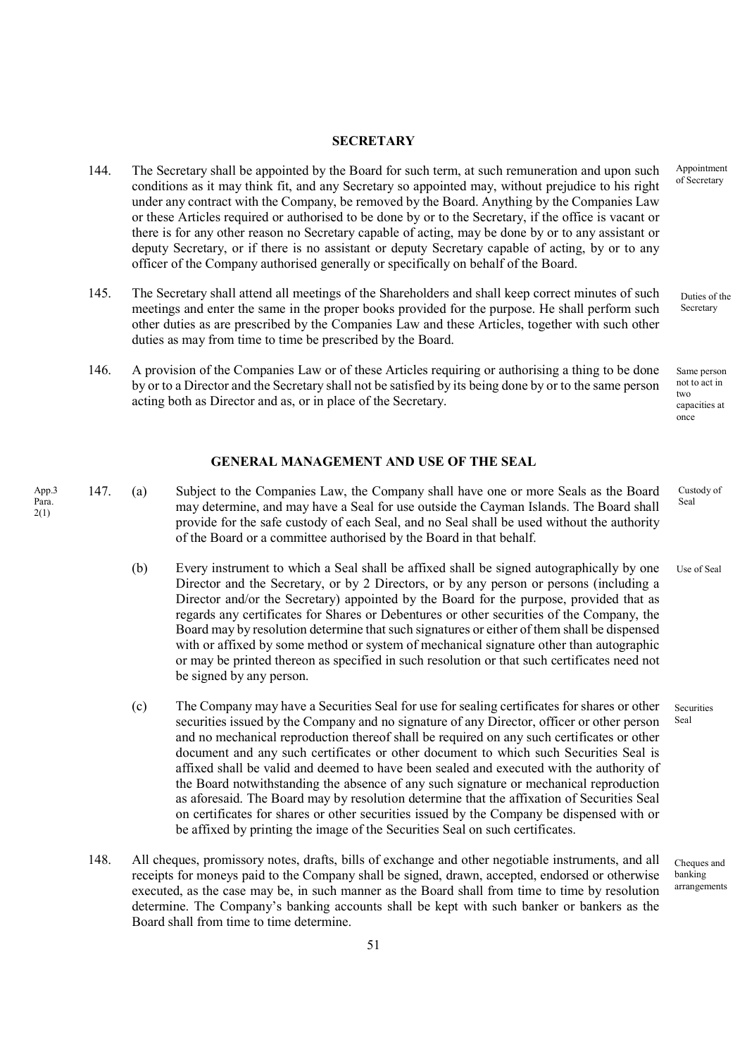## SECRETARY

144. The Secretary shall be appointed by the Board for such term, at such remuneration and upon such conditions as it may think fit, and any Secretary so appointed may, without prejudice to his right under any contract with the Company, be removed by the Board. Anything by the Companies Law or these Articles required or authorised to be done by or to the Secretary, if the office is vacant or there is for any other reason no Secretary capable of acting, may be done by or to any assistant or deputy Secretary, or if there is no assistant or deputy Secretary capable of acting, by or to any officer of the Company authorised generally or specifically on behalf of the Board.

Appointment of Secretary

145. The Secretary shall attend all meetings of the Shareholders and shall keep correct minutes of such meetings and enter the same in the proper books provided for the purpose. He shall perform such other duties as are prescribed by the Companies Law and these Articles, together with such other duties as may from time to time be prescribed by the Board.

Duties of the Secretary

146. A provision of the Companies Law or of these Articles requiring or authorising a thing to be done by or to a Director and the Secretary shall not be satisfied by its being done by or to the same person acting both as Director and as, or in place of the Secretary.

Same person not to act in two capacities at once

## GENERAL MANAGEMENT AND USE OF THE SEAL

App.3 Para. 2(1)

147. (a) Subject to the Companies Law, the Company shall have one or more Seals as the Board may determine, and may have a Seal for use outside the Cayman Islands. The Board shall provide for the safe custody of each Seal, and no Seal shall be used without the authority of the Board or a committee authorised by the Board in that behalf.

Custody of Seal

(b) Every instrument to which a Seal shall be affixed shall be signed autographically by one Director and the Secretary, or by 2 Directors, or by any person or persons (including a Director and/or the Secretary) appointed by the Board for the purpose, provided that as regards any certificates for Shares or Debentures or other securities of the Company, the Board may by resolution determine that such signatures or either of them shall be dispensed with or affixed by some method or system of mechanical signature other than autographic or may be printed thereon as specified in such resolution or that such certificates need not be signed by any person.

Use of Seal

(c) The Company may have a Securities Seal for use for sealing certificates for shares or other securities issued by the Company and no signature of any Director, officer or other person and no mechanical reproduction thereof shall be required on any such certificates or other document and any such certificates or other document to which such Securities Seal is affixed shall be valid and deemed to have been sealed and executed with the authority of the Board notwithstanding the absence of any such signature or mechanical reproduction as aforesaid. The Board may by resolution determine that the affixation of Securities Seal on certificates for shares or other securities issued by the Company be dispensed with or be affixed by printing the image of the Securities Seal on such certificates.

Securities Seal

148. All cheques, promissory notes, drafts, bills of exchange and other negotiable instruments, and all receipts for moneys paid to the Company shall be signed, drawn, accepted, endorsed or otherwise executed, as the case may be, in such manner as the Board shall from time to time by resolution determine. The Company's banking accounts shall be kept with such banker or bankers as the Board shall from time to time determine.

Cheques and banking arrangements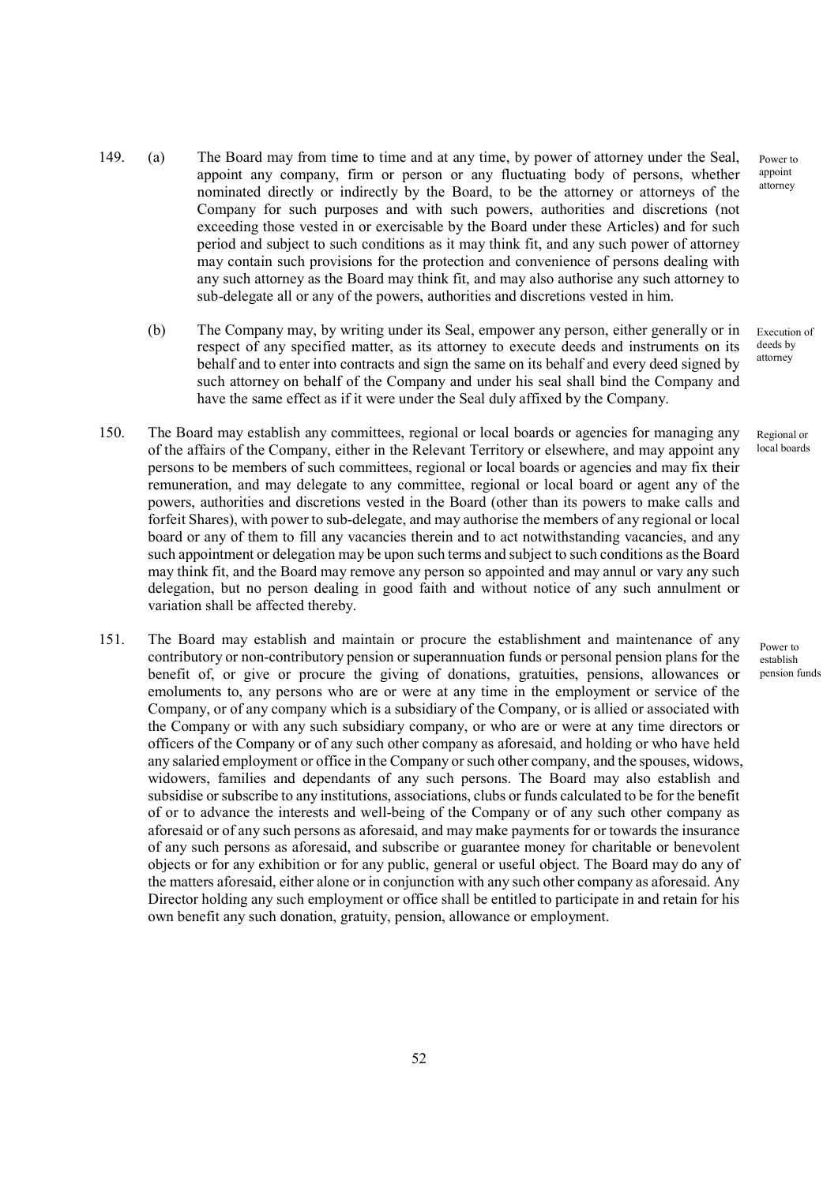149. (a) The Board may from time to time and at any time, by power of attorney under the Seal, appoint any company, firm or person or any fluctuating body of persons, whether nominated directly or indirectly by the Board, to be the attorney or attorneys of the Company for such purposes and with such powers, authorities and discretions (not exceeding those vested in or exercisable by the Board under these Articles) and for such period and subject to such conditions as it may think fit, and any such power of attorney may contain such provisions for the protection and convenience of persons dealing with any such attorney as the Board may think fit, and may also authorise any such attorney to sub-delegate all or any of the powers, authorities and discretions vested in him.

Power to appoint attorney

(b) The Company may, by writing under its Seal, empower any person, either generally or in respect of any specified matter, as its attorney to execute deeds and instruments on its behalf and to enter into contracts and sign the same on its behalf and every deed signed by such attorney on behalf of the Company and under his seal shall bind the Company and have the same effect as if it were under the Seal duly affixed by the Company.

Execution of deeds by attorney

150. The Board may establish any committees, regional or local boards or agencies for managing any of the affairs of the Company, either in the Relevant Territory or elsewhere, and may appoint any persons to be members of such committees, regional or local boards or agencies and may fix their remuneration, and may delegate to any committee, regional or local board or agent any of the powers, authorities and discretions vested in the Board (other than its powers to make calls and forfeit Shares), with power to sub-delegate, and may authorise the members of any regional or local board or any of them to fill any vacancies therein and to act notwithstanding vacancies, and any such appointment or delegation may be upon such terms and subject to such conditions as the Board may think fit, and the Board may remove any person so appointed and may annul or vary any such delegation, but no person dealing in good faith and without notice of any such annulment or variation shall be affected thereby.

Regional or local boards

151. The Board may establish and maintain or procure the establishment and maintenance of any contributory or non-contributory pension or superannuation funds or personal pension plans for the benefit of, or give or procure the giving of donations, gratuities, pensions, allowances or emoluments to, any persons who are or were at any time in the employment or service of the Company, or of any company which is a subsidiary of the Company, or is allied or associated with the Company or with any such subsidiary company, or who are or were at any time directors or officers of the Company or of any such other company as aforesaid, and holding or who have held any salaried employment or office in the Company or such other company, and the spouses, widows, widowers, families and dependants of any such persons. The Board may also establish and subsidise or subscribe to any institutions, associations, clubs or funds calculated to be for the benefit of or to advance the interests and well-being of the Company or of any such other company as aforesaid or of any such persons as aforesaid, and may make payments for or towards the insurance of any such persons as aforesaid, and subscribe or guarantee money for charitable or benevolent objects or for any exhibition or for any public, general or useful object. The Board may do any of the matters aforesaid, either alone or in conjunction with any such other company as aforesaid. Any Director holding any such employment or office shall be entitled to participate in and retain for his own benefit any such donation, gratuity, pension, allowance or employment.

Power to establish pension funds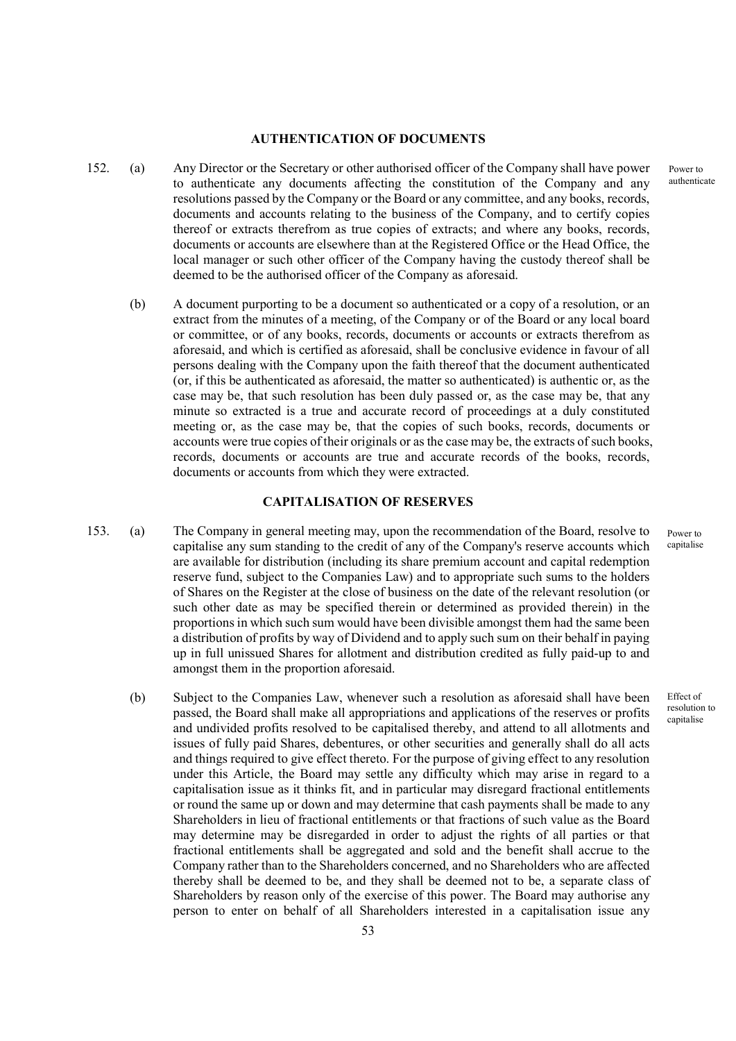## AUTHENTICATION OF DOCUMENTS

152. (a) Any Director or the Secretary or other authorised officer of the Company shall have power to authenticate any documents affecting the constitution of the Company and any resolutions passed by the Company or the Board or any committee, and any books, records, documents and accounts relating to the business of the Company, and to certify copies thereof or extracts therefrom as true copies of extracts; and where any books, records, documents or accounts are elsewhere than at the Registered Office or the Head Office, the local manager or such other officer of the Company having the custody thereof shall be deemed to be the authorised officer of the Company as aforesaid.

Power to authenticate

(b) A document purporting to be a document so authenticated or a copy of a resolution, or an extract from the minutes of a meeting, of the Company or of the Board or any local board or committee, or of any books, records, documents or accounts or extracts therefrom as aforesaid, and which is certified as aforesaid, shall be conclusive evidence in favour of all persons dealing with the Company upon the faith thereof that the document authenticated (or, if this be authenticated as aforesaid, the matter so authenticated) is authentic or, as the case may be, that such resolution has been duly passed or, as the case may be, that any minute so extracted is a true and accurate record of proceedings at a duly constituted meeting or, as the case may be, that the copies of such books, records, documents or accounts were true copies of their originals or as the case may be, the extracts of such books, records, documents or accounts are true and accurate records of the books, records, documents or accounts from which they were extracted.

## CAPITALISATION OF RESERVES

153. (a) The Company in general meeting may, upon the recommendation of the Board, resolve to capitalise any sum standing to the credit of any of the Company's reserve accounts which are available for distribution (including its share premium account and capital redemption reserve fund, subject to the Companies Law) and to appropriate such sums to the holders of Shares on the Register at the close of business on the date of the relevant resolution (or such other date as may be specified therein or determined as provided therein) in the proportions in which such sum would have been divisible amongst them had the same been a distribution of profits by way of Dividend and to apply such sum on their behalf in paying up in full unissued Shares for allotment and distribution credited as fully paid-up to and amongst them in the proportion aforesaid.

Power to capitalise

(b) Subject to the Companies Law, whenever such a resolution as aforesaid shall have been passed, the Board shall make all appropriations and applications of the reserves or profits and undivided profits resolved to be capitalised thereby, and attend to all allotments and issues of fully paid Shares, debentures, or other securities and generally shall do all acts and things required to give effect thereto. For the purpose of giving effect to any resolution under this Article, the Board may settle any difficulty which may arise in regard to a capitalisation issue as it thinks fit, and in particular may disregard fractional entitlements or round the same up or down and may determine that cash payments shall be made to any Shareholders in lieu of fractional entitlements or that fractions of such value as the Board may determine may be disregarded in order to adjust the rights of all parties or that fractional entitlements shall be aggregated and sold and the benefit shall accrue to the Company rather than to the Shareholders concerned, and no Shareholders who are affected thereby shall be deemed to be, and they shall be deemed not to be, a separate class of Shareholders by reason only of the exercise of this power. The Board may authorise any person to enter on behalf of all Shareholders interested in a capitalisation issue any

Effect of resolution to capitalise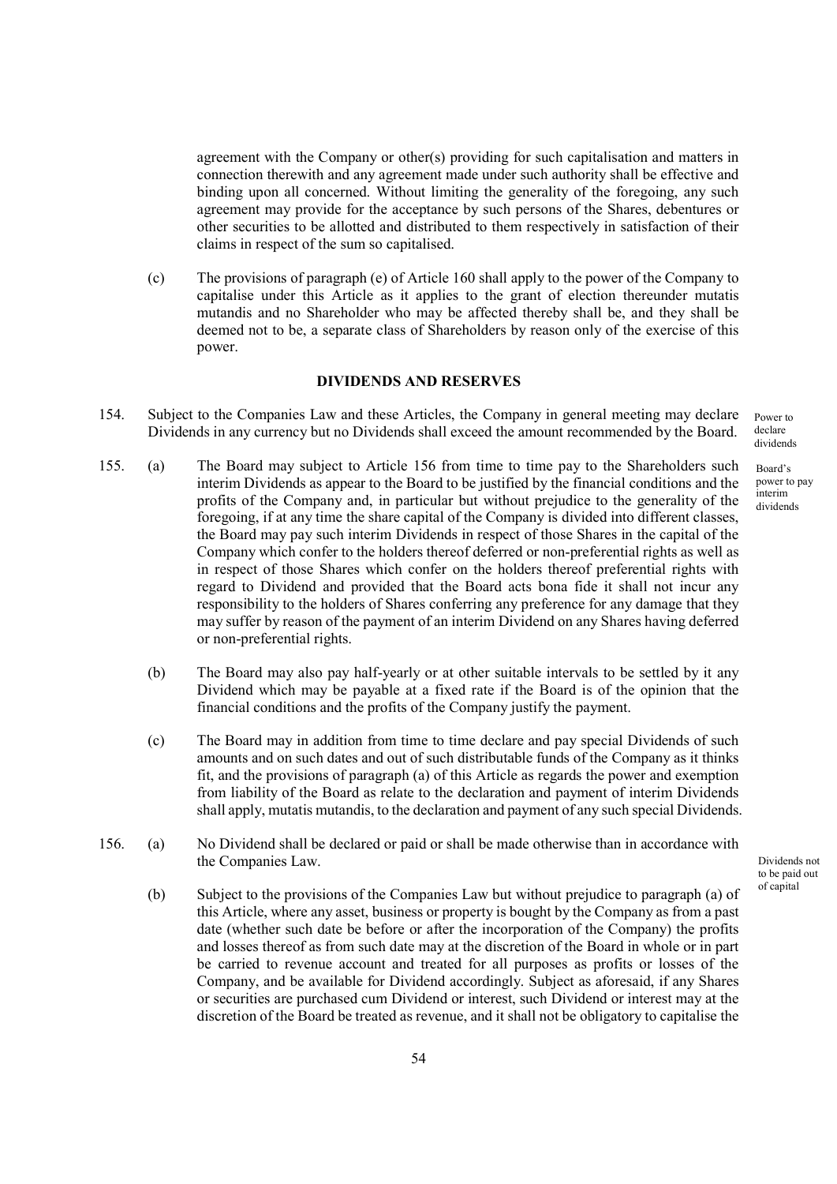agreement with the Company or other(s) providing for such capitalisation and matters in connection therewith and any agreement made under such authority shall be effective and binding upon all concerned. Without limiting the generality of the foregoing, any such agreement may provide for the acceptance by such persons of the Shares, debentures or other securities to be allotted and distributed to them respectively in satisfaction of their claims in respect of the sum so capitalised.

(c) The provisions of paragraph (e) of Article 160 shall apply to the power of the Company to capitalise under this Article as it applies to the grant of election thereunder mutatis mutandis and no Shareholder who may be affected thereby shall be, and they shall be deemed not to be, a separate class of Shareholders by reason only of the exercise of this power.

## DIVIDENDS AND RESERVES

154. Subject to the Companies Law and these Articles, the Company in general meeting may declare Dividends in any currency but no Dividends shall exceed the amount recommended by the Board.

*Power to declare dividends*

155. (a) The Board may subject to Article 156 from time to time pay to the Shareholders such interim Dividends as appear to the Board to be justified by the financial conditions and the profits of the Company and, in particular but without prejudice to the generality of the foregoing, if at any time the share capital of the Company is divided into different classes, the Board may pay such interim Dividends in respect of those Shares in the capital of the Company which confer to the holders thereof deferred or non-preferential rights as well as in respect of those Shares which confer on the holders thereof preferential rights with regard to Dividend and provided that the Board acts bona fide it shall not incur any responsibility to the holders of Shares conferring any preference for any damage that they may suffer by reason of the payment of an interim Dividend on any Shares having deferred or non-preferential rights.

*Board's power to pay interim dividends*

(b) The Board may also pay half-yearly or at other suitable intervals to be settled by it any Dividend which may be payable at a fixed rate if the Board is of the opinion that the financial conditions and the profits of the Company justify the payment.

(c) The Board may in addition from time to time declare and pay special Dividends of such amounts and on such dates and out of such distributable funds of the Company as it thinks fit, and the provisions of paragraph (a) of this Article as regards the power and exemption from liability of the Board as relate to the declaration and payment of interim Dividends shall apply, mutatis mutandis, to the declaration and payment of any such special Dividends.

156. (a) No Dividend shall be declared or paid or shall be made otherwise than in accordance with the Companies Law.

*Dividends not to be paid out of capital*

(b) Subject to the provisions of the Companies Law but without prejudice to paragraph (a) of this Article, where any asset, business or property is bought by the Company as from a past date (whether such date be before or after the incorporation of the Company) the profits and losses thereof as from such date may at the discretion of the Board in whole or in part be carried to revenue account and treated for all purposes as profits or losses of the Company, and be available for Dividend accordingly. Subject as aforesaid, if any Shares or securities are purchased cum Dividend or interest, such Dividend or interest may at the discretion of the Board be treated as revenue, and it shall not be obligatory to capitalise the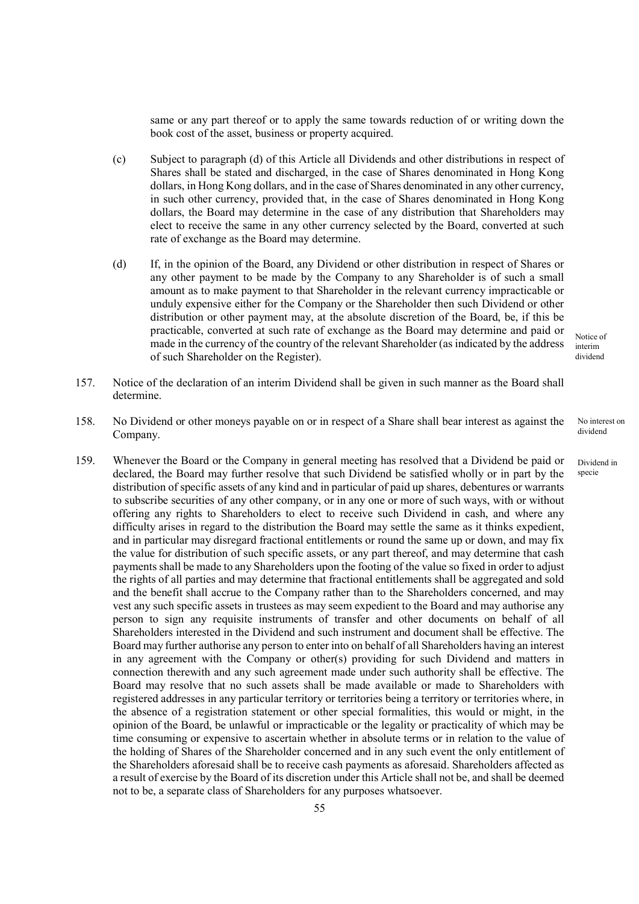same or any part thereof or to apply the same towards reduction of or writing down the book cost of the asset, business or property acquired.

(c) Subject to paragraph (d) of this Article all Dividends and other distributions in respect of Shares shall be stated and discharged, in the case of Shares denominated in Hong Kong dollars, in Hong Kong dollars, and in the case of Shares denominated in any other currency, in such other currency, provided that, in the case of Shares denominated in Hong Kong dollars, the Board may determine in the case of any distribution that Shareholders may elect to receive the same in any other currency selected by the Board, converted at such rate of exchange as the Board may determine.

(d) If, in the opinion of the Board, any Dividend or other distribution in respect of Shares or any other payment to be made by the Company to any Shareholder is of such a small amount as to make payment to that Shareholder in the relevant currency impracticable or unduly expensive either for the Company or the Shareholder then such Dividend or other distribution or other payment may, at the absolute discretion of the Board, be, if this be practicable, converted at such rate of exchange as the Board may determine and paid or made in the currency of the country of the relevant Shareholder (as indicated by the address of such Shareholder on the Register).

*Notice of interim dividend*

157. Notice of the declaration of an interim Dividend shall be given in such manner as the Board shall determine.

*No interest on dividend*

158. No Dividend or other moneys payable on or in respect of a Share shall bear interest as against the Company.

*Dividend in specie*

159. Whenever the Board or the Company in general meeting has resolved that a Dividend be paid or declared, the Board may further resolve that such Dividend be satisfied wholly or in part by the distribution of specific assets of any kind and in particular of paid up shares, debentures or warrants to subscribe securities of any other company, or in any one or more of such ways, with or without offering any rights to Shareholders to elect to receive such Dividend in cash, and where any difficulty arises in regard to the distribution the Board may settle the same as it thinks expedient, and in particular may disregard fractional entitlements or round the same up or down, and may fix the value for distribution of such specific assets, or any part thereof, and may determine that cash payments shall be made to any Shareholders upon the footing of the value so fixed in order to adjust the rights of all parties and may determine that fractional entitlements shall be aggregated and sold and the benefit shall accrue to the Company rather than to the Shareholders concerned, and may vest any such specific assets in trustees as may seem expedient to the Board and may authorise any person to sign any requisite instruments of transfer and other documents on behalf of all Shareholders interested in the Dividend and such instrument and document shall be effective. The Board may further authorise any person to enter into on behalf of all Shareholders having an interest in any agreement with the Company or other(s) providing for such Dividend and matters in connection therewith and any such agreement made under such authority shall be effective. The Board may resolve that no such assets shall be made available or made to Shareholders with registered addresses in any particular territory or territories being a territory or territories where, in the absence of a registration statement or other special formalities, this would or might, in the opinion of the Board, be unlawful or impracticable or the legality or practicality of which may be time consuming or expensive to ascertain whether in absolute terms or in relation to the value of the holding of Shares of the Shareholder concerned and in any such event the only entitlement of the Shareholders aforesaid shall be to receive cash payments as aforesaid. Shareholders affected as a result of exercise by the Board of its discretion under this Article shall not be, and shall be deemed not to be, a separate class of Shareholders for any purposes whatsoever.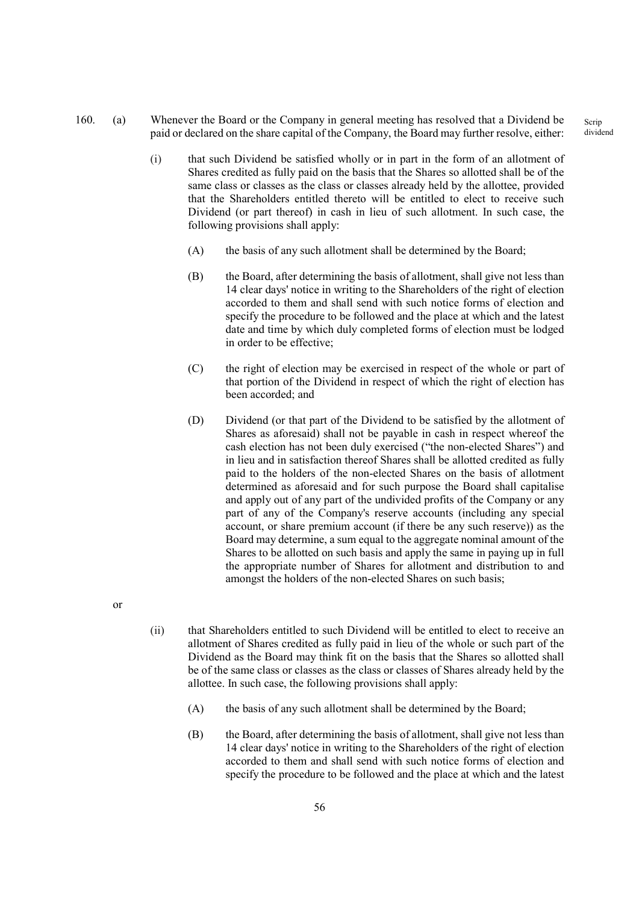160. (a) Whenever the Board or the Company in general meeting has resolved that a Dividend be paid or declared on the share capital of the Company, the Board may further resolve, either:

Scrip dividend

(i) that such Dividend be satisfied wholly or in part in the form of an allotment of Shares credited as fully paid on the basis that the Shares so allotted shall be of the same class or classes as the class or classes already held by the allottee, provided that the Shareholders entitled thereto will be entitled to elect to receive such Dividend (or part thereof) in cash in lieu of such allotment. In such case, the following provisions shall apply:

(A) the basis of any such allotment shall be determined by the Board;

(B) the Board, after determining the basis of allotment, shall give not less than 14 clear days' notice in writing to the Shareholders of the right of election accorded to them and shall send with such notice forms of election and specify the procedure to be followed and the place at which and the latest date and time by which duly completed forms of election must be lodged in order to be effective;

(C) the right of election may be exercised in respect of the whole or part of that portion of the Dividend in respect of which the right of election has been accorded; and

(D) Dividend (or that part of the Dividend to be satisfied by the allotment of Shares as aforesaid) shall not be payable in cash in respect whereof the cash election has not been duly exercised ("the non-elected Shares") and in lieu and in satisfaction thereof Shares shall be allotted credited as fully paid to the holders of the non-elected Shares on the basis of allotment determined as aforesaid and for such purpose the Board shall capitalise and apply out of any part of the undivided profits of the Company or any part of any of the Company's reserve accounts (including any special account, or share premium account (if there be any such reserve)) as the Board may determine, a sum equal to the aggregate nominal amount of the Shares to be allotted on such basis and apply the same in paying up in full the appropriate number of Shares for allotment and distribution to and amongst the holders of the non-elected Shares on such basis;

or

(ii) that Shareholders entitled to such Dividend will be entitled to elect to receive an allotment of Shares credited as fully paid in lieu of the whole or such part of the Dividend as the Board may think fit on the basis that the Shares so allotted shall be of the same class or classes as the class or classes of Shares already held by the allottee. In such case, the following provisions shall apply:

(A) the basis of any such allotment shall be determined by the Board;

(B) the Board, after determining the basis of allotment, shall give not less than 14 clear days' notice in writing to the Shareholders of the right of election accorded to them and shall send with such notice forms of election and specify the procedure to be followed and the place at which and the latest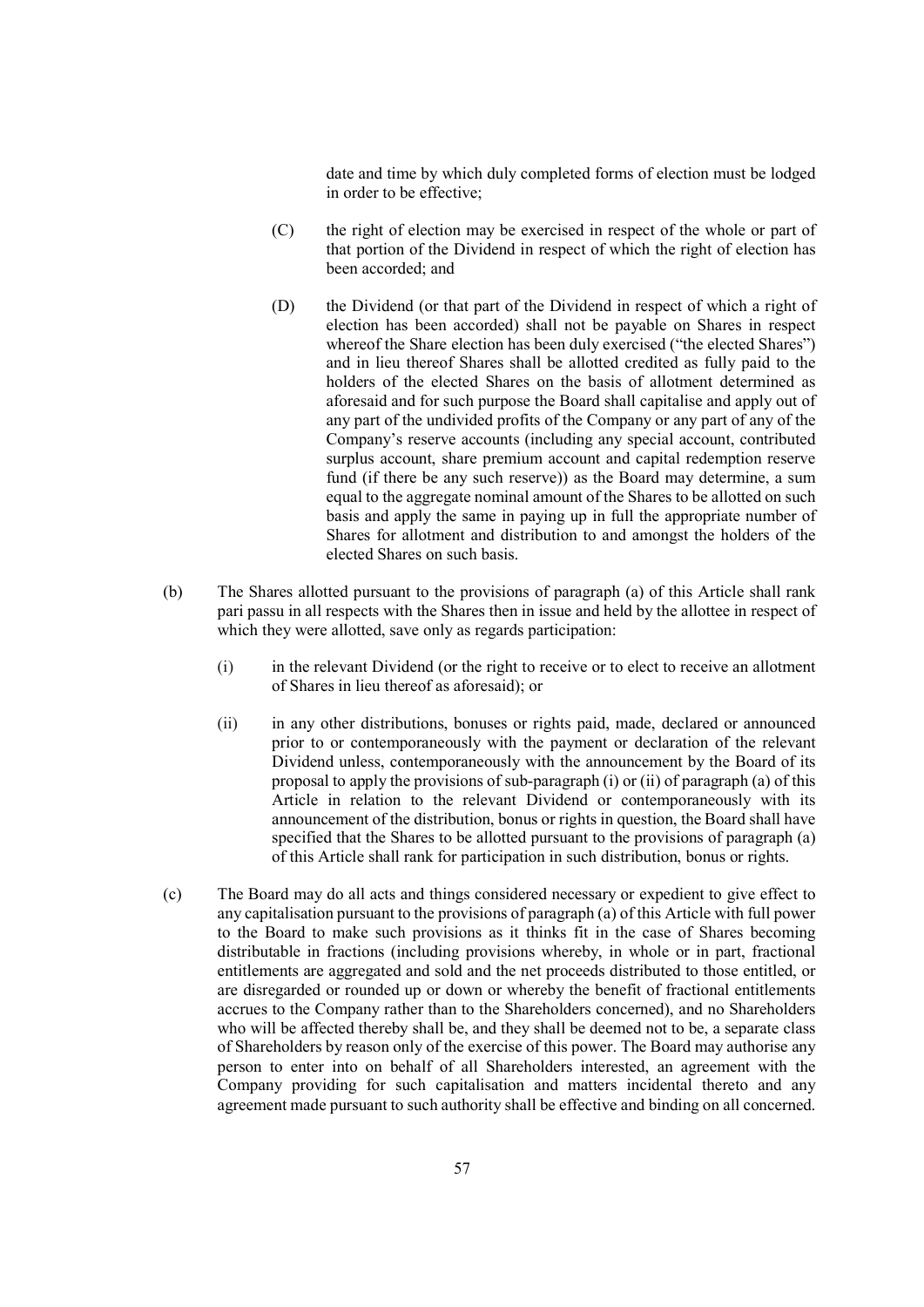date and time by which duly completed forms of election must be lodged in order to be effective;

(C) the right of election may be exercised in respect of the whole or part of that portion of the Dividend in respect of which the right of election has been accorded; and

(D) the Dividend (or that part of the Dividend in respect of which a right of election has been accorded) shall not be payable on Shares in respect whereof the Share election has been duly exercised ("the elected Shares") and in lieu thereof Shares shall be allotted credited as fully paid to the holders of the elected Shares on the basis of allotment determined as aforesaid and for such purpose the Board shall capitalise and apply out of any part of the undivided profits of the Company or any part of any of the Company's reserve accounts (including any special account, contributed surplus account, share premium account and capital redemption reserve fund (if there be any such reserve)) as the Board may determine, a sum equal to the aggregate nominal amount of the Shares to be allotted on such basis and apply the same in paying up in full the appropriate number of Shares for allotment and distribution to and amongst the holders of the elected Shares on such basis.

(b) The Shares allotted pursuant to the provisions of paragraph (a) of this Article shall rank pari passu in all respects with the Shares then in issue and held by the allottee in respect of which they were allotted, save only as regards participation:

(i) in the relevant Dividend (or the right to receive or to elect to receive an allotment of Shares in lieu thereof as aforesaid); or

(ii) in any other distributions, bonuses or rights paid, made, declared or announced prior to or contemporaneously with the payment or declaration of the relevant Dividend unless, contemporaneously with the announcement by the Board of its proposal to apply the provisions of sub-paragraph (i) or (ii) of paragraph (a) of this Article in relation to the relevant Dividend or contemporaneously with its announcement of the distribution, bonus or rights in question, the Board shall have specified that the Shares to be allotted pursuant to the provisions of paragraph (a) of this Article shall rank for participation in such distribution, bonus or rights.

(c) The Board may do all acts and things considered necessary or expedient to give effect to any capitalisation pursuant to the provisions of paragraph (a) of this Article with full power to the Board to make such provisions as it thinks fit in the case of Shares becoming distributable in fractions (including provisions whereby, in whole or in part, fractional entitlements are aggregated and sold and the net proceeds distributed to those entitled, or are disregarded or rounded up or down or whereby the benefit of fractional entitlements accrues to the Company rather than to the Shareholders concerned), and no Shareholders who will be affected thereby shall be, and they shall be deemed not to be, a separate class of Shareholders by reason only of the exercise of this power. The Board may authorise any person to enter into on behalf of all Shareholders interested, an agreement with the Company providing for such capitalisation and matters incidental thereto and any agreement made pursuant to such authority shall be effective and binding on all concerned.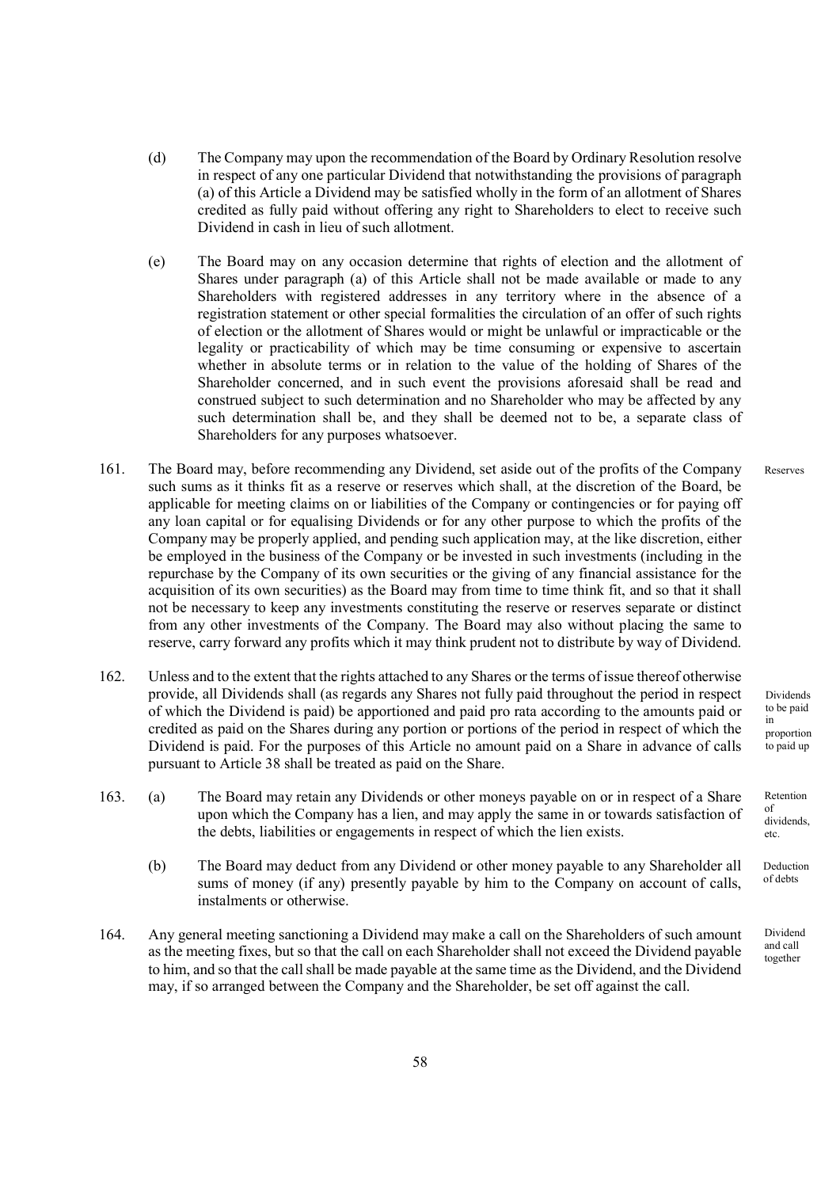(d) The Company may upon the recommendation of the Board by Ordinary Resolution resolve in respect of any one particular Dividend that notwithstanding the provisions of paragraph (a) of this Article a Dividend may be satisfied wholly in the form of an allotment of Shares credited as fully paid without offering any right to Shareholders to elect to receive such Dividend in cash in lieu of such allotment.

(e) The Board may on any occasion determine that rights of election and the allotment of Shares under paragraph (a) of this Article shall not be made available or made to any Shareholders with registered addresses in any territory where in the absence of a registration statement or other special formalities the circulation of an offer of such rights of election or the allotment of Shares would or might be unlawful or impracticable or the legality or practicability of which may be time consuming or expensive to ascertain whether in absolute terms or in relation to the value of the holding of Shares of the Shareholder concerned, and in such event the provisions aforesaid shall be read and construed subject to such determination and no Shareholder who may be affected by any such determination shall be, and they shall be deemed not to be, a separate class of Shareholders for any purposes whatsoever.

161. *Reserves* — The Board may, before recommending any Dividend, set aside out of the profits of the Company such sums as it thinks fit as a reserve or reserves which shall, at the discretion of the Board, be applicable for meeting claims on or liabilities of the Company or contingencies or for paying off any loan capital or for equalising Dividends or for any other purpose to which the profits of the Company may be properly applied, and pending such application may, at the like discretion, either be employed in the business of the Company or be invested in such investments (including in the repurchase by the Company of its own securities or the giving of any financial assistance for the acquisition of its own securities) as the Board may from time to time think fit, and so that it shall not be necessary to keep any investments constituting the reserve or reserves separate or distinct from any other investments of the Company. The Board may also without placing the same to reserve, carry forward any profits which it may think prudent not to distribute by way of Dividend.

162. *Dividends to be paid in proportion to paid up* — Unless and to the extent that the rights attached to any Shares or the terms of issue thereof otherwise provide, all Dividends shall (as regards any Shares not fully paid throughout the period in respect of which the Dividend is paid) be apportioned and paid pro rata according to the amounts paid or credited as paid on the Shares during any portion or portions of the period in respect of which the Dividend is paid. For the purposes of this Article no amount paid on a Share in advance of calls pursuant to Article 38 shall be treated as paid on the Share.

163. (a) *Retention of dividends, etc.* — The Board may retain any Dividends or other moneys payable on or in respect of a Share upon which the Company has a lien, and may apply the same in or towards satisfaction of the debts, liabilities or engagements in respect of which the lien exists.

(b) *Deduction of debts* — The Board may deduct from any Dividend or other money payable to any Shareholder all sums of money (if any) presently payable by him to the Company on account of calls, instalments or otherwise.

164. *Dividend and call together* — Any general meeting sanctioning a Dividend may make a call on the Shareholders of such amount as the meeting fixes, but so that the call on each Shareholder shall not exceed the Dividend payable to him, and so that the call shall be made payable at the same time as the Dividend, and the Dividend may, if so arranged between the Company and the Shareholder, be set off against the call.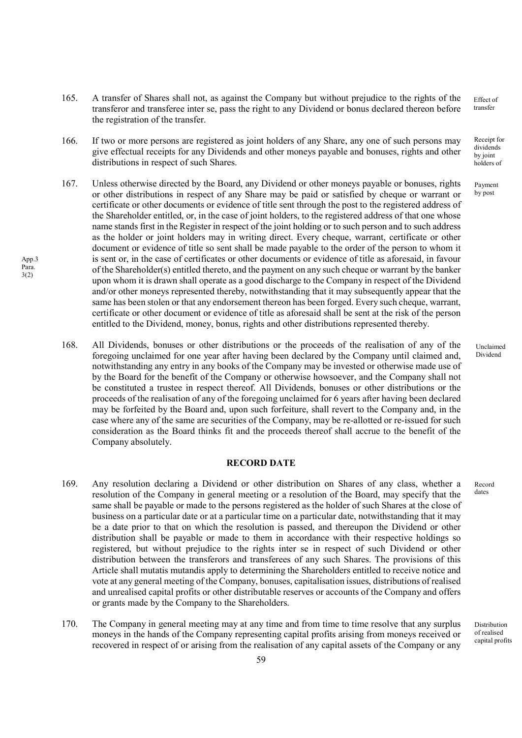165. A transfer of Shares shall not, as against the Company but without prejudice to the rights of the transferor and transferee inter se, pass the right to any Dividend or bonus declared thereon before the registration of the transfer.

Effect of transfer

166. If two or more persons are registered as joint holders of any Share, any one of such persons may give effectual receipts for any Dividends and other moneys payable and bonuses, rights and other distributions in respect of such Shares.

Receipt for dividends by joint holders of

167. Unless otherwise directed by the Board, any Dividend or other moneys payable or bonuses, rights or other distributions in respect of any Share may be paid or satisfied by cheque or warrant or certificate or other documents or evidence of title sent through the post to the registered address of the Shareholder entitled, or, in the case of joint holders, to the registered address of that one whose name stands first in the Register in respect of the joint holding or to such person and to such address as the holder or joint holders may in writing direct. Every cheque, warrant, certificate or other document or evidence of title so sent shall be made payable to the order of the person to whom it is sent or, in the case of certificates or other documents or evidence of title as aforesaid, in favour of the Shareholder(s) entitled thereto, and the payment on any such cheque or warrant by the banker upon whom it is drawn shall operate as a good discharge to the Company in respect of the Dividend and/or other moneys represented thereby, notwithstanding that it may subsequently appear that the same has been stolen or that any endorsement thereon has been forged. Every such cheque, warrant, certificate or other document or evidence of title as aforesaid shall be sent at the risk of the person entitled to the Dividend, money, bonus, rights and other distributions represented thereby.

Payment by post

App.3 Para. 3(2)

168. All Dividends, bonuses or other distributions or the proceeds of the realisation of any of the foregoing unclaimed for one year after having been declared by the Company until claimed and, notwithstanding any entry in any books of the Company may be invested or otherwise made use of by the Board for the benefit of the Company or otherwise howsoever, and the Company shall not be constituted a trustee in respect thereof. All Dividends, bonuses or other distributions or the proceeds of the realisation of any of the foregoing unclaimed for 6 years after having been declared may be forfeited by the Board and, upon such forfeiture, shall revert to the Company and, in the case where any of the same are securities of the Company, may be re-allotted or re-issued for such consideration as the Board thinks fit and the proceeds thereof shall accrue to the benefit of the Company absolutely.

Unclaimed Dividend

## RECORD DATE

169. Any resolution declaring a Dividend or other distribution on Shares of any class, whether a resolution of the Company in general meeting or a resolution of the Board, may specify that the same shall be payable or made to the persons registered as the holder of such Shares at the close of business on a particular date or at a particular time on a particular date, notwithstanding that it may be a date prior to that on which the resolution is passed, and thereupon the Dividend or other distribution shall be payable or made to them in accordance with their respective holdings so registered, but without prejudice to the rights inter se in respect of such Dividend or other distribution between the transferors and transferees of any such Shares. The provisions of this Article shall mutatis mutandis apply to determining the Shareholders entitled to receive notice and vote at any general meeting of the Company, bonuses, capitalisation issues, distributions of realised and unrealised capital profits or other distributable reserves or accounts of the Company and offers or grants made by the Company to the Shareholders.

Record dates

170. The Company in general meeting may at any time and from time to time resolve that any surplus moneys in the hands of the Company representing capital profits arising from moneys received or recovered in respect of or arising from the realisation of any capital assets of the Company or any

Distribution of realised capital profits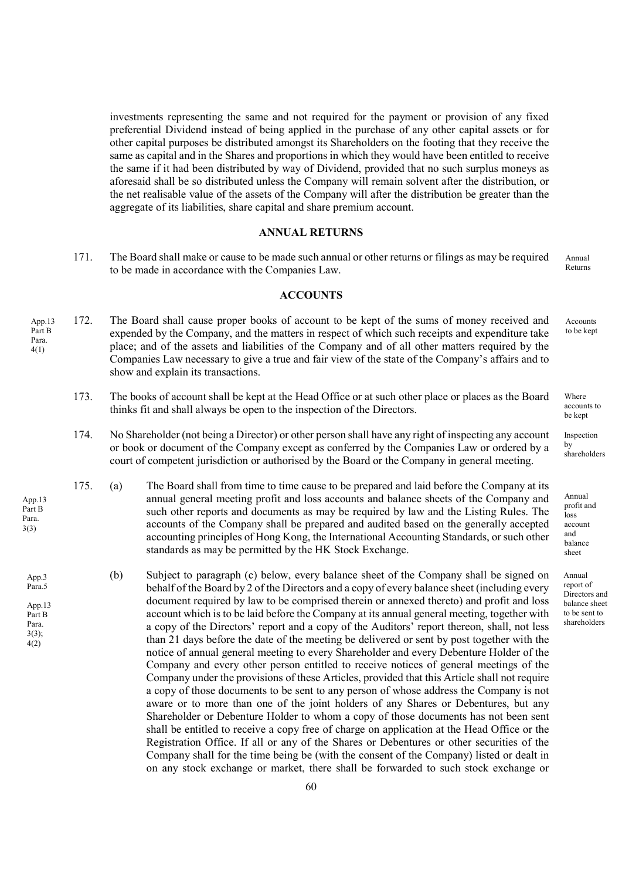investments representing the same and not required for the payment or provision of any fixed preferential Dividend instead of being applied in the purchase of any other capital assets or for other capital purposes be distributed amongst its Shareholders on the footing that they receive the same as capital and in the Shares and proportions in which they would have been entitled to receive the same if it had been distributed by way of Dividend, provided that no such surplus moneys as aforesaid shall be so distributed unless the Company will remain solvent after the distribution, or the net realisable value of the assets of the Company will after the distribution be greater than the aggregate of its liabilities, share capital and share premium account.

## ANNUAL RETURNS

171. The Board shall make or cause to be made such annual or other returns or filings as may be required to be made in accordance with the Companies Law. *(Annual Returns)*

## ACCOUNTS

172. *(App.13 Part B Para. 4(1))* The Board shall cause proper books of account to be kept of the sums of money received and expended by the Company, and the matters in respect of which such receipts and expenditure take place; and of the assets and liabilities of the Company and of all other matters required by the Companies Law necessary to give a true and fair view of the state of the Company's affairs and to show and explain its transactions. *(Accounts to be kept)*

173. The books of account shall be kept at the Head Office or at such other place or places as the Board thinks fit and shall always be open to the inspection of the Directors. *(Where accounts to be kept)*

174. No Shareholder (not being a Director) or other person shall have any right of inspecting any account or book or document of the Company except as conferred by the Companies Law or ordered by a court of competent jurisdiction or authorised by the Board or the Company in general meeting. *(Inspection by shareholders)*

175. *(App.13 Part B Para. 3(3))* (a) The Board shall from time to time cause to be prepared and laid before the Company at its annual general meeting profit and loss accounts and balance sheets of the Company and such other reports and documents as may be required by law and the Listing Rules. The accounts of the Company shall be prepared and audited based on the generally accepted accounting principles of Hong Kong, the International Accounting Standards, or such other standards as may be permitted by the HK Stock Exchange. *(Annual profit and loss account and balance sheet)*

*(App.3 Para.5; App.13 Part B Para. 3(3); 4(2))* (b) Subject to paragraph (c) below, every balance sheet of the Company shall be signed on behalf of the Board by 2 of the Directors and a copy of every balance sheet (including every document required by law to be comprised therein or annexed thereto) and profit and loss account which is to be laid before the Company at its annual general meeting, together with a copy of the Directors' report and a copy of the Auditors' report thereon, shall, not less than 21 days before the date of the meeting be delivered or sent by post together with the notice of annual general meeting to every Shareholder and every Debenture Holder of the Company and every other person entitled to receive notices of general meetings of the Company under the provisions of these Articles, provided that this Article shall not require a copy of those documents to be sent to any person of whose address the Company is not aware or to more than one of the joint holders of any Shares or Debentures, but any Shareholder or Debenture Holder to whom a copy of those documents has not been sent shall be entitled to receive a copy free of charge on application at the Head Office or the Registration Office. If all or any of the Shares or Debentures or other securities of the Company shall for the time being be (with the consent of the Company) listed or dealt in on any stock exchange or market, there shall be forwarded to such stock exchange or *(Annual report of Directors and balance sheet to be sent to shareholders)*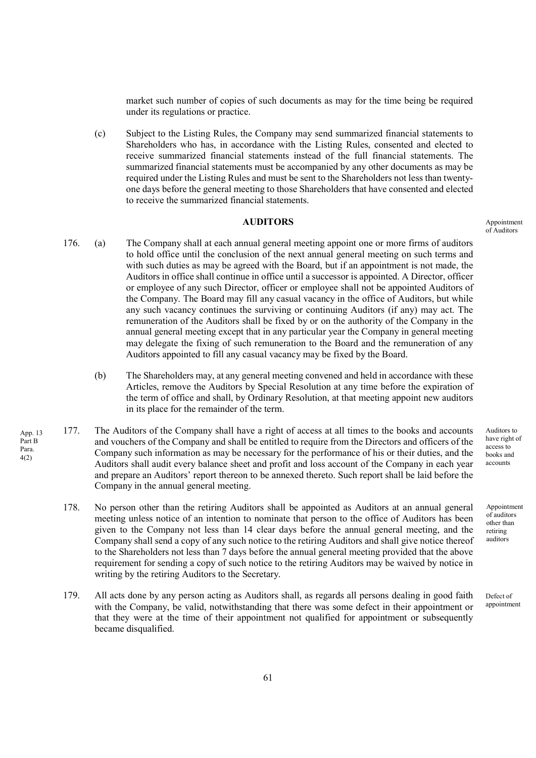market such number of copies of such documents as may for the time being be required under its regulations or practice.

(c) Subject to the Listing Rules, the Company may send summarized financial statements to Shareholders who has, in accordance with the Listing Rules, consented and elected to receive summarized financial statements instead of the full financial statements. The summarized financial statements must be accompanied by any other documents as may be required under the Listing Rules and must be sent to the Shareholders not less than twenty-one days before the general meeting to those Shareholders that have consented and elected to receive the summarized financial statements.

## AUDITORS

*Appointment of Auditors*

176. (a) The Company shall at each annual general meeting appoint one or more firms of auditors to hold office until the conclusion of the next annual general meeting on such terms and with such duties as may be agreed with the Board, but if an appointment is not made, the Auditors in office shall continue in office until a successor is appointed. A Director, officer or employee of any such Director, officer or employee shall not be appointed Auditors of the Company. The Board may fill any casual vacancy in the office of Auditors, but while any such vacancy continues the surviving or continuing Auditors (if any) may act. The remuneration of the Auditors shall be fixed by or on the authority of the Company in the annual general meeting except that in any particular year the Company in general meeting may delegate the fixing of such remuneration to the Board and the remuneration of any Auditors appointed to fill any casual vacancy may be fixed by the Board.

(b) The Shareholders may, at any general meeting convened and held in accordance with these Articles, remove the Auditors by Special Resolution at any time before the expiration of the term of office and shall, by Ordinary Resolution, at that meeting appoint new auditors in its place for the remainder of the term.

*App. 13 Part B Para. 4(2)*

*Auditors to have right of access to books and accounts*

177. The Auditors of the Company shall have a right of access at all times to the books and accounts and vouchers of the Company and shall be entitled to require from the Directors and officers of the Company such information as may be necessary for the performance of his or their duties, and the Auditors shall audit every balance sheet and profit and loss account of the Company in each year and prepare an Auditors' report thereon to be annexed thereto. Such report shall be laid before the Company in the annual general meeting.

*Appointment of auditors other than retiring auditors*

178. No person other than the retiring Auditors shall be appointed as Auditors at an annual general meeting unless notice of an intention to nominate that person to the office of Auditors has been given to the Company not less than 14 clear days before the annual general meeting, and the Company shall send a copy of any such notice to the retiring Auditors and shall give notice thereof to the Shareholders not less than 7 days before the annual general meeting provided that the above requirement for sending a copy of such notice to the retiring Auditors may be waived by notice in writing by the retiring Auditors to the Secretary.

*Defect of appointment*

179. All acts done by any person acting as Auditors shall, as regards all persons dealing in good faith with the Company, be valid, notwithstanding that there was some defect in their appointment or that they were at the time of their appointment not qualified for appointment or subsequently became disqualified.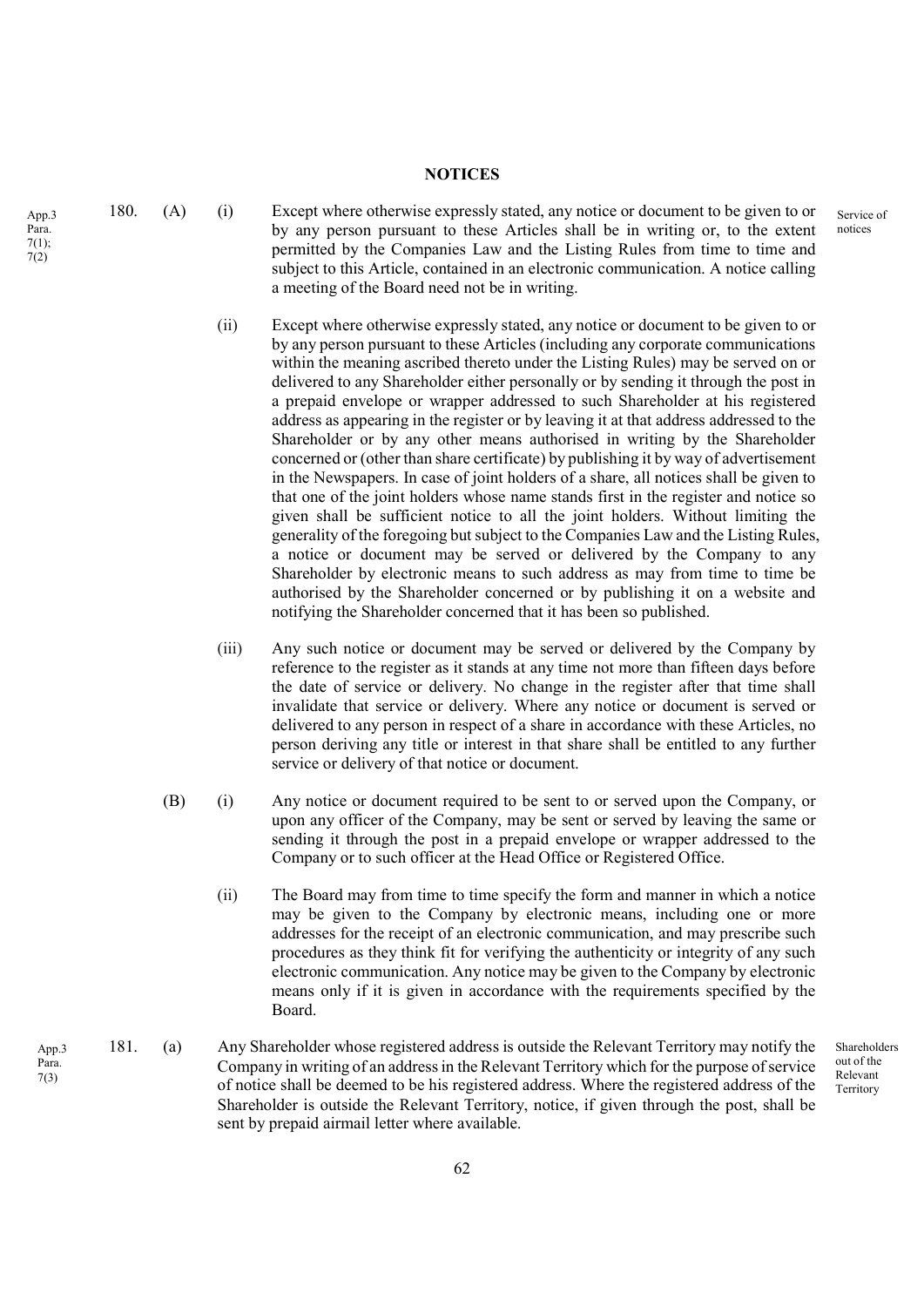## NOTICES

App.3 Para. 7(1); 7(2)

180. (A) (i) Except where otherwise expressly stated, any notice or document to be given to or by any person pursuant to these Articles shall be in writing or, to the extent permitted by the Companies Law and the Listing Rules from time to time and subject to this Article, contained in an electronic communication. A notice calling a meeting of the Board need not be in writing.

*Service of notices*

(ii) Except where otherwise expressly stated, any notice or document to be given to or by any person pursuant to these Articles (including any corporate communications within the meaning ascribed thereto under the Listing Rules) may be served on or delivered to any Shareholder either personally or by sending it through the post in a prepaid envelope or wrapper addressed to such Shareholder at his registered address as appearing in the register or by leaving it at that address addressed to the Shareholder or by any other means authorised in writing by the Shareholder concerned or (other than share certificate) by publishing it by way of advertisement in the Newspapers. In case of joint holders of a share, all notices shall be given to that one of the joint holders whose name stands first in the register and notice so given shall be sufficient notice to all the joint holders. Without limiting the generality of the foregoing but subject to the Companies Law and the Listing Rules, a notice or document may be served or delivered by the Company to any Shareholder by electronic means to such address as may from time to time be authorised by the Shareholder concerned or by publishing it on a website and notifying the Shareholder concerned that it has been so published.

(iii) Any such notice or document may be served or delivered by the Company by reference to the register as it stands at any time not more than fifteen days before the date of service or delivery. No change in the register after that time shall invalidate that service or delivery. Where any notice or document is served or delivered to any person in respect of a share in accordance with these Articles, no person deriving any title or interest in that share shall be entitled to any further service or delivery of that notice or document.

(B) (i) Any notice or document required to be sent to or served upon the Company, or upon any officer of the Company, may be sent or served by leaving the same or sending it through the post in a prepaid envelope or wrapper addressed to the Company or to such officer at the Head Office or Registered Office.

(ii) The Board may from time to time specify the form and manner in which a notice may be given to the Company by electronic means, including one or more addresses for the receipt of an electronic communication, and may prescribe such procedures as they think fit for verifying the authenticity or integrity of any such electronic communication. Any notice may be given to the Company by electronic means only if it is given in accordance with the requirements specified by the Board.

App.3 Para. 7(3)

181. (a) Any Shareholder whose registered address is outside the Relevant Territory may notify the Company in writing of an address in the Relevant Territory which for the purpose of service of notice shall be deemed to be his registered address. Where the registered address of the Shareholder is outside the Relevant Territory, notice, if given through the post, shall be sent by prepaid airmail letter where available.

*Shareholders out of the Relevant Territory*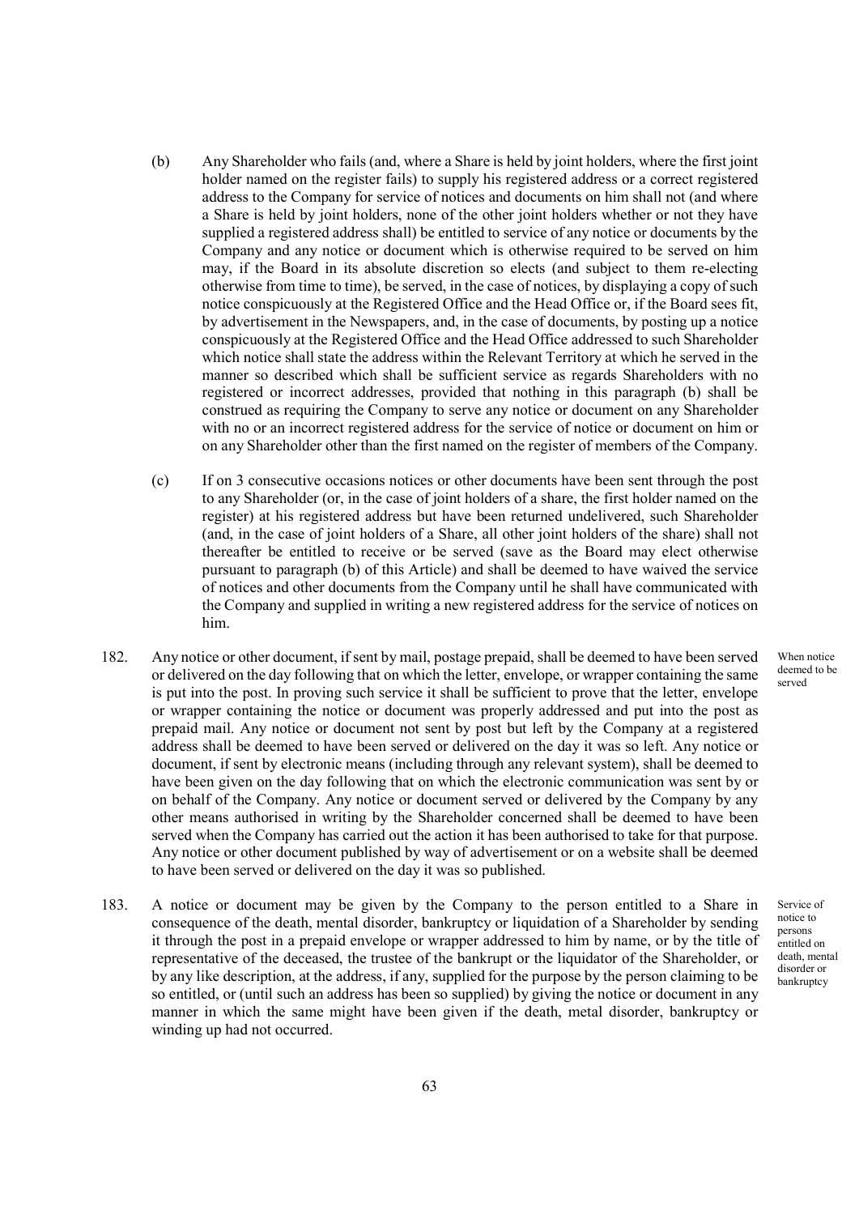(b) Any Shareholder who fails (and, where a Share is held by joint holders, where the first joint holder named on the register fails) to supply his registered address or a correct registered address to the Company for service of notices and documents on him shall not (and where a Share is held by joint holders, none of the other joint holders whether or not they have supplied a registered address shall) be entitled to service of any notice or documents by the Company and any notice or document which is otherwise required to be served on him may, if the Board in its absolute discretion so elects (and subject to them re-electing otherwise from time to time), be served, in the case of notices, by displaying a copy of such notice conspicuously at the Registered Office and the Head Office or, if the Board sees fit, by advertisement in the Newspapers, and, in the case of documents, by posting up a notice conspicuously at the Registered Office and the Head Office addressed to such Shareholder which notice shall state the address within the Relevant Territory at which he served in the manner so described which shall be sufficient service as regards Shareholders with no registered or incorrect addresses, provided that nothing in this paragraph (b) shall be construed as requiring the Company to serve any notice or document on any Shareholder with no or an incorrect registered address for the service of notice or document on him or on any Shareholder other than the first named on the register of members of the Company.

(c) If on 3 consecutive occasions notices or other documents have been sent through the post to any Shareholder (or, in the case of joint holders of a share, the first holder named on the register) at his registered address but have been returned undelivered, such Shareholder (and, in the case of joint holders of a Share, all other joint holders of the share) shall not thereafter be entitled to receive or be served (save as the Board may elect otherwise pursuant to paragraph (b) of this Article) and shall be deemed to have waived the service of notices and other documents from the Company until he shall have communicated with the Company and supplied in writing a new registered address for the service of notices on him.

*When notice deemed to be served*

182. Any notice or other document, if sent by mail, postage prepaid, shall be deemed to have been served or delivered on the day following that on which the letter, envelope, or wrapper containing the same is put into the post. In proving such service it shall be sufficient to prove that the letter, envelope or wrapper containing the notice or document was properly addressed and put into the post as prepaid mail. Any notice or document not sent by post but left by the Company at a registered address shall be deemed to have been served or delivered on the day it was so left. Any notice or document, if sent by electronic means (including through any relevant system), shall be deemed to have been given on the day following that on which the electronic communication was sent by or on behalf of the Company. Any notice or document served or delivered by the Company by any other means authorised in writing by the Shareholder concerned shall be deemed to have been served when the Company has carried out the action it has been authorised to take for that purpose. Any notice or other document published by way of advertisement or on a website shall be deemed to have been served or delivered on the day it was so published.

*Service of notice to persons entitled on death, mental disorder or bankruptcy*

183. A notice or document may be given by the Company to the person entitled to a Share in consequence of the death, mental disorder, bankruptcy or liquidation of a Shareholder by sending it through the post in a prepaid envelope or wrapper addressed to him by name, or by the title of representative of the deceased, the trustee of the bankrupt or the liquidator of the Shareholder, or by any like description, at the address, if any, supplied for the purpose by the person claiming to be so entitled, or (until such an address has been so supplied) by giving the notice or document in any manner in which the same might have been given if the death, metal disorder, bankruptcy or winding up had not occurred.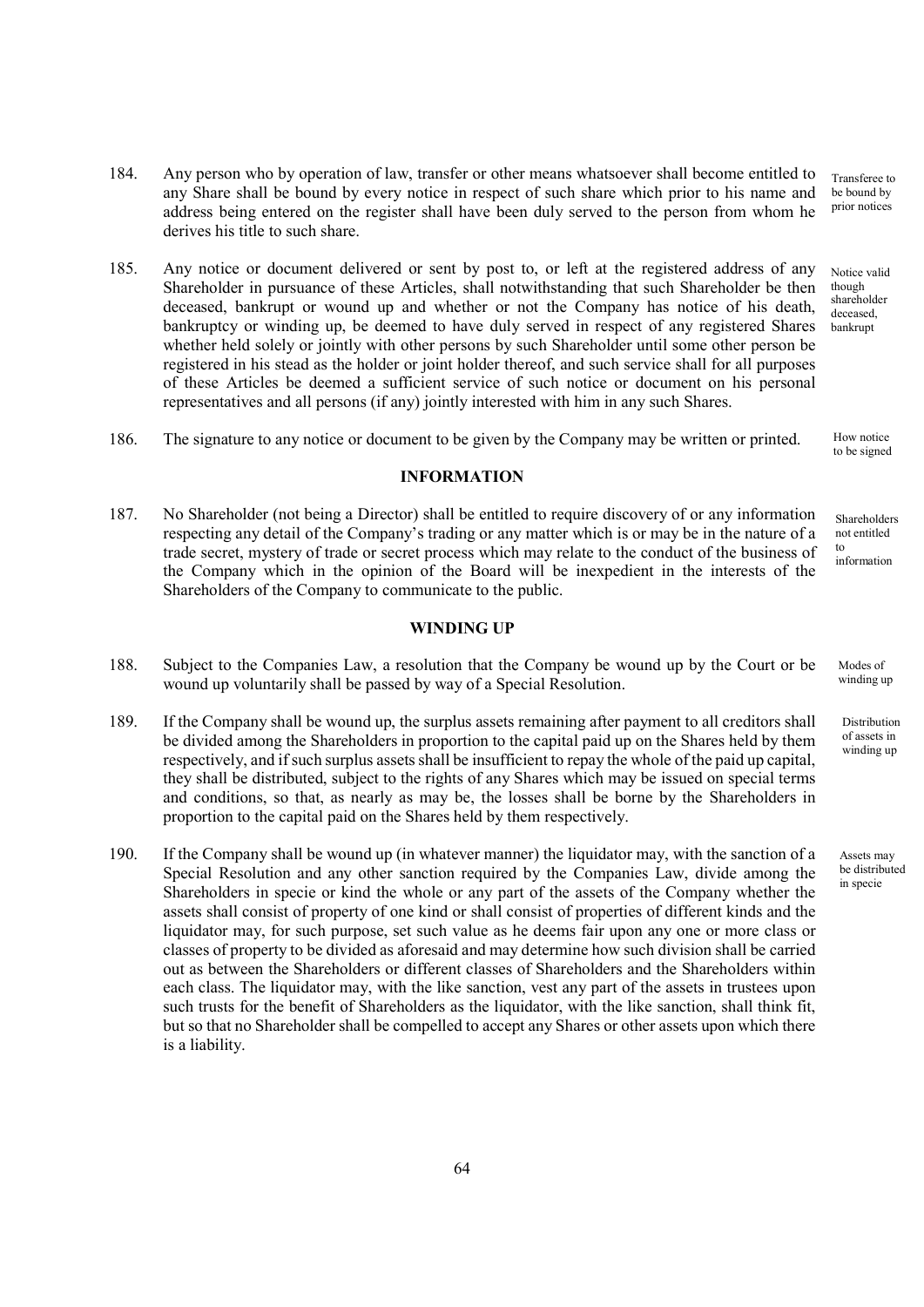184. Any person who by operation of law, transfer or other means whatsoever shall become entitled to any Share shall be bound by every notice in respect of such share which prior to his name and address being entered on the register shall have been duly served to the person from whom he derives his title to such share. *Transferee to be bound by prior notices*

185. Any notice or document delivered or sent by post to, or left at the registered address of any Shareholder in pursuance of these Articles, shall notwithstanding that such Shareholder be then deceased, bankrupt or wound up and whether or not the Company has notice of his death, bankruptcy or winding up, be deemed to have duly served in respect of any registered Shares whether held solely or jointly with other persons by such Shareholder until some other person be registered in his stead as the holder or joint holder thereof, and such service shall for all purposes of these Articles be deemed a sufficient service of such notice or document on his personal representatives and all persons (if any) jointly interested with him in any such Shares. *Notice valid though shareholder deceased, bankrupt*

186. The signature to any notice or document to be given by the Company may be written or printed. *How notice to be signed*

## INFORMATION

187. No Shareholder (not being a Director) shall be entitled to require discovery of or any information respecting any detail of the Company's trading or any matter which is or may be in the nature of a trade secret, mystery of trade or secret process which may relate to the conduct of the business of the Company which in the opinion of the Board will be inexpedient in the interests of the Shareholders of the Company to communicate to the public. *Shareholders not entitled to information*

## WINDING UP

188. Subject to the Companies Law, a resolution that the Company be wound up by the Court or be wound up voluntarily shall be passed by way of a Special Resolution. *Modes of winding up*

189. If the Company shall be wound up, the surplus assets remaining after payment to all creditors shall be divided among the Shareholders in proportion to the capital paid up on the Shares held by them respectively, and if such surplus assets shall be insufficient to repay the whole of the paid up capital, they shall be distributed, subject to the rights of any Shares which may be issued on special terms and conditions, so that, as nearly as may be, the losses shall be borne by the Shareholders in proportion to the capital paid on the Shares held by them respectively. *Distribution of assets in winding up*

190. If the Company shall be wound up (in whatever manner) the liquidator may, with the sanction of a Special Resolution and any other sanction required by the Companies Law, divide among the Shareholders in specie or kind the whole or any part of the assets of the Company whether the assets shall consist of property of one kind or shall consist of properties of different kinds and the liquidator may, for such purpose, set such value as he deems fair upon any one or more class or classes of property to be divided as aforesaid and may determine how such division shall be carried out as between the Shareholders or different classes of Shareholders and the Shareholders within each class. The liquidator may, with the like sanction, vest any part of the assets in trustees upon such trusts for the benefit of Shareholders as the liquidator, with the like sanction, shall think fit, but so that no Shareholder shall be compelled to accept any Shares or other assets upon which there is a liability. *Assets may be distributed in specie*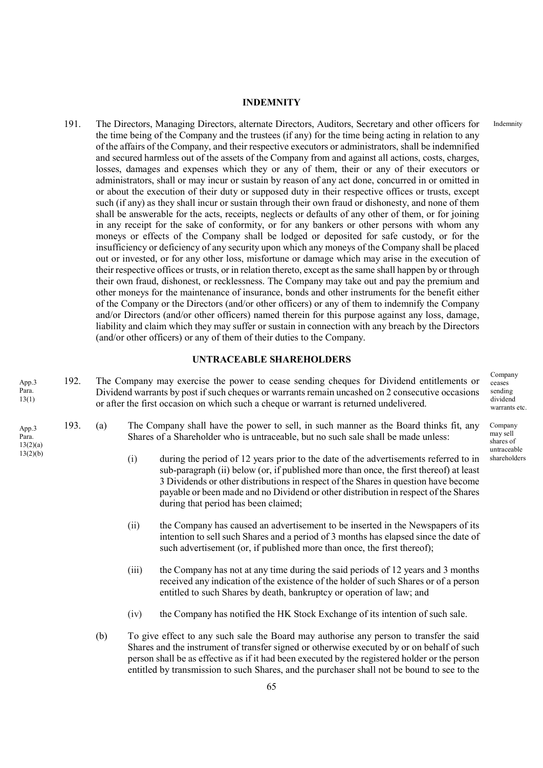## INDEMNITY

Indemnity

191. The Directors, Managing Directors, alternate Directors, Auditors, Secretary and other officers for the time being of the Company and the trustees (if any) for the time being acting in relation to any of the affairs of the Company, and their respective executors or administrators, shall be indemnified and secured harmless out of the assets of the Company from and against all actions, costs, charges, losses, damages and expenses which they or any of them, their or any of their executors or administrators, shall or may incur or sustain by reason of any act done, concurred in or omitted in or about the execution of their duty or supposed duty in their respective offices or trusts, except such (if any) as they shall incur or sustain through their own fraud or dishonesty, and none of them shall be answerable for the acts, receipts, neglects or defaults of any other of them, or for joining in any receipt for the sake of conformity, or for any bankers or other persons with whom any moneys or effects of the Company shall be lodged or deposited for safe custody, or for the insufficiency or deficiency of any security upon which any moneys of the Company shall be placed out or invested, or for any other loss, misfortune or damage which may arise in the execution of their respective offices or trusts, or in relation thereto, except as the same shall happen by or through their own fraud, dishonest, or recklessness. The Company may take out and pay the premium and other moneys for the maintenance of insurance, bonds and other instruments for the benefit either of the Company or the Directors (and/or other officers) or any of them to indemnify the Company and/or Directors (and/or other officers) named therein for this purpose against any loss, damage, liability and claim which they may suffer or sustain in connection with any breach by the Directors (and/or other officers) or any of them of their duties to the Company.

## UNTRACEABLE SHAREHOLDERS

App.3 Para. 13(1)

Company ceases sending dividend warrants etc.

192. The Company may exercise the power to cease sending cheques for Dividend entitlements or Dividend warrants by post if such cheques or warrants remain uncashed on 2 consecutive occasions or after the first occasion on which such a cheque or warrant is returned undelivered.

App.3 Para. 13(2)(a) 13(2)(b)

Company may sell shares of untraceable shareholders

193. (a) The Company shall have the power to sell, in such manner as the Board thinks fit, any Shares of a Shareholder who is untraceable, but no such sale shall be made unless:

(i) during the period of 12 years prior to the date of the advertisements referred to in sub-paragraph (ii) below (or, if published more than once, the first thereof) at least 3 Dividends or other distributions in respect of the Shares in question have become payable or been made and no Dividend or other distribution in respect of the Shares during that period has been claimed;

(ii) the Company has caused an advertisement to be inserted in the Newspapers of its intention to sell such Shares and a period of 3 months has elapsed since the date of such advertisement (or, if published more than once, the first thereof);

(iii) the Company has not at any time during the said periods of 12 years and 3 months received any indication of the existence of the holder of such Shares or of a person entitled to such Shares by death, bankruptcy or operation of law; and

(iv) the Company has notified the HK Stock Exchange of its intention of such sale.

(b) To give effect to any such sale the Board may authorise any person to transfer the said Shares and the instrument of transfer signed or otherwise executed by or on behalf of such person shall be as effective as if it had been executed by the registered holder or the person entitled by transmission to such Shares, and the purchaser shall not be bound to see to the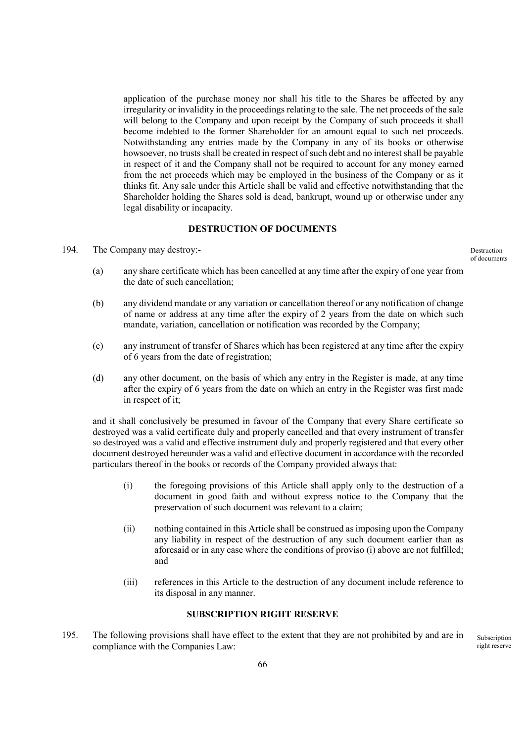application of the purchase money nor shall his title to the Shares be affected by any irregularity or invalidity in the proceedings relating to the sale. The net proceeds of the sale will belong to the Company and upon receipt by the Company of such proceeds it shall become indebted to the former Shareholder for an amount equal to such net proceeds. Notwithstanding any entries made by the Company in any of its books or otherwise howsoever, no trusts shall be created in respect of such debt and no interest shall be payable in respect of it and the Company shall not be required to account for any money earned from the net proceeds which may be employed in the business of the Company or as it thinks fit. Any sale under this Article shall be valid and effective notwithstanding that the Shareholder holding the Shares sold is dead, bankrupt, wound up or otherwise under any legal disability or incapacity.

## DESTRUCTION OF DOCUMENTS

194. The Company may destroy:- *Destruction of documents*

(a) any share certificate which has been cancelled at any time after the expiry of one year from the date of such cancellation;

(b) any dividend mandate or any variation or cancellation thereof or any notification of change of name or address at any time after the expiry of 2 years from the date on which such mandate, variation, cancellation or notification was recorded by the Company;

(c) any instrument of transfer of Shares which has been registered at any time after the expiry of 6 years from the date of registration;

(d) any other document, on the basis of which any entry in the Register is made, at any time after the expiry of 6 years from the date on which an entry in the Register was first made in respect of it;

and it shall conclusively be presumed in favour of the Company that every Share certificate so destroyed was a valid certificate duly and properly cancelled and that every instrument of transfer so destroyed was a valid and effective instrument duly and properly registered and that every other document destroyed hereunder was a valid and effective document in accordance with the recorded particulars thereof in the books or records of the Company provided always that:

(i) the foregoing provisions of this Article shall apply only to the destruction of a document in good faith and without express notice to the Company that the preservation of such document was relevant to a claim;

(ii) nothing contained in this Article shall be construed as imposing upon the Company any liability in respect of the destruction of any such document earlier than as aforesaid or in any case where the conditions of proviso (i) above are not fulfilled; and

(iii) references in this Article to the destruction of any document include reference to its disposal in any manner.

## SUBSCRIPTION RIGHT RESERVE

195. The following provisions shall have effect to the extent that they are not prohibited by and are in compliance with the Companies Law: *Subscription right reserve*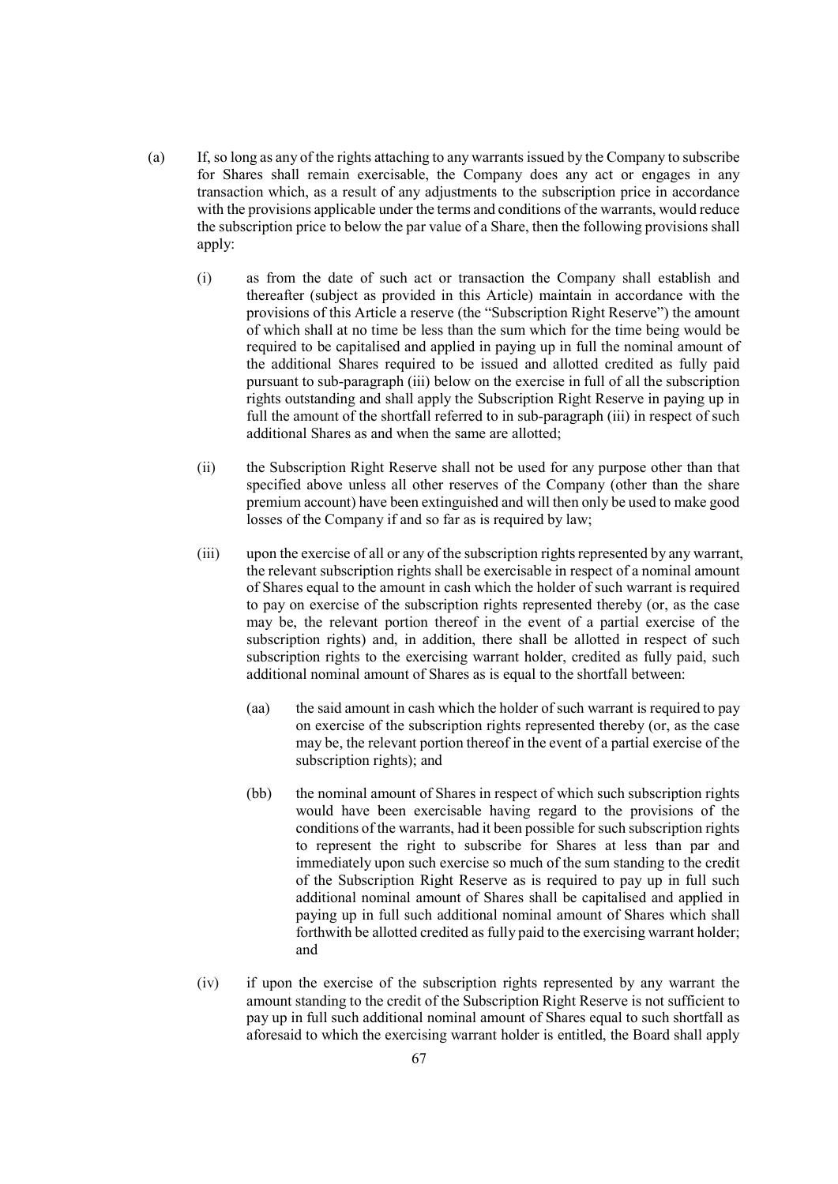(a) If, so long as any of the rights attaching to any warrants issued by the Company to subscribe for Shares shall remain exercisable, the Company does any act or engages in any transaction which, as a result of any adjustments to the subscription price in accordance with the provisions applicable under the terms and conditions of the warrants, would reduce the subscription price to below the par value of a Share, then the following provisions shall apply:

    (i) as from the date of such act or transaction the Company shall establish and thereafter (subject as provided in this Article) maintain in accordance with the provisions of this Article a reserve (the "Subscription Right Reserve") the amount of which shall at no time be less than the sum which for the time being would be required to be capitalised and applied in paying up in full the nominal amount of the additional Shares required to be issued and allotted credited as fully paid pursuant to sub-paragraph (iii) below on the exercise in full of all the subscription rights outstanding and shall apply the Subscription Right Reserve in paying up in full the amount of the shortfall referred to in sub-paragraph (iii) in respect of such additional Shares as and when the same are allotted;

    (ii) the Subscription Right Reserve shall not be used for any purpose other than that specified above unless all other reserves of the Company (other than the share premium account) have been extinguished and will then only be used to make good losses of the Company if and so far as is required by law;

    (iii) upon the exercise of all or any of the subscription rights represented by any warrant, the relevant subscription rights shall be exercisable in respect of a nominal amount of Shares equal to the amount in cash which the holder of such warrant is required to pay on exercise of the subscription rights represented thereby (or, as the case may be, the relevant portion thereof in the event of a partial exercise of the subscription rights) and, in addition, there shall be allotted in respect of such subscription rights to the exercising warrant holder, credited as fully paid, such additional nominal amount of Shares as is equal to the shortfall between:

        (aa) the said amount in cash which the holder of such warrant is required to pay on exercise of the subscription rights represented thereby (or, as the case may be, the relevant portion thereof in the event of a partial exercise of the subscription rights); and

        (bb) the nominal amount of Shares in respect of which such subscription rights would have been exercisable having regard to the provisions of the conditions of the warrants, had it been possible for such subscription rights to represent the right to subscribe for Shares at less than par and immediately upon such exercise so much of the sum standing to the credit of the Subscription Right Reserve as is required to pay up in full such additional nominal amount of Shares shall be capitalised and applied in paying up in full such additional nominal amount of Shares which shall forthwith be allotted credited as fully paid to the exercising warrant holder; and

    (iv) if upon the exercise of the subscription rights represented by any warrant the amount standing to the credit of the Subscription Right Reserve is not sufficient to pay up in full such additional nominal amount of Shares equal to such shortfall as aforesaid to which the exercising warrant holder is entitled, the Board shall apply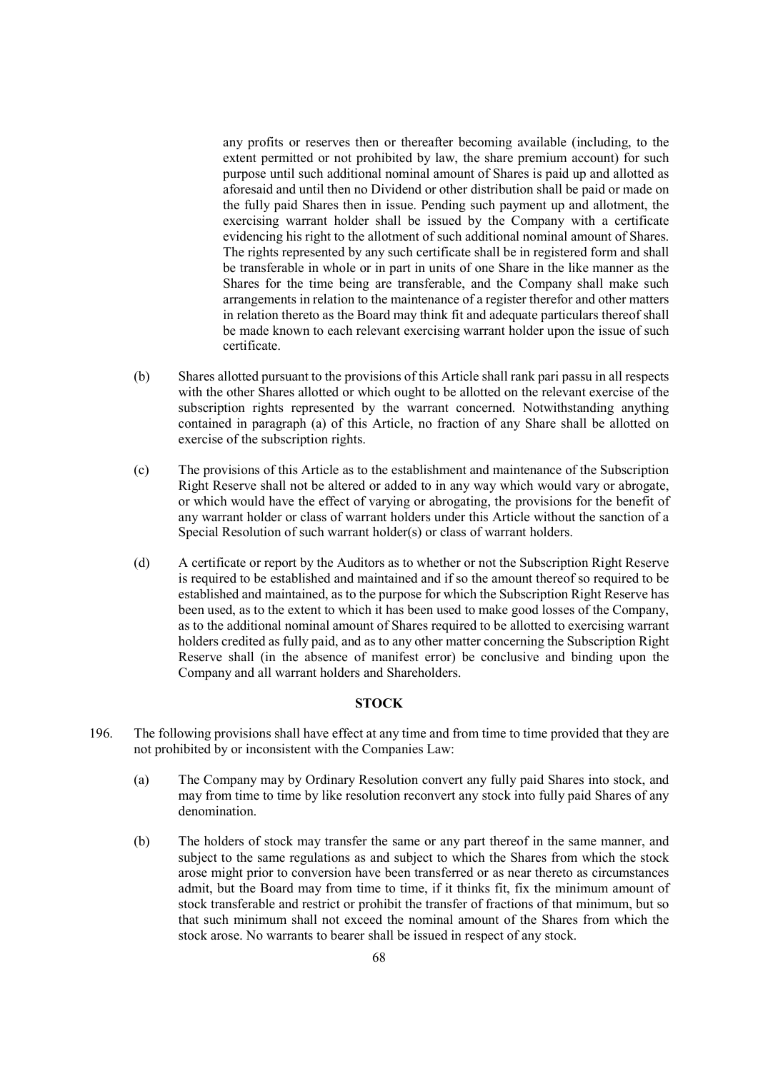any profits or reserves then or thereafter becoming available (including, to the extent permitted or not prohibited by law, the share premium account) for such purpose until such additional nominal amount of Shares is paid up and allotted as aforesaid and until then no Dividend or other distribution shall be paid or made on the fully paid Shares then in issue. Pending such payment up and allotment, the exercising warrant holder shall be issued by the Company with a certificate evidencing his right to the allotment of such additional nominal amount of Shares. The rights represented by any such certificate shall be in registered form and shall be transferable in whole or in part in units of one Share in the like manner as the Shares for the time being are transferable, and the Company shall make such arrangements in relation to the maintenance of a register therefor and other matters in relation thereto as the Board may think fit and adequate particulars thereof shall be made known to each relevant exercising warrant holder upon the issue of such certificate.

(b) Shares allotted pursuant to the provisions of this Article shall rank pari passu in all respects with the other Shares allotted or which ought to be allotted on the relevant exercise of the subscription rights represented by the warrant concerned. Notwithstanding anything contained in paragraph (a) of this Article, no fraction of any Share shall be allotted on exercise of the subscription rights.

(c) The provisions of this Article as to the establishment and maintenance of the Subscription Right Reserve shall not be altered or added to in any way which would vary or abrogate, or which would have the effect of varying or abrogating, the provisions for the benefit of any warrant holder or class of warrant holders under this Article without the sanction of a Special Resolution of such warrant holder(s) or class of warrant holders.

(d) A certificate or report by the Auditors as to whether or not the Subscription Right Reserve is required to be established and maintained and if so the amount thereof so required to be established and maintained, as to the purpose for which the Subscription Right Reserve has been used, as to the extent to which it has been used to make good losses of the Company, as to the additional nominal amount of Shares required to be allotted to exercising warrant holders credited as fully paid, and as to any other matter concerning the Subscription Right Reserve shall (in the absence of manifest error) be conclusive and binding upon the Company and all warrant holders and Shareholders.

## STOCK

196. The following provisions shall have effect at any time and from time to time provided that they are not prohibited by or inconsistent with the Companies Law:

(a) The Company may by Ordinary Resolution convert any fully paid Shares into stock, and may from time to time by like resolution reconvert any stock into fully paid Shares of any denomination.

(b) The holders of stock may transfer the same or any part thereof in the same manner, and subject to the same regulations as and subject to which the Shares from which the stock arose might prior to conversion have been transferred or as near thereto as circumstances admit, but the Board may from time to time, if it thinks fit, fix the minimum amount of stock transferable and restrict or prohibit the transfer of fractions of that minimum, but so that such minimum shall not exceed the nominal amount of the Shares from which the stock arose. No warrants to bearer shall be issued in respect of any stock.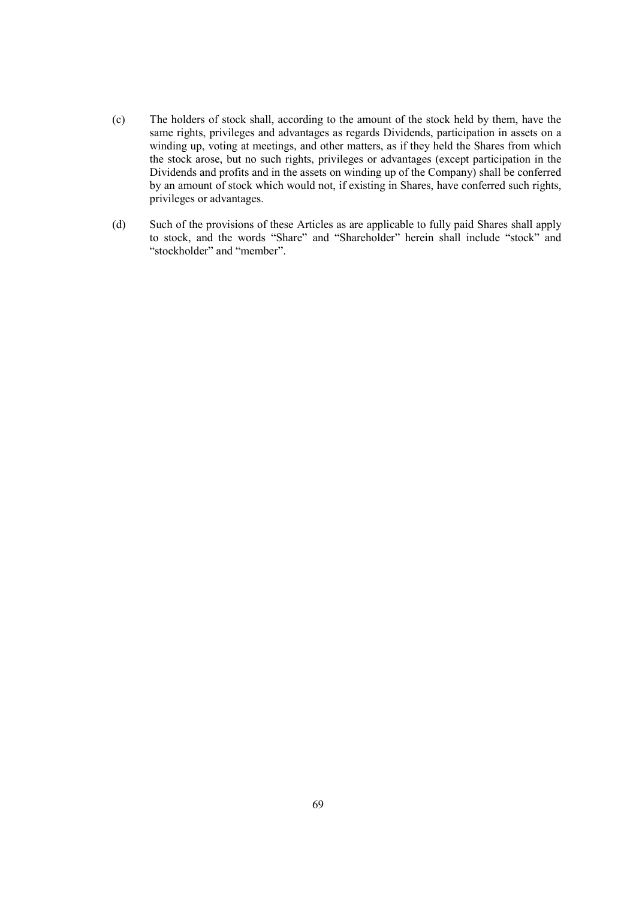(c) The holders of stock shall, according to the amount of the stock held by them, have the same rights, privileges and advantages as regards Dividends, participation in assets on a winding up, voting at meetings, and other matters, as if they held the Shares from which the stock arose, but no such rights, privileges or advantages (except participation in the Dividends and profits and in the assets on winding up of the Company) shall be conferred by an amount of stock which would not, if existing in Shares, have conferred such rights, privileges or advantages.

(d) Such of the provisions of these Articles as are applicable to fully paid Shares shall apply to stock, and the words "Share" and "Shareholder" herein shall include "stock" and "stockholder" and "member".